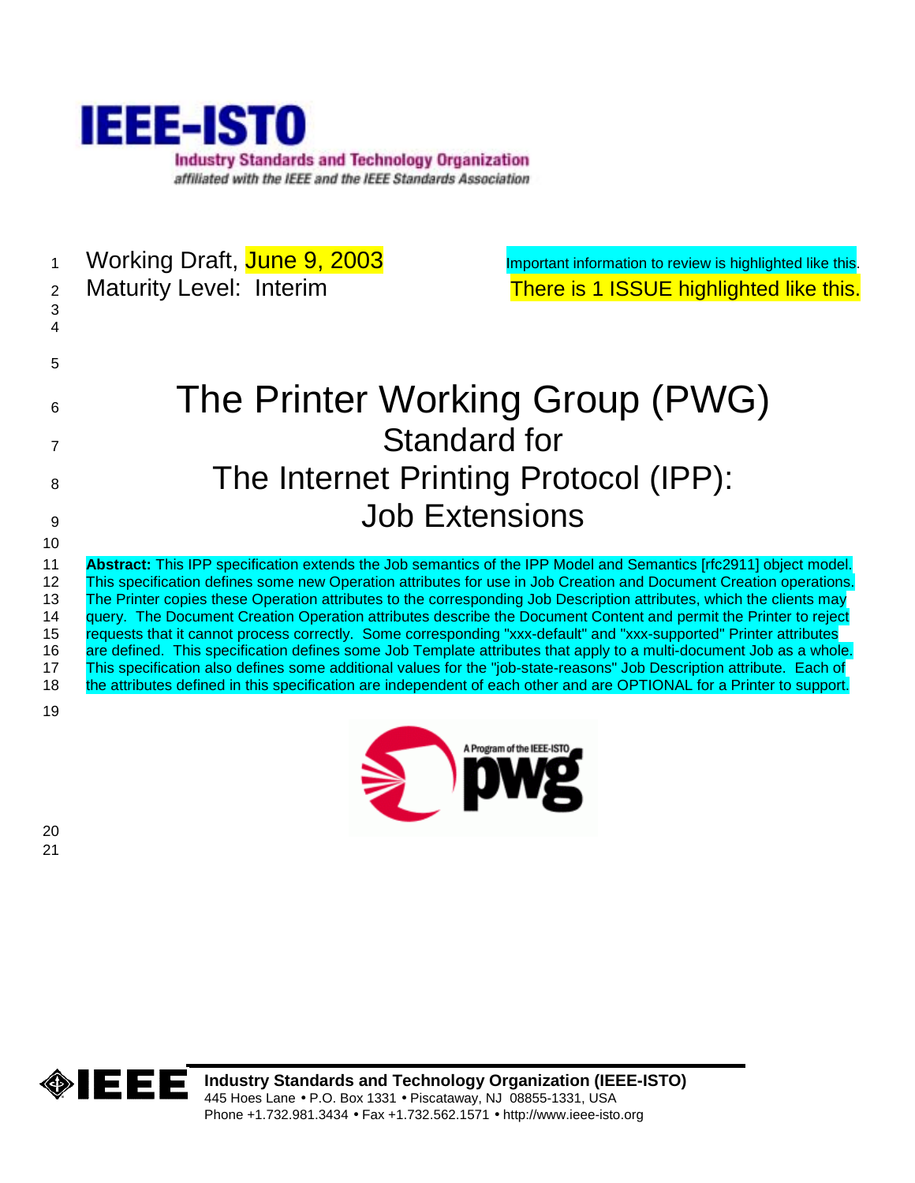**IEEE-ISTO**
Industry Standards and Technology Organization
*affiliated with the IEEE and the IEEE Standards Association*

Working Draft, June 9, 2003
Maturity Level: Interim

Important information to review is highlighted like this.
There is 1 ISSUE highlighted like this.

# The Printer Working Group (PWG)
## Standard for
## The Internet Printing Protocol (IPP):
## Job Extensions

**Abstract:** This IPP specification extends the Job semantics of the IPP Model and Semantics [rfc2911] object model. This specification defines some new Operation attributes for use in Job Creation and Document Creation operations. The Printer copies these Operation attributes to the corresponding Job Description attributes, which the clients may query. The Document Creation Operation attributes describe the Document Content and permit the Printer to reject requests that it cannot process correctly. Some corresponding "xxx-default" and "xxx-supported" Printer attributes are defined. This specification defines some Job Template attributes that apply to a multi-document Job as a whole. This specification also defines some additional values for the "job-state-reasons" Job Description attribute. Each of the attributes defined in this specification are independent of each other and are OPTIONAL for a Printer to support.

A Program of the IEEE-ISTO
pwg

**Industry Standards and Technology Organization (IEEE-ISTO)**
445 Hoes Lane • P.O. Box 1331 • Piscataway, NJ 08855-1331, USA
Phone +1.732.981.3434 • Fax +1.732.562.1571 • http://www.ieee-isto.org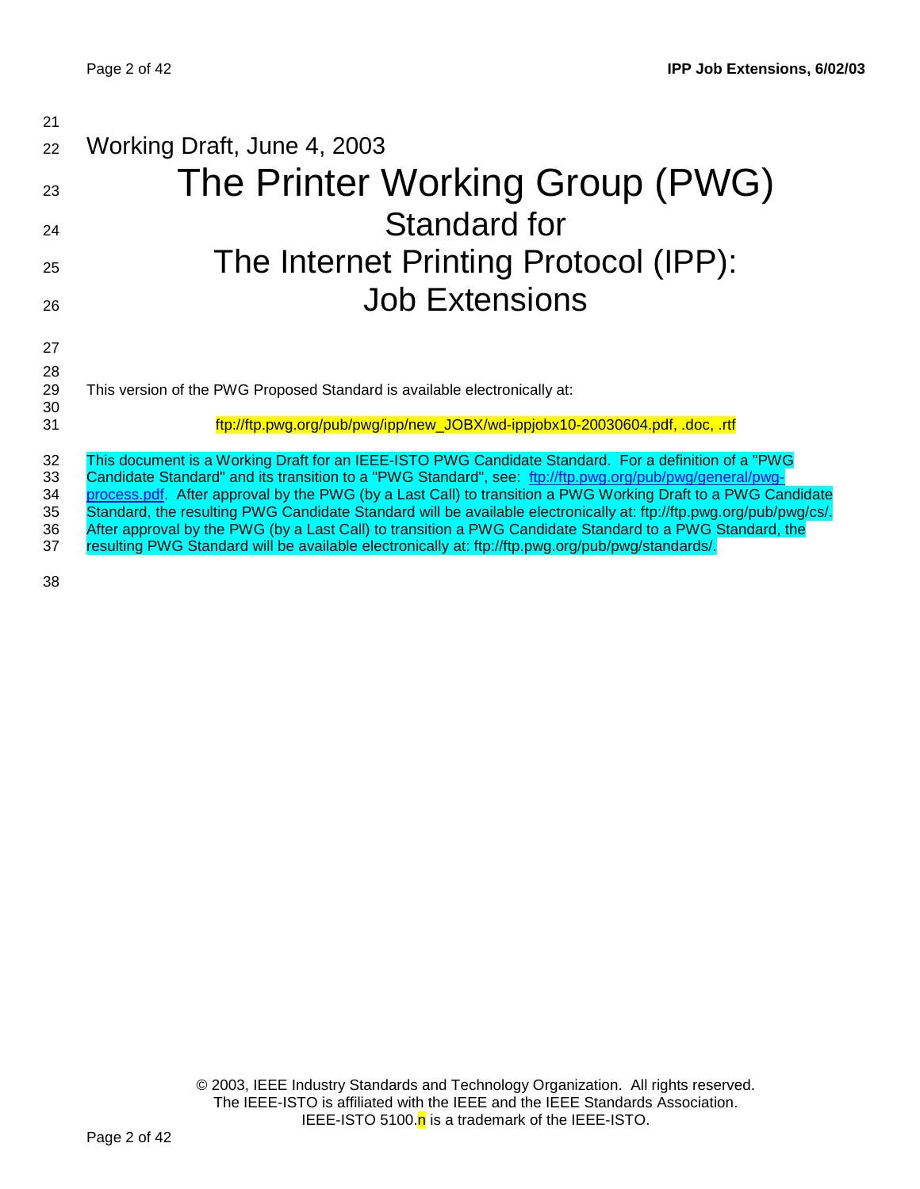Working Draft, June 4, 2003

# The Printer Working Group (PWG)
# Standard for
# The Internet Printing Protocol (IPP): Job Extensions

This version of the PWG Proposed Standard is available electronically at:

ftp://ftp.pwg.org/pub/pwg/ipp/new_JOBX/wd-ippjobx10-20030604.pdf, .doc, .rtf

This document is a Working Draft for an IEEE-ISTO PWG Candidate Standard. For a definition of a "PWG Candidate Standard" and its transition to a "PWG Standard", see: ftp://ftp.pwg.org/pub/pwg/general/pwg-process.pdf. After approval by the PWG (by a Last Call) to transition a PWG Working Draft to a PWG Candidate Standard, the resulting PWG Candidate Standard will be available electronically at: ftp://ftp.pwg.org/pub/pwg/cs/. After approval by the PWG (by a Last Call) to transition a PWG Candidate Standard to a PWG Standard, the resulting PWG Standard will be available electronically at: ftp://ftp.pwg.org/pub/pwg/standards/.

© 2003, IEEE Industry Standards and Technology Organization. All rights reserved.
The IEEE-ISTO is affiliated with the IEEE and the IEEE Standards Association.
IEEE-ISTO 5100.n is a trademark of the IEEE-ISTO.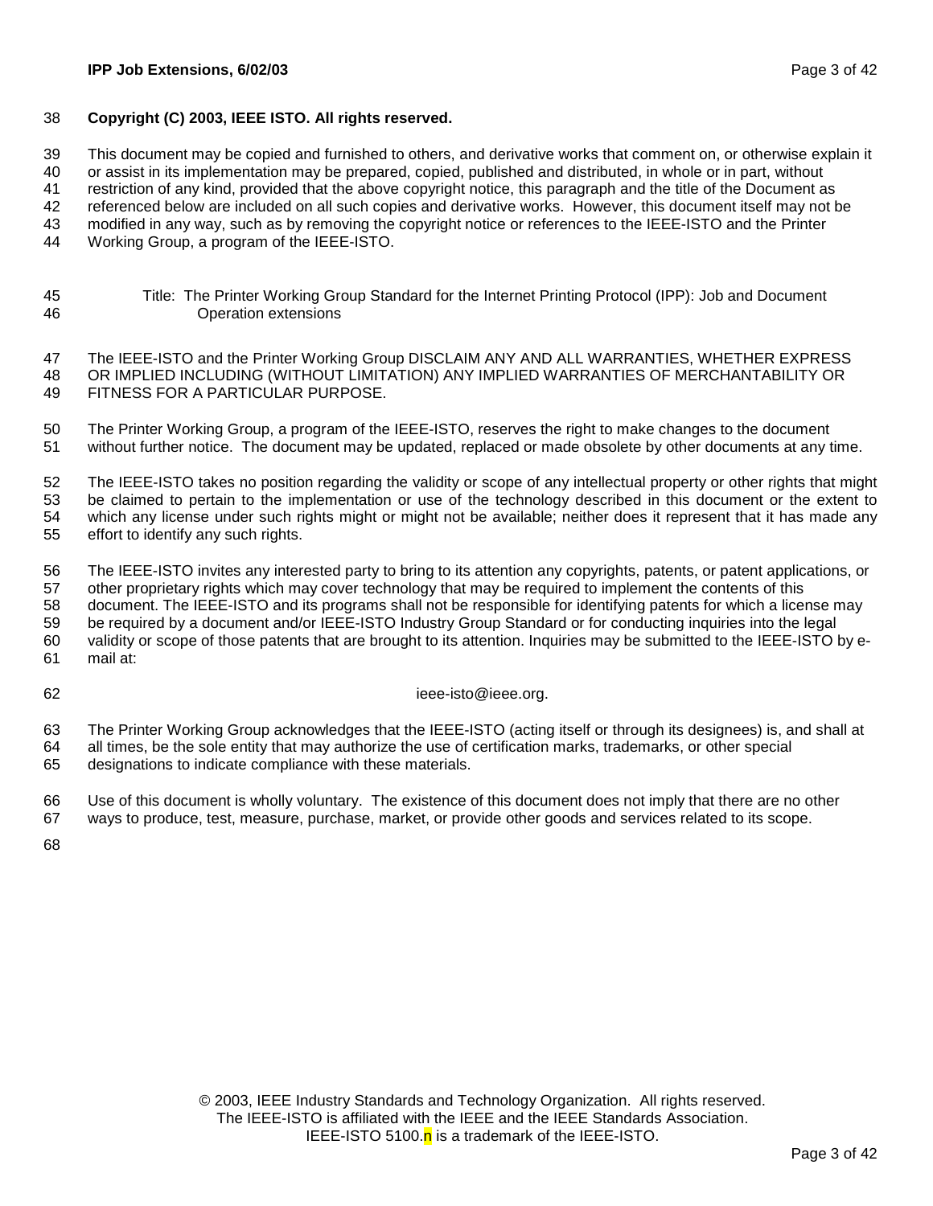**Copyright (C) 2003, IEEE ISTO. All rights reserved.**

This document may be copied and furnished to others, and derivative works that comment on, or otherwise explain it or assist in its implementation may be prepared, copied, published and distributed, in whole or in part, without restriction of any kind, provided that the above copyright notice, this paragraph and the title of the Document as referenced below are included on all such copies and derivative works. However, this document itself may not be modified in any way, such as by removing the copyright notice or references to the IEEE-ISTO and the Printer Working Group, a program of the IEEE-ISTO.

Title: The Printer Working Group Standard for the Internet Printing Protocol (IPP): Job and Document Operation extensions

The IEEE-ISTO and the Printer Working Group DISCLAIM ANY AND ALL WARRANTIES, WHETHER EXPRESS OR IMPLIED INCLUDING (WITHOUT LIMITATION) ANY IMPLIED WARRANTIES OF MERCHANTABILITY OR FITNESS FOR A PARTICULAR PURPOSE.

The Printer Working Group, a program of the IEEE-ISTO, reserves the right to make changes to the document without further notice. The document may be updated, replaced or made obsolete by other documents at any time.

The IEEE-ISTO takes no position regarding the validity or scope of any intellectual property or other rights that might be claimed to pertain to the implementation or use of the technology described in this document or the extent to which any license under such rights might or might not be available; neither does it represent that it has made any effort to identify any such rights.

The IEEE-ISTO invites any interested party to bring to its attention any copyrights, patents, or patent applications, or other proprietary rights which may cover technology that may be required to implement the contents of this document. The IEEE-ISTO and its programs shall not be responsible for identifying patents for which a license may be required by a document and/or IEEE-ISTO Industry Group Standard or for conducting inquiries into the legal validity or scope of those patents that are brought to its attention. Inquiries may be submitted to the IEEE-ISTO by e-mail at:

ieee-isto@ieee.org.

The Printer Working Group acknowledges that the IEEE-ISTO (acting itself or through its designees) is, and shall at all times, be the sole entity that may authorize the use of certification marks, trademarks, or other special designations to indicate compliance with these materials.

Use of this document is wholly voluntary. The existence of this document does not imply that there are no other ways to produce, test, measure, purchase, market, or provide other goods and services related to its scope.

© 2003, IEEE Industry Standards and Technology Organization. All rights reserved.
The IEEE-ISTO is affiliated with the IEEE and the IEEE Standards Association.
IEEE-ISTO 5100.n is a trademark of the IEEE-ISTO.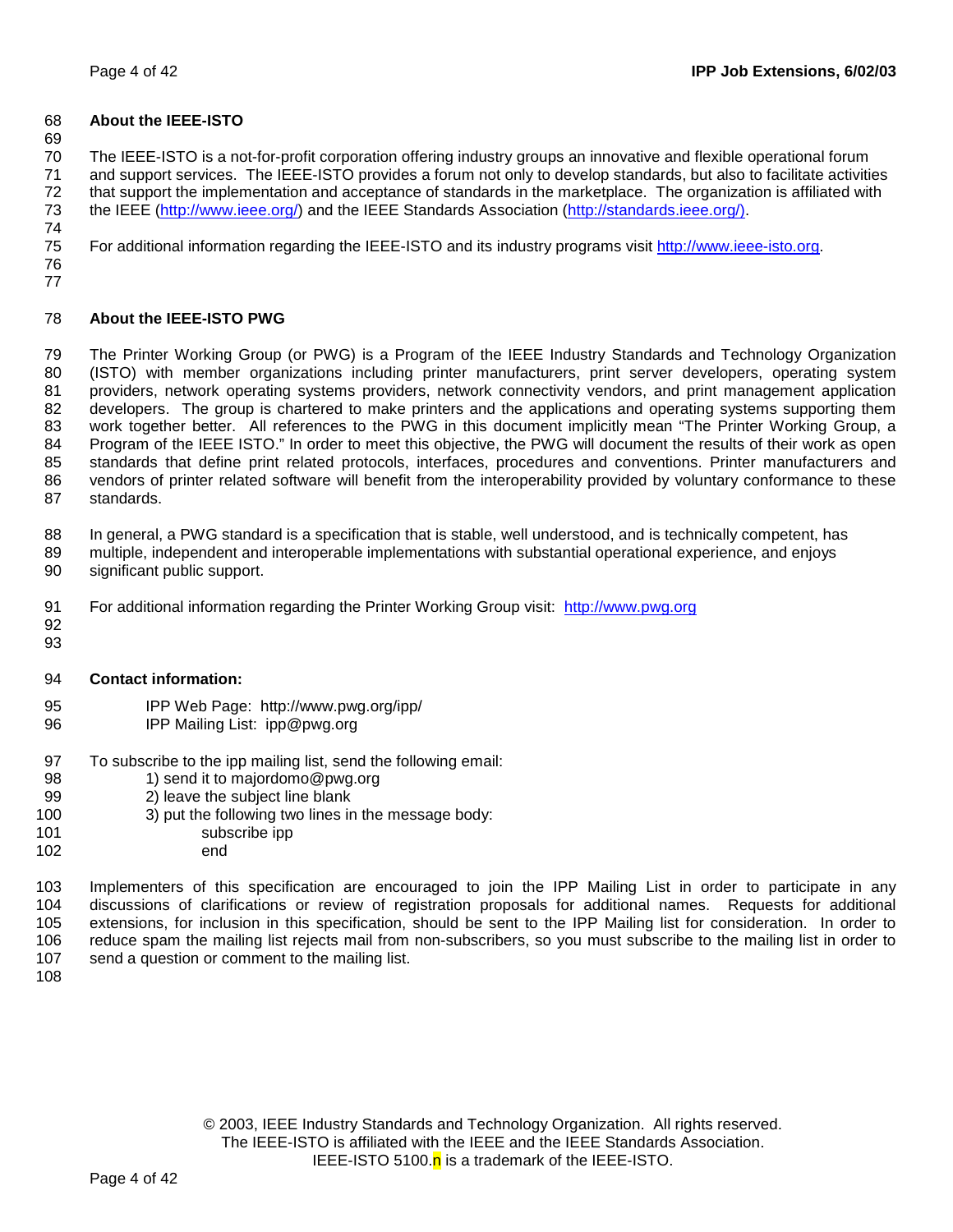## About the IEEE-ISTO

The IEEE-ISTO is a not-for-profit corporation offering industry groups an innovative and flexible operational forum and support services. The IEEE-ISTO provides a forum not only to develop standards, but also to facilitate activities that support the implementation and acceptance of standards in the marketplace. The organization is affiliated with the IEEE (http://www.ieee.org/) and the IEEE Standards Association (http://standards.ieee.org/).

For additional information regarding the IEEE-ISTO and its industry programs visit http://www.ieee-isto.org.

## About the IEEE-ISTO PWG

The Printer Working Group (or PWG) is a Program of the IEEE Industry Standards and Technology Organization (ISTO) with member organizations including printer manufacturers, print server developers, operating system providers, network operating systems providers, network connectivity vendors, and print management application developers. The group is chartered to make printers and the applications and operating systems supporting them work together better. All references to the PWG in this document implicitly mean "The Printer Working Group, a Program of the IEEE ISTO." In order to meet this objective, the PWG will document the results of their work as open standards that define print related protocols, interfaces, procedures and conventions. Printer manufacturers and vendors of printer related software will benefit from the interoperability provided by voluntary conformance to these standards.

In general, a PWG standard is a specification that is stable, well understood, and is technically competent, has multiple, independent and interoperable implementations with substantial operational experience, and enjoys significant public support.

For additional information regarding the Printer Working Group visit: http://www.pwg.org

**Contact information:**

IPP Web Page: http://www.pwg.org/ipp/
IPP Mailing List: ipp@pwg.org

To subscribe to the ipp mailing list, send the following email:

1) send it to majordomo@pwg.org
2) leave the subject line blank
3) put the following two lines in the message body:

    subscribe ipp
    end

Implementers of this specification are encouraged to join the IPP Mailing List in order to participate in any discussions of clarifications or review of registration proposals for additional names. Requests for additional extensions, for inclusion in this specification, should be sent to the IPP Mailing list for consideration. In order to reduce spam the mailing list rejects mail from non-subscribers, so you must subscribe to the mailing list in order to send a question or comment to the mailing list.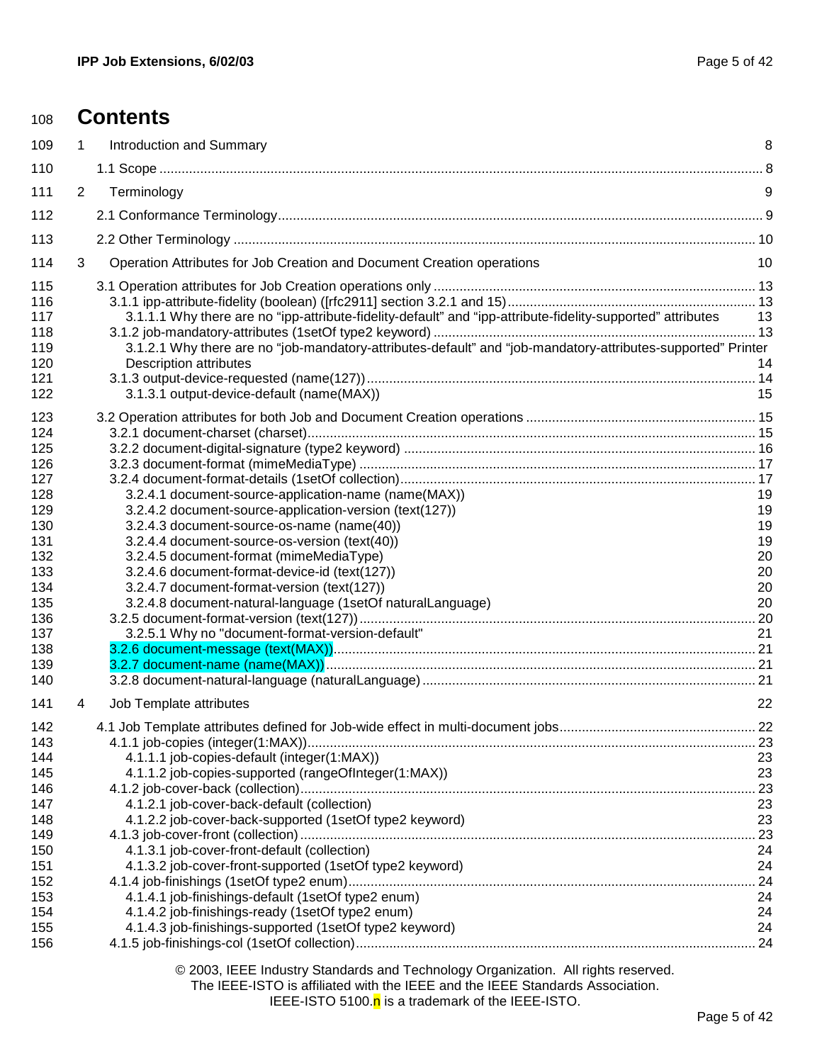# Contents

1 Introduction and Summary 8

1.1 Scope 8

2 Terminology 9

2.1 Conformance Terminology 9

2.2 Other Terminology 10

3 Operation Attributes for Job Creation and Document Creation operations 10

3.1 Operation attributes for Job Creation operations only 13
- 3.1.1 ipp-attribute-fidelity (boolean) ([rfc2911] section 3.2.1 and 15) 13
  - 3.1.1.1 Why there are no "ipp-attribute-fidelity-default" and "ipp-attribute-fidelity-supported" attributes 13
- 3.1.2 job-mandatory-attributes (1setOf type2 keyword) 13
  - 3.1.2.1 Why there are no "job-mandatory-attributes-default" and "job-mandatory-attributes-supported" Printer Description attributes 14
- 3.1.3 output-device-requested (name(127)) 14
  - 3.1.3.1 output-device-default (name(MAX)) 15

3.2 Operation attributes for both Job and Document Creation operations 15
- 3.2.1 document-charset (charset) 15
- 3.2.2 document-digital-signature (type2 keyword) 16
- 3.2.3 document-format (mimeMediaType) 17
- 3.2.4 document-format-details (1setOf collection) 17
  - 3.2.4.1 document-source-application-name (name(MAX)) 19
  - 3.2.4.2 document-source-application-version (text(127)) 19
  - 3.2.4.3 document-source-os-name (name(40)) 19
  - 3.2.4.4 document-source-os-version (text(40)) 19
  - 3.2.4.5 document-format (mimeMediaType) 20
  - 3.2.4.6 document-format-device-id (text(127)) 20
  - 3.2.4.7 document-format-version (text(127)) 20
  - 3.2.4.8 document-natural-language (1setOf naturalLanguage) 20
- 3.2.5 document-format-version (text(127)) 20
  - 3.2.5.1 Why no "document-format-version-default" 21
- 3.2.6 document-message (text(MAX)) 21
- 3.2.7 document-name (name(MAX)) 21
- 3.2.8 document-natural-language (naturalLanguage) 21

4 Job Template attributes 22

4.1 Job Template attributes defined for Job-wide effect in multi-document jobs 22
- 4.1.1 job-copies (integer(1:MAX)) 23
  - 4.1.1.1 job-copies-default (integer(1:MAX)) 23
  - 4.1.1.2 job-copies-supported (rangeOfInteger(1:MAX)) 23
- 4.1.2 job-cover-back (collection) 23
  - 4.1.2.1 job-cover-back-default (collection) 23
  - 4.1.2.2 job-cover-back-supported (1setOf type2 keyword) 23
- 4.1.3 job-cover-front (collection) 23
  - 4.1.3.1 job-cover-front-default (collection) 24
  - 4.1.3.2 job-cover-front-supported (1setOf type2 keyword) 24
- 4.1.4 job-finishings (1setOf type2 enum) 24
  - 4.1.4.1 job-finishings-default (1setOf type2 enum) 24
  - 4.1.4.2 job-finishings-ready (1setOf type2 enum) 24
  - 4.1.4.3 job-finishings-supported (1setOf type2 keyword) 24
- 4.1.5 job-finishings-col (1setOf collection) 24

© 2003, IEEE Industry Standards and Technology Organization. All rights reserved.
The IEEE-ISTO is affiliated with the IEEE and the IEEE Standards Association.
IEEE-ISTO 5100.n is a trademark of the IEEE-ISTO.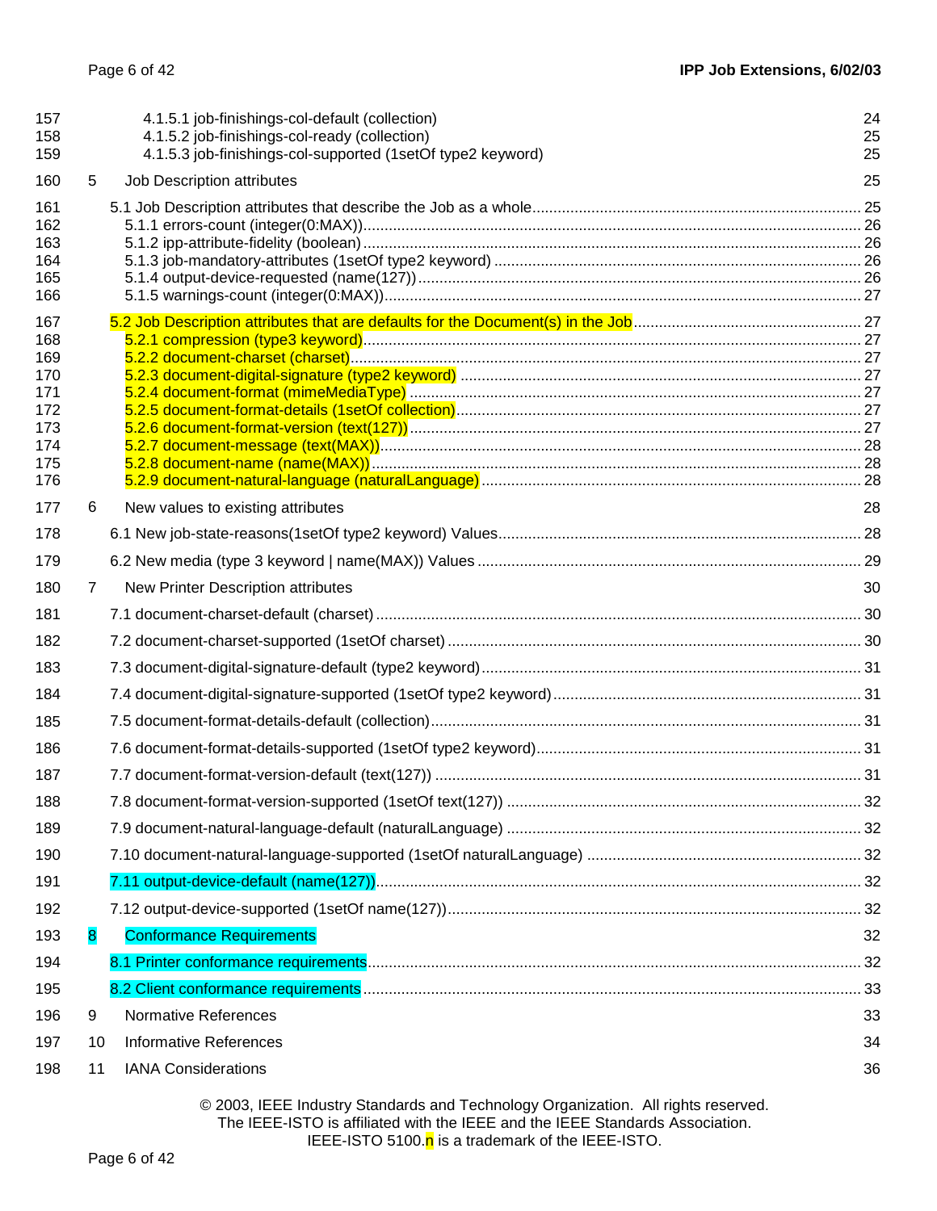157 4.1.5.1 job-finishings-col-default (collection) 24
158 4.1.5.2 job-finishings-col-ready (collection) 25
159 4.1.5.3 job-finishings-col-supported (1setOf type2 keyword) 25

160 5 Job Description attributes 25

161 5.1 Job Description attributes that describe the Job as a whole 25
162 5.1.1 errors-count (integer(0:MAX)) 26
163 5.1.2 ipp-attribute-fidelity (boolean) 26
164 5.1.3 job-mandatory-attributes (1setOf type2 keyword) 26
165 5.1.4 output-device-requested (name(127)) 26
166 5.1.5 warnings-count (integer(0:MAX)) 27

167 5.2 Job Description attributes that are defaults for the Document(s) in the Job 27
168 5.2.1 compression (type3 keyword) 27
169 5.2.2 document-charset (charset) 27
170 5.2.3 document-digital-signature (type2 keyword) 27
171 5.2.4 document-format (mimeMediaType) 27
172 5.2.5 document-format-details (1setOf collection) 27
173 5.2.6 document-format-version (text(127)) 27
174 5.2.7 document-message (text(MAX)) 28
175 5.2.8 document-name (name(MAX)) 28
176 5.2.9 document-natural-language (naturalLanguage) 28

177 6 New values to existing attributes 28

178 6.1 New job-state-reasons(1setOf type2 keyword) Values 28

179 6.2 New media (type 3 keyword | name(MAX)) Values 29

180 7 New Printer Description attributes 30

181 7.1 document-charset-default (charset) 30

182 7.2 document-charset-supported (1setOf charset) 30

183 7.3 document-digital-signature-default (type2 keyword) 31

184 7.4 document-digital-signature-supported (1setOf type2 keyword) 31

185 7.5 document-format-details-default (collection) 31

186 7.6 document-format-details-supported (1setOf type2 keyword) 31

187 7.7 document-format-version-default (text(127)) 31

188 7.8 document-format-version-supported (1setOf text(127)) 32

189 7.9 document-natural-language-default (naturalLanguage) 32

190 7.10 document-natural-language-supported (1setOf naturalLanguage) 32

191 7.11 output-device-default (name(127)) 32

192 7.12 output-device-supported (1setOf name(127)) 32

193 8 Conformance Requirements 32

194 8.1 Printer conformance requirements 32

195 8.2 Client conformance requirements 33

196 9 Normative References 33

197 10 Informative References 34

198 11 IANA Considerations 36

© 2003, IEEE Industry Standards and Technology Organization. All rights reserved.
The IEEE-ISTO is affiliated with the IEEE and the IEEE Standards Association.
IEEE-ISTO 5100.n is a trademark of the IEEE-ISTO.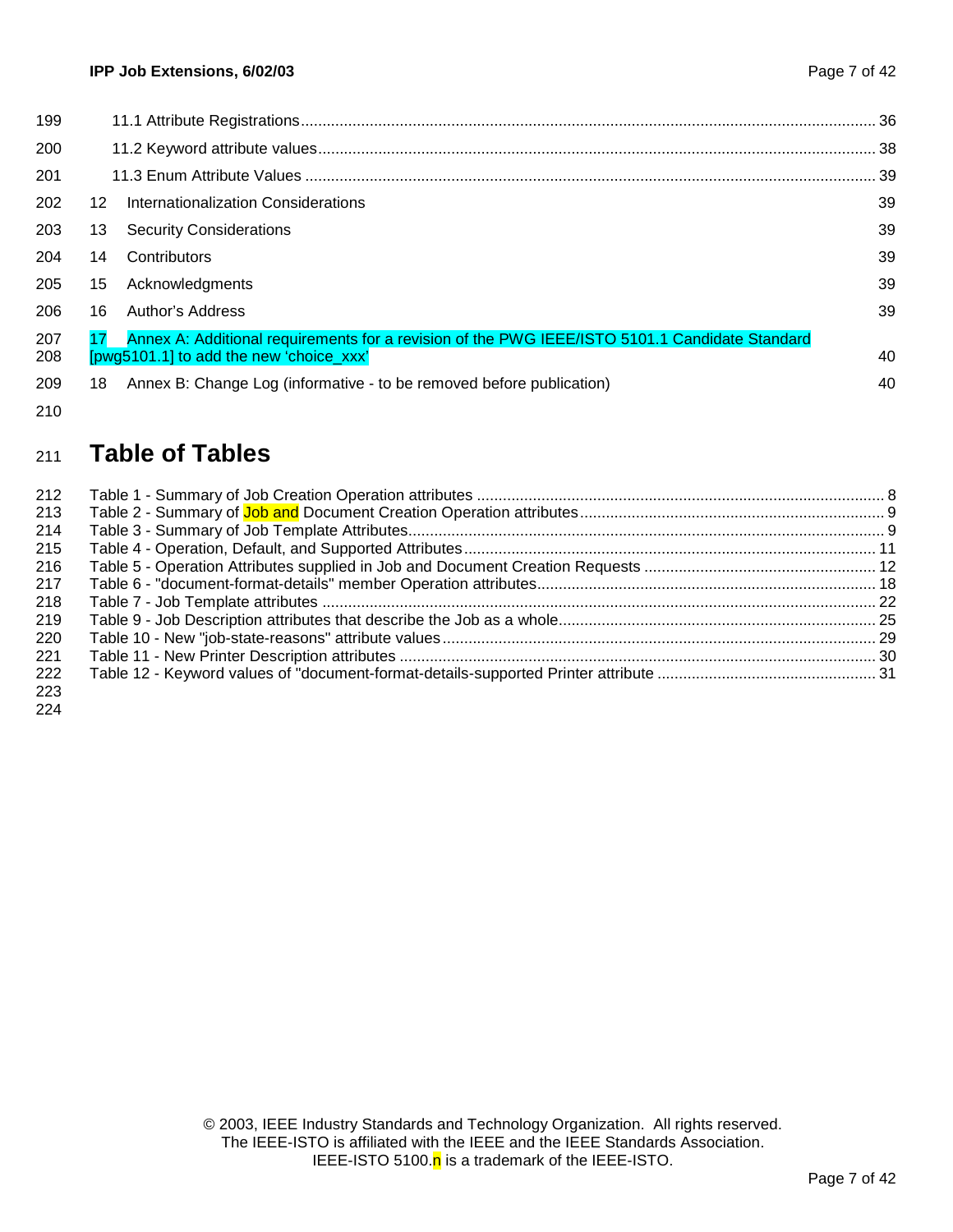11.1 Attribute Registrations ........................................................................................................................ 36

11.2 Keyword attribute values.................................................................................................................. 38

11.3 Enum Attribute Values ..................................................................................................................... 39

12 Internationalization Considerations 39

13 Security Considerations 39

14 Contributors 39

15 Acknowledgments 39

16 Author's Address 39

17 Annex A: Additional requirements for a revision of the PWG IEEE/ISTO 5101.1 Candidate Standard [pwg5101.1] to add the new 'choice_xxx' 40

18 Annex B: Change Log (informative - to be removed before publication) 40

# Table of Tables

Table 1 - Summary of Job Creation Operation attributes ............................................................................... 8
Table 2 - Summary of Job and Document Creation Operation attributes ....................................................... 9
Table 3 - Summary of Job Template Attributes................................................................................................ 9
Table 4 - Operation, Default, and Supported Attributes ................................................................................. 11
Table 5 - Operation Attributes supplied in Job and Document Creation Requests ....................................... 12
Table 6 - "document-format-details" member Operation attributes................................................................ 18
Table 7 - Job Template attributes .................................................................................................................. 22
Table 9 - Job Description attributes that describe the Job as a whole........................................................... 25
Table 10 - New "job-state-reasons" attribute values...................................................................................... 29
Table 11 - New Printer Description attributes ................................................................................................ 30
Table 12 - Keyword values of "document-format-details-supported Printer attribute .................................... 31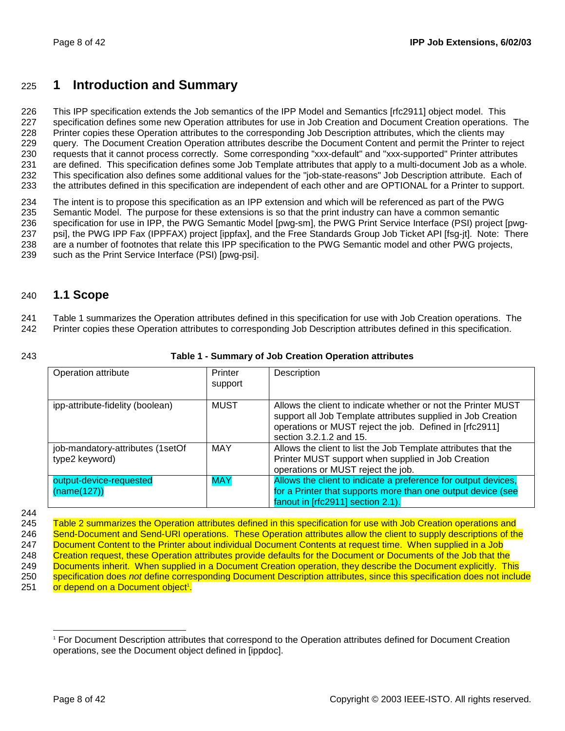# 1 Introduction and Summary

This IPP specification extends the Job semantics of the IPP Model and Semantics [rfc2911] object model. This specification defines some new Operation attributes for use in Job Creation and Document Creation operations. The Printer copies these Operation attributes to the corresponding Job Description attributes, which the clients may query. The Document Creation Operation attributes describe the Document Content and permit the Printer to reject requests that it cannot process correctly. Some corresponding "xxx-default" and "xxx-supported" Printer attributes are defined. This specification defines some Job Template attributes that apply to a multi-document Job as a whole. This specification also defines some additional values for the "job-state-reasons" Job Description attribute. Each of the attributes defined in this specification are independent of each other and are OPTIONAL for a Printer to support.

The intent is to propose this specification as an IPP extension and which will be referenced as part of the PWG Semantic Model. The purpose for these extensions is so that the print industry can have a common semantic specification for use in IPP, the PWG Semantic Model [pwg-sm], the PWG Print Service Interface (PSI) project [pwg-psi], the PWG IPP Fax (IPPFAX) project [ippfax], and the Free Standards Group Job Ticket API [fsg-jt]. Note: There are a number of footnotes that relate this IPP specification to the PWG Semantic model and other PWG projects, such as the Print Service Interface (PSI) [pwg-psi].

## 1.1 Scope

Table 1 summarizes the Operation attributes defined in this specification for use with Job Creation operations. The Printer copies these Operation attributes to corresponding Job Description attributes defined in this specification.

**Table 1 - Summary of Job Creation Operation attributes**

| Operation attribute | Printer support | Description |
|---|---|---|
| ipp-attribute-fidelity (boolean) | MUST | Allows the client to indicate whether or not the Printer MUST support all Job Template attributes supplied in Job Creation operations or MUST reject the job. Defined in [rfc2911] section 3.2.1.2 and 15. |
| job-mandatory-attributes (1setOf type2 keyword) | MAY | Allows the client to list the Job Template attributes that the Printer MUST support when supplied in Job Creation operations or MUST reject the job. |
| output-device-requested (name(127)) | MAY | Allows the client to indicate a preference for output devices, for a Printer that supports more than one output device (see fanout in [rfc2911] section 2.1). |

Table 2 summarizes the Operation attributes defined in this specification for use with Job Creation operations and Send-Document and Send-URI operations. These Operation attributes allow the client to supply descriptions of the Document Content to the Printer about individual Document Contents at request time. When supplied in a Job Creation request, these Operation attributes provide defaults for the Document or Documents of the Job that the Documents inherit. When supplied in a Document Creation operation, they describe the Document explicitly. This specification does *not* define corresponding Document Description attributes, since this specification does not include or depend on a Document object[1].

[1] For Document Description attributes that correspond to the Operation attributes defined for Document Creation operations, see the Document object defined in [ippdoc].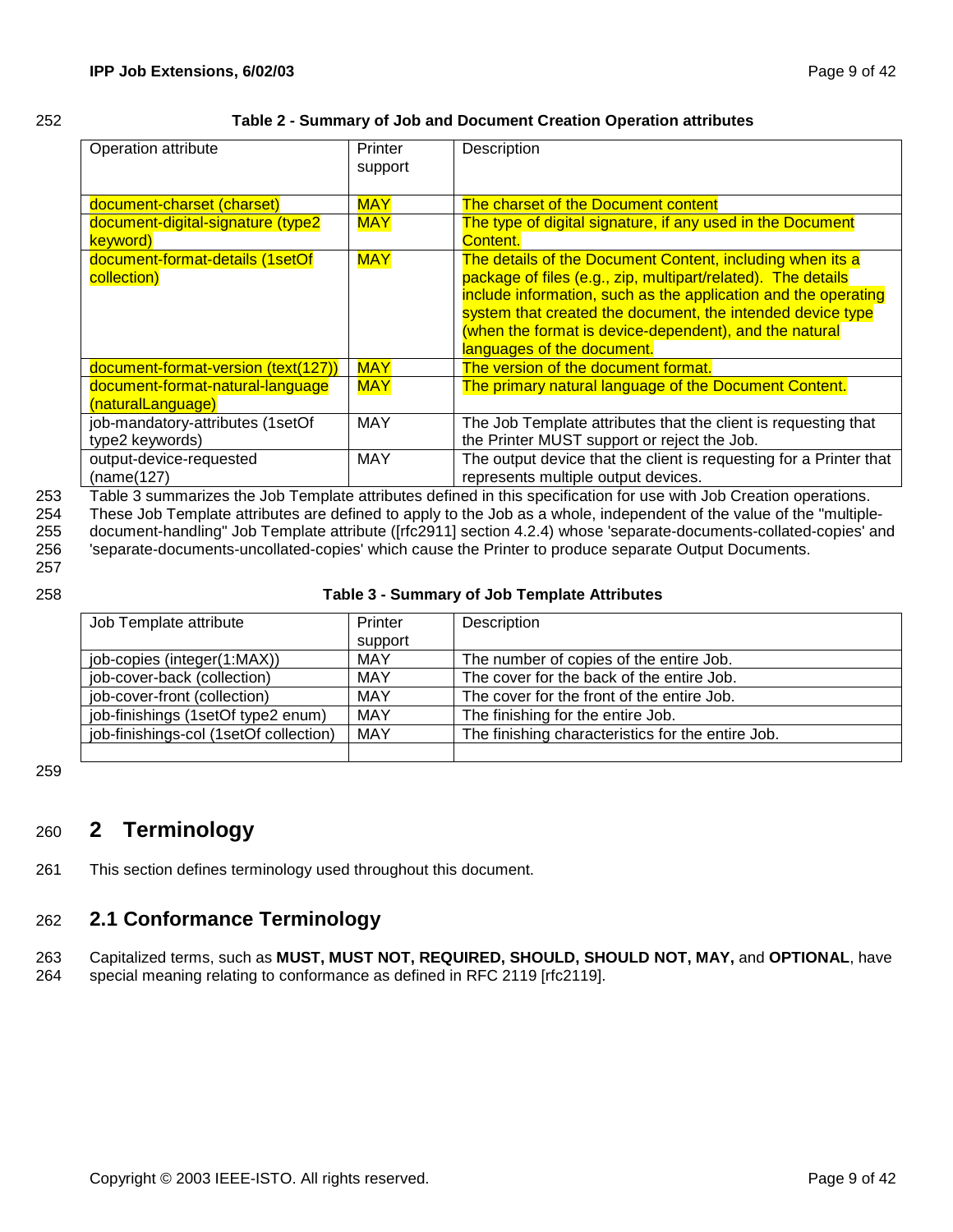**Table 2 - Summary of Job and Document Creation Operation attributes**

| Operation attribute | Printer support | Description |
|---|---|---|
| document-charset (charset) | MAY | The charset of the Document content |
| document-digital-signature (type2 keyword) | MAY | The type of digital signature, if any used in the Document Content. |
| document-format-details (1setOf collection) | MAY | The details of the Document Content, including when its a package of files (e.g., zip, multipart/related). The details include information, such as the application and the operating system that created the document, the intended device type (when the format is device-dependent), and the natural languages of the document. |
| document-format-version (text(127)) | MAY | The version of the document format. |
| document-format-natural-language (naturalLanguage) | MAY | The primary natural language of the Document Content. |
| job-mandatory-attributes (1setOf type2 keywords) | MAY | The Job Template attributes that the client is requesting that the Printer MUST support or reject the Job. |
| output-device-requested (name(127) | MAY | The output device that the client is requesting for a Printer that represents multiple output devices. |

Table 3 summarizes the Job Template attributes defined in this specification for use with Job Creation operations. These Job Template attributes are defined to apply to the Job as a whole, independent of the value of the "multiple-document-handling" Job Template attribute ([rfc2911] section 4.2.4) whose 'separate-documents-collated-copies' and 'separate-documents-uncollated-copies' which cause the Printer to produce separate Output Documents.

**Table 3 - Summary of Job Template Attributes**

| Job Template attribute | Printer support | Description |
|---|---|---|
| job-copies (integer(1:MAX)) | MAY | The number of copies of the entire Job. |
| job-cover-back (collection) | MAY | The cover for the back of the entire Job. |
| job-cover-front (collection) | MAY | The cover for the front of the entire Job. |
| job-finishings (1setOf type2 enum) | MAY | The finishing for the entire Job. |
| job-finishings-col (1setOf collection) | MAY | The finishing characteristics for the entire Job. |
| | | |

# 2 Terminology

This section defines terminology used throughout this document.

## 2.1 Conformance Terminology

Capitalized terms, such as **MUST, MUST NOT, REQUIRED, SHOULD, SHOULD NOT, MAY,** and **OPTIONAL**, have special meaning relating to conformance as defined in RFC 2119 [rfc2119].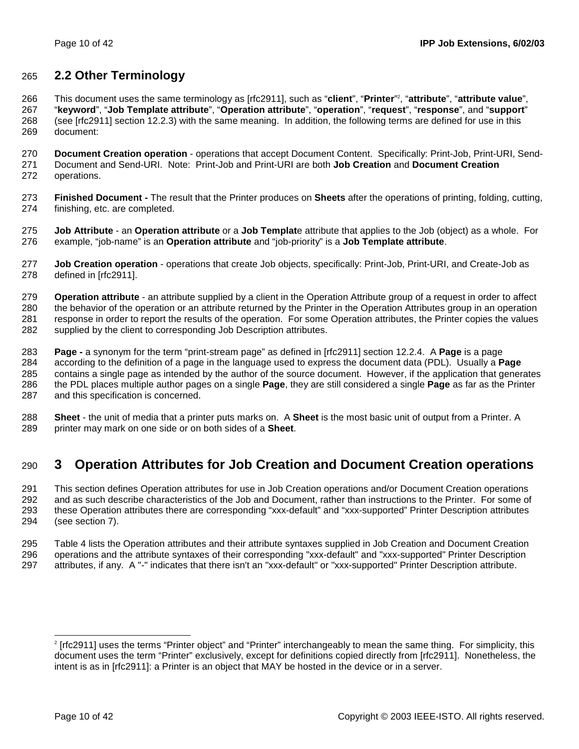## 2.2 Other Terminology

This document uses the same terminology as [rfc2911], such as "**client**", "**Printer**"[2], "**attribute**", "**attribute value**", "**keyword**", "**Job Template attribute**", "**Operation attribute**", "**operation**", "**request**", "**response**", and "**support**" (see [rfc2911] section 12.2.3) with the same meaning. In addition, the following terms are defined for use in this document:

**Document Creation operation** - operations that accept Document Content. Specifically: Print-Job, Print-URI, Send-Document and Send-URI. Note: Print-Job and Print-URI are both **Job Creation** and **Document Creation** operations.

**Finished Document -** The result that the Printer produces on **Sheets** after the operations of printing, folding, cutting, finishing, etc. are completed.

**Job Attribute** - an **Operation attribute** or a **Job Templat**e attribute that applies to the Job (object) as a whole. For example, "job-name" is an **Operation attribute** and "job-priority" is a **Job Template attribute**.

**Job Creation operation** - operations that create Job objects, specifically: Print-Job, Print-URI, and Create-Job as defined in [rfc2911].

**Operation attribute** - an attribute supplied by a client in the Operation Attribute group of a request in order to affect the behavior of the operation or an attribute returned by the Printer in the Operation Attributes group in an operation response in order to report the results of the operation. For some Operation attributes, the Printer copies the values supplied by the client to corresponding Job Description attributes.

**Page -** a synonym for the term "print-stream page" as defined in [rfc2911] section 12.2.4. A **Page** is a page according to the definition of a page in the language used to express the document data (PDL). Usually a **Page** contains a single page as intended by the author of the source document. However, if the application that generates the PDL places multiple author pages on a single **Page**, they are still considered a single **Page** as far as the Printer and this specification is concerned.

**Sheet** - the unit of media that a printer puts marks on. A **Sheet** is the most basic unit of output from a Printer. A printer may mark on one side or on both sides of a **Sheet**.

# 3 Operation Attributes for Job Creation and Document Creation operations

This section defines Operation attributes for use in Job Creation operations and/or Document Creation operations and as such describe characteristics of the Job and Document, rather than instructions to the Printer. For some of these Operation attributes there are corresponding "xxx-default" and "xxx-supported" Printer Description attributes (see section 7).

Table 4 lists the Operation attributes and their attribute syntaxes supplied in Job Creation and Document Creation operations and the attribute syntaxes of their corresponding "xxx-default" and "xxx-supported" Printer Description attributes, if any. A "-" indicates that there isn't an "xxx-default" or "xxx-supported" Printer Description attribute.

[2] [rfc2911] uses the terms "Printer object" and "Printer" interchangeably to mean the same thing. For simplicity, this document uses the term "Printer" exclusively, except for definitions copied directly from [rfc2911]. Nonetheless, the intent is as in [rfc2911]: a Printer is an object that MAY be hosted in the device or in a server.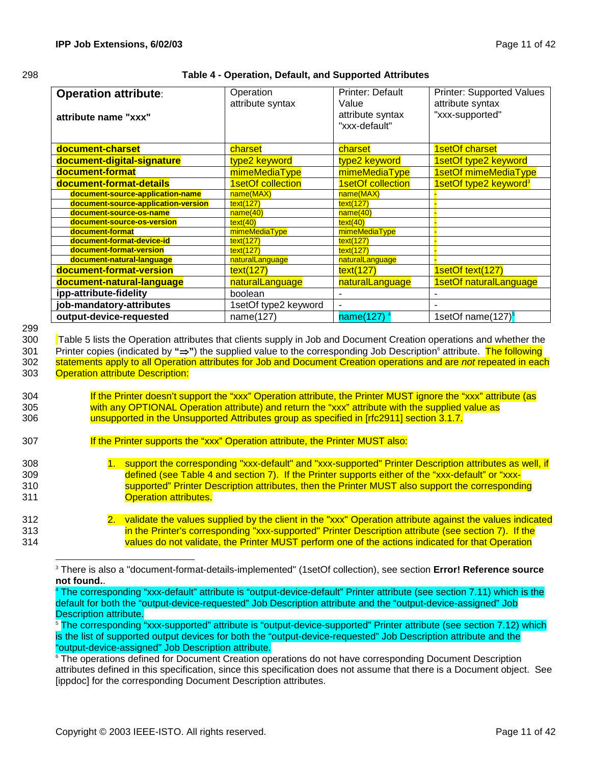**Table 4 - Operation, Default, and Supported Attributes**

| **Operation attribute**: **attribute name "xxx"** | Operation attribute syntax | Printer: Default Value attribute syntax "xxx-default" | Printer: Supported Values attribute syntax "xxx-supported" |
|---|---|---|---|
| **document-charset** | charset | charset | 1setOf charset |
| **document-digital-signature** | type2 keyword | type2 keyword | 1setOf type2 keyword |
| **document-format** | mimeMediaType | mimeMediaType | 1setOf mimeMediaType |
| **document-format-details** | 1setOf collection | 1setOf collection | 1setOf type2 keyword[3] |
| **document-source-application-name** | name(MAX) | name(MAX) | - |
| **document-source-application-version** | text(127) | text(127) | - |
| **document-source-os-name** | name(40) | name(40) | - |
| **document-source-os-version** | text(40) | text(40) | - |
| **document-format** | mimeMediaType | mimeMediaType | - |
| **document-format-device-id** | text(127) | text(127) | - |
| **document-format-version** | text(127) | text(127) | - |
| **document-natural-language** | naturalLanguage | naturalLanguage | - |
| **document-format-version** | text(127) | text(127) | 1setOf text(127) |
| **document-natural-language** | naturalLanguage | naturalLanguage | 1setOf naturalLanguage |
| **ipp-attribute-fidelity** | boolean | - | - |
| **job-mandatory-attributes** | 1setOf type2 keyword | - | - |
| **output-device-requested** | name(127) | name(127) [4] | 1setOf name(127)[5] |

Table 5 lists the Operation attributes that clients supply in Job and Document Creation operations and whether the Printer copies (indicated by "⇒") the supplied value to the corresponding Job Description[6] attribute. The following statements apply to all Operation attributes for Job and Document Creation operations and are *not* repeated in each Operation attribute Description:

If the Printer doesn't support the "xxx" Operation attribute, the Printer MUST ignore the "xxx" attribute (as with any OPTIONAL Operation attribute) and return the "xxx" attribute with the supplied value as unsupported in the Unsupported Attributes group as specified in [rfc2911] section 3.1.7.

If the Printer supports the "xxx" Operation attribute, the Printer MUST also:

1. support the corresponding "xxx-default" and "xxx-supported" Printer Description attributes as well, if defined (see Table 4 and section 7). If the Printer supports either of the "xxx-default" or "xxx-supported" Printer Description attributes, then the Printer MUST also support the corresponding Operation attributes.

2. validate the values supplied by the client in the "xxx" Operation attribute against the values indicated in the Printer's corresponding "xxx-supported" Printer Description attribute (see section 7). If the values do not validate, the Printer MUST perform one of the actions indicated for that Operation

---

[3] There is also a "document-format-details-implemented" (1setOf collection), see section **Error! Reference source not found.**.

[4] The corresponding "xxx-default" attribute is "output-device-default" Printer attribute (see section 7.11) which is the default for both the "output-device-requested" Job Description attribute and the "output-device-assigned" Job Description attribute.

[5] The corresponding "xxx-supported" attribute is "output-device-supported" Printer attribute (see section 7.12) which is the list of supported output devices for both the "output-device-requested" Job Description attribute and the "output-device-assigned" Job Description attribute.

[6] The operations defined for Document Creation operations do not have corresponding Document Description attributes defined in this specification, since this specification does not assume that there is a Document object. See [ippdoc] for the corresponding Document Description attributes.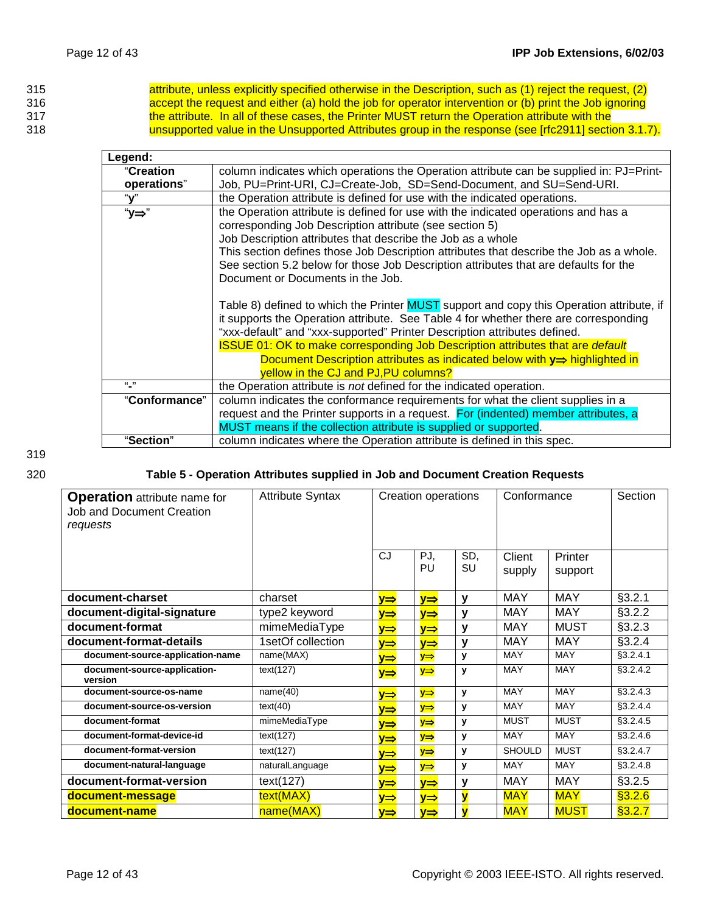attribute, unless explicitly specified otherwise in the Description, such as (1) reject the request, (2) accept the request and either (a) hold the job for operator intervention or (b) print the Job ignoring the attribute. In all of these cases, the Printer MUST return the Operation attribute with the unsupported value in the Unsupported Attributes group in the response (see [rfc2911] section 3.1.7).

| **Legend:** | |
|---|---|
| "**Creation operations**" | column indicates which operations the Operation attribute can be supplied in: PJ=Print-Job, PU=Print-URI, CJ=Create-Job, SD=Send-Document, and SU=Send-URI. |
| "**y**" | the Operation attribute is defined for use with the indicated operations. |
| "**y⇒**" | the Operation attribute is defined for use with the indicated operations and has a corresponding Job Description attribute (see section 5) Job Description attributes that describe the Job as a whole This section defines those Job Description attributes that describe the Job as a whole. See section 5.2 below for those Job Description attributes that are defaults for the Document or Documents in the Job. <br><br> Table 8) defined to which the Printer MUST support and copy this Operation attribute, if it supports the Operation attribute. See Table 4 for whether there are corresponding "xxx-default" and "xxx-supported" Printer Description attributes defined. ISSUE 01: OK to make corresponding Job Description attributes that are *default* Document Description attributes as indicated below with **y⇒** highlighted in yellow in the CJ and PJ,PU columns? |
| "**-**" | the Operation attribute is *not* defined for the indicated operation. |
| "**Conformance**" | column indicates the conformance requirements for what the client supplies in a request and the Printer supports in a request. For (indented) member attributes, a MUST means if the collection attribute is supplied or supported. |
| "**Section**" | column indicates where the Operation attribute is defined in this spec. |

**Table 5 - Operation Attributes supplied in Job and Document Creation Requests**

| **Operation** attribute name for Job and Document Creation *requests* | Attribute Syntax | Creation operations | | | Conformance | | Section |
|---|---|---|---|---|---|---|---|
| | | CJ | PJ, PU | SD, SU | Client supply | Printer support | |
| **document-charset** | charset | **y⇒** | **y⇒** | **y** | MAY | MAY | §3.2.1 |
| **document-digital-signature** | type2 keyword | **y⇒** | **y⇒** | **y** | MAY | MAY | §3.2.2 |
| **document-format** | mimeMediaType | **y⇒** | **y⇒** | **y** | MAY | MUST | §3.2.3 |
| **document-format-details** | 1setOf collection | **y⇒** | **y⇒** | **y** | MAY | MAY | §3.2.4 |
| &nbsp;&nbsp;**document-source-application-name** | name(MAX) | **y⇒** | **y⇒** | **y** | MAY | MAY | §3.2.4.1 |
| &nbsp;&nbsp;**document-source-application-version** | text(127) | **y⇒** | **y⇒** | **y** | MAY | MAY | §3.2.4.2 |
| &nbsp;&nbsp;**document-source-os-name** | name(40) | **y⇒** | **y⇒** | **y** | MAY | MAY | §3.2.4.3 |
| &nbsp;&nbsp;**document-source-os-version** | text(40) | **y⇒** | **y⇒** | **y** | MAY | MAY | §3.2.4.4 |
| &nbsp;&nbsp;**document-format** | mimeMediaType | **y⇒** | **y⇒** | **y** | MUST | MUST | §3.2.4.5 |
| &nbsp;&nbsp;**document-format-device-id** | text(127) | **y⇒** | **y⇒** | **y** | MAY | MAY | §3.2.4.6 |
| &nbsp;&nbsp;**document-format-version** | text(127) | **y⇒** | **y⇒** | **y** | SHOULD | MUST | §3.2.4.7 |
| &nbsp;&nbsp;**document-natural-language** | naturalLanguage | **y⇒** | **y⇒** | **y** | MAY | MAY | §3.2.4.8 |
| **document-format-version** | text(127) | **y⇒** | **y⇒** | **y** | MAY | MAY | §3.2.5 |
| **document-message** | text(MAX) | **y⇒** | **y⇒** | **y** | MAY | MAY | §3.2.6 |
| **document-name** | name(MAX) | **y⇒** | **y⇒** | **y** | MAY | MUST | §3.2.7 |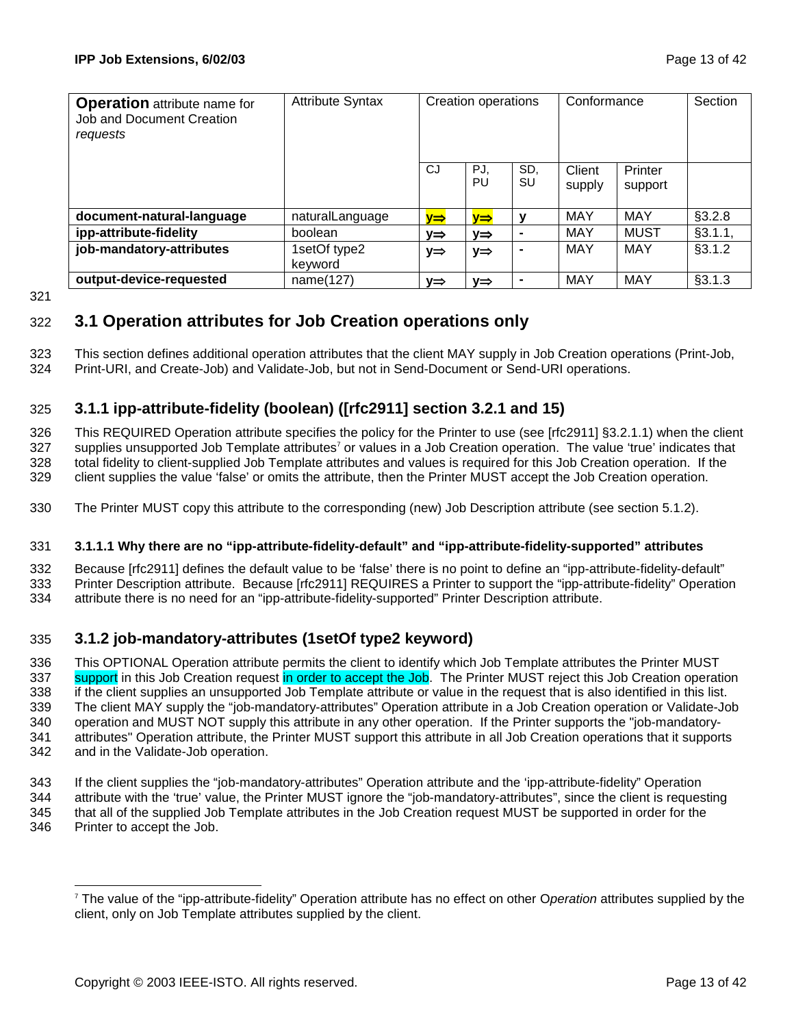| **Operation** attribute name for Job and Document Creation *requests* | Attribute Syntax | Creation operations | | | Conformance | | Section |
|---|---|---|---|---|---|---|---|
| | | CJ | PJ, PU | SD, SU | Client supply | Printer support | |
| **document-natural-language** | naturalLanguage | y⇒ | y⇒ | y | MAY | MAY | §3.2.8 |
| **ipp-attribute-fidelity** | boolean | y⇒ | y⇒ | - | MAY | MUST | §3.1.1, |
| **job-mandatory-attributes** | 1setOf type2 keyword | y⇒ | y⇒ | - | MAY | MAY | §3.1.2 |
| **output-device-requested** | name(127) | y⇒ | y⇒ | - | MAY | MAY | §3.1.3 |

## 3.1 Operation attributes for Job Creation operations only

This section defines additional operation attributes that the client MAY supply in Job Creation operations (Print-Job, Print-URI, and Create-Job) and Validate-Job, but not in Send-Document or Send-URI operations.

### 3.1.1 ipp-attribute-fidelity (boolean) ([rfc2911] section 3.2.1 and 15)

This REQUIRED Operation attribute specifies the policy for the Printer to use (see [rfc2911] §3.2.1.1) when the client supplies unsupported Job Template attributes[7] or values in a Job Creation operation. The value 'true' indicates that total fidelity to client-supplied Job Template attributes and values is required for this Job Creation operation. If the client supplies the value 'false' or omits the attribute, then the Printer MUST accept the Job Creation operation.

The Printer MUST copy this attribute to the corresponding (new) Job Description attribute (see section 5.1.2).

#### 3.1.1.1 Why there are no "ipp-attribute-fidelity-default" and "ipp-attribute-fidelity-supported" attributes

Because [rfc2911] defines the default value to be 'false' there is no point to define an "ipp-attribute-fidelity-default" Printer Description attribute. Because [rfc2911] REQUIRES a Printer to support the "ipp-attribute-fidelity" Operation attribute there is no need for an "ipp-attribute-fidelity-supported" Printer Description attribute.

### 3.1.2 job-mandatory-attributes (1setOf type2 keyword)

This OPTIONAL Operation attribute permits the client to identify which Job Template attributes the Printer MUST support in this Job Creation request in order to accept the Job. The Printer MUST reject this Job Creation operation if the client supplies an unsupported Job Template attribute or value in the request that is also identified in this list. The client MAY supply the "job-mandatory-attributes" Operation attribute in a Job Creation operation or Validate-Job operation and MUST NOT supply this attribute in any other operation. If the Printer supports the "job-mandatory-attributes" Operation attribute, the Printer MUST support this attribute in all Job Creation operations that it supports and in the Validate-Job operation.

If the client supplies the "job-mandatory-attributes" Operation attribute and the 'ipp-attribute-fidelity' Operation attribute with the 'true' value, the Printer MUST ignore the "job-mandatory-attributes", since the client is requesting that all of the supplied Job Template attributes in the Job Creation request MUST be supported in order for the Printer to accept the Job.

[7] The value of the "ipp-attribute-fidelity" Operation attribute has no effect on other O*peration* attributes supplied by the client, only on Job Template attributes supplied by the client.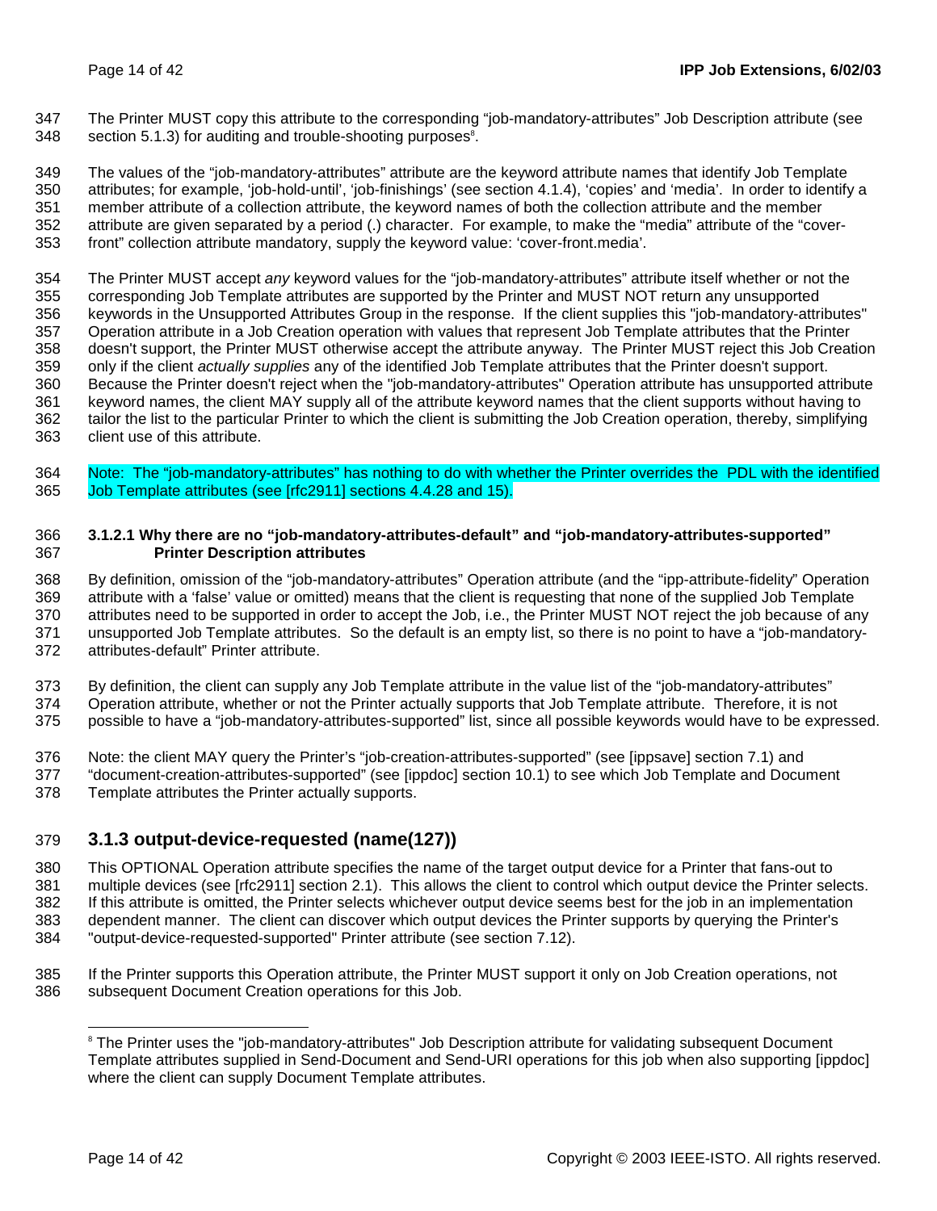The Printer MUST copy this attribute to the corresponding "job-mandatory-attributes" Job Description attribute (see section 5.1.3) for auditing and trouble-shooting purposes[8].

The values of the "job-mandatory-attributes" attribute are the keyword attribute names that identify Job Template attributes; for example, 'job-hold-until', 'job-finishings' (see section 4.1.4), 'copies' and 'media'. In order to identify a member attribute of a collection attribute, the keyword names of both the collection attribute and the member attribute are given separated by a period (.) character. For example, to make the "media" attribute of the "cover-front" collection attribute mandatory, supply the keyword value: 'cover-front.media'.

The Printer MUST accept *any* keyword values for the "job-mandatory-attributes" attribute itself whether or not the corresponding Job Template attributes are supported by the Printer and MUST NOT return any unsupported keywords in the Unsupported Attributes Group in the response. If the client supplies this "job-mandatory-attributes" Operation attribute in a Job Creation operation with values that represent Job Template attributes that the Printer doesn't support, the Printer MUST otherwise accept the attribute anyway. The Printer MUST reject this Job Creation only if the client *actually supplies* any of the identified Job Template attributes that the Printer doesn't support. Because the Printer doesn't reject when the "job-mandatory-attributes" Operation attribute has unsupported attribute keyword names, the client MAY supply all of the attribute keyword names that the client supports without having to tailor the list to the particular Printer to which the client is submitting the Job Creation operation, thereby, simplifying client use of this attribute.

Note: The "job-mandatory-attributes" has nothing to do with whether the Printer overrides the PDL with the identified Job Template attributes (see [rfc2911] sections 4.4.28 and 15).

#### 3.1.2.1 Why there are no "job-mandatory-attributes-default" and "job-mandatory-attributes-supported" Printer Description attributes

By definition, omission of the "job-mandatory-attributes" Operation attribute (and the "ipp-attribute-fidelity" Operation attribute with a 'false' value or omitted) means that the client is requesting that none of the supplied Job Template attributes need to be supported in order to accept the Job, i.e., the Printer MUST NOT reject the job because of any unsupported Job Template attributes. So the default is an empty list, so there is no point to have a "job-mandatory-attributes-default" Printer attribute.

By definition, the client can supply any Job Template attribute in the value list of the "job-mandatory-attributes" Operation attribute, whether or not the Printer actually supports that Job Template attribute. Therefore, it is not possible to have a "job-mandatory-attributes-supported" list, since all possible keywords would have to be expressed.

Note: the client MAY query the Printer's "job-creation-attributes-supported" (see [ippsave] section 7.1) and "document-creation-attributes-supported" (see [ippdoc] section 10.1) to see which Job Template and Document Template attributes the Printer actually supports.

### 3.1.3 output-device-requested (name(127))

This OPTIONAL Operation attribute specifies the name of the target output device for a Printer that fans-out to multiple devices (see [rfc2911] section 2.1). This allows the client to control which output device the Printer selects. If this attribute is omitted, the Printer selects whichever output device seems best for the job in an implementation dependent manner. The client can discover which output devices the Printer supports by querying the Printer's "output-device-requested-supported" Printer attribute (see section 7.12).

If the Printer supports this Operation attribute, the Printer MUST support it only on Job Creation operations, not subsequent Document Creation operations for this Job.

[8] The Printer uses the "job-mandatory-attributes" Job Description attribute for validating subsequent Document Template attributes supplied in Send-Document and Send-URI operations for this job when also supporting [ippdoc] where the client can supply Document Template attributes.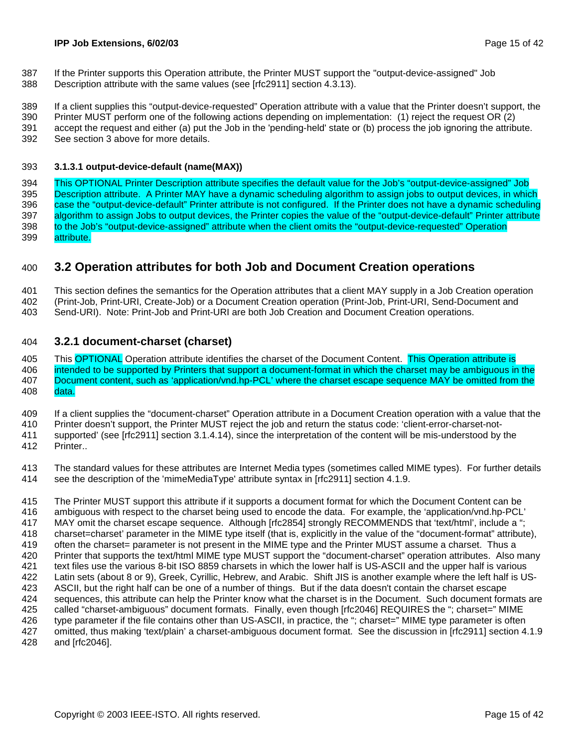If the Printer supports this Operation attribute, the Printer MUST support the "output-device-assigned" Job Description attribute with the same values (see [rfc2911] section 4.3.13).

If a client supplies this “output-device-requested” Operation attribute with a value that the Printer doesn’t support, the Printer MUST perform one of the following actions depending on implementation: (1) reject the request OR (2) accept the request and either (a) put the Job in the 'pending-held' state or (b) process the job ignoring the attribute. See section 3 above for more details.

#### 3.1.3.1 output-device-default (name(MAX))

This OPTIONAL Printer Description attribute specifies the default value for the Job’s “output-device-assigned” Job Description attribute. A Printer MAY have a dynamic scheduling algorithm to assign jobs to output devices, in which case the “output-device-default” Printer attribute is not configured. If the Printer does not have a dynamic scheduling algorithm to assign Jobs to output devices, the Printer copies the value of the “output-device-default” Printer attribute to the Job’s “output-device-assigned” attribute when the client omits the “output-device-requested” Operation attribute.

## 3.2 Operation attributes for both Job and Document Creation operations

This section defines the semantics for the Operation attributes that a client MAY supply in a Job Creation operation (Print-Job, Print-URI, Create-Job) or a Document Creation operation (Print-Job, Print-URI, Send-Document and Send-URI). Note: Print-Job and Print-URI are both Job Creation and Document Creation operations.

### 3.2.1 document-charset (charset)

This OPTIONAL Operation attribute identifies the charset of the Document Content. This Operation attribute is intended to be supported by Printers that support a document-format in which the charset may be ambiguous in the Document content, such as ‘application/vnd.hp-PCL’ where the charset escape sequence MAY be omitted from the data.

If a client supplies the “document-charset” Operation attribute in a Document Creation operation with a value that the Printer doesn’t support, the Printer MUST reject the job and return the status code: ‘client-error-charset-not-supported’ (see [rfc2911] section 3.1.4.14), since the interpretation of the content will be mis-understood by the Printer..

The standard values for these attributes are Internet Media types (sometimes called MIME types). For further details see the description of the 'mimeMediaType' attribute syntax in [rfc2911] section 4.1.9.

The Printer MUST support this attribute if it supports a document format for which the Document Content can be ambiguous with respect to the charset being used to encode the data. For example, the ‘application/vnd.hp-PCL’ MAY omit the charset escape sequence. Although [rfc2854] strongly RECOMMENDS that ‘text/html’, include a “; charset=charset’ parameter in the MIME type itself (that is, explicitly in the value of the “document-format” attribute), often the charset= parameter is not present in the MIME type and the Printer MUST assume a charset. Thus a Printer that supports the text/html MIME type MUST support the “document-charset” operation attributes. Also many text files use the various 8-bit ISO 8859 charsets in which the lower half is US-ASCII and the upper half is various Latin sets (about 8 or 9), Greek, Cyrillic, Hebrew, and Arabic. Shift JIS is another example where the left half is US-ASCII, but the right half can be one of a number of things. But if the data doesn't contain the charset escape sequences, this attribute can help the Printer know what the charset is in the Document. Such document formats are called “charset-ambiguous” document formats. Finally, even though [rfc2046] REQUIRES the “; charset=” MIME type parameter if the file contains other than US-ASCII, in practice, the “; charset=” MIME type parameter is often omitted, thus making ‘text/plain’ a charset-ambiguous document format. See the discussion in [rfc2911] section 4.1.9 and [rfc2046].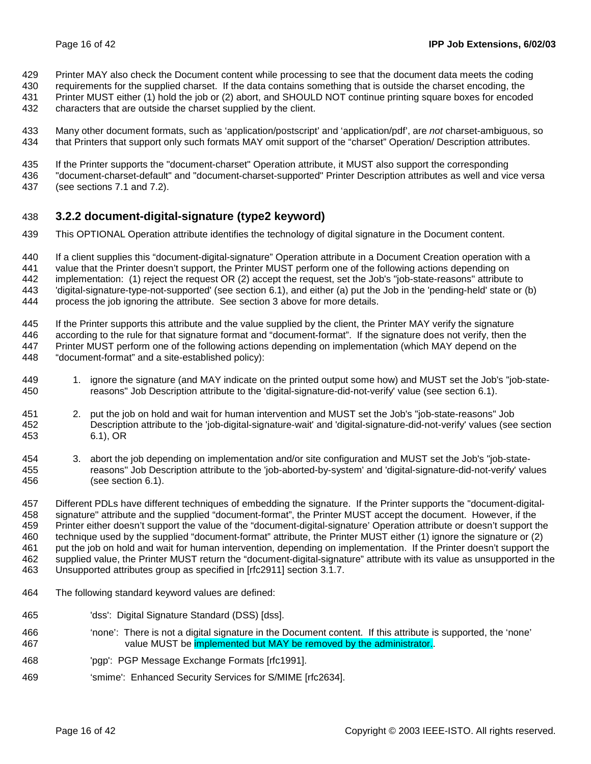Printer MAY also check the Document content while processing to see that the document data meets the coding requirements for the supplied charset. If the data contains something that is outside the charset encoding, the Printer MUST either (1) hold the job or (2) abort, and SHOULD NOT continue printing square boxes for encoded characters that are outside the charset supplied by the client.

Many other document formats, such as 'application/postscript' and 'application/pdf', are *not* charset-ambiguous, so that Printers that support only such formats MAY omit support of the "charset" Operation/ Description attributes.

If the Printer supports the "document-charset" Operation attribute, it MUST also support the corresponding "document-charset-default" and "document-charset-supported" Printer Description attributes as well and vice versa (see sections 7.1 and 7.2).

### 3.2.2 document-digital-signature (type2 keyword)

This OPTIONAL Operation attribute identifies the technology of digital signature in the Document content.

If a client supplies this "document-digital-signature" Operation attribute in a Document Creation operation with a value that the Printer doesn't support, the Printer MUST perform one of the following actions depending on implementation: (1) reject the request OR (2) accept the request, set the Job's "job-state-reasons" attribute to 'digital-signature-type-not-supported' (see section 6.1), and either (a) put the Job in the 'pending-held' state or (b) process the job ignoring the attribute. See section 3 above for more details.

If the Printer supports this attribute and the value supplied by the client, the Printer MAY verify the signature according to the rule for that signature format and "document-format". If the signature does not verify, then the Printer MUST perform one of the following actions depending on implementation (which MAY depend on the "document-format" and a site-established policy):

1. ignore the signature (and MAY indicate on the printed output some how) and MUST set the Job's "job-state-reasons" Job Description attribute to the 'digital-signature-did-not-verify' value (see section 6.1).

2. put the job on hold and wait for human intervention and MUST set the Job's "job-state-reasons" Job Description attribute to the 'job-digital-signature-wait' and 'digital-signature-did-not-verify' values (see section 6.1), OR

3. abort the job depending on implementation and/or site configuration and MUST set the Job's "job-state-reasons" Job Description attribute to the 'job-aborted-by-system' and 'digital-signature-did-not-verify' values (see section 6.1).

Different PDLs have different techniques of embedding the signature. If the Printer supports the "document-digital-signature" attribute and the supplied "document-format", the Printer MUST accept the document. However, if the Printer either doesn't support the value of the "document-digital-signature' Operation attribute or doesn't support the technique used by the supplied "document-format" attribute, the Printer MUST either (1) ignore the signature or (2) put the job on hold and wait for human intervention, depending on implementation. If the Printer doesn't support the supplied value, the Printer MUST return the "document-digital-signature" attribute with its value as unsupported in the Unsupported attributes group as specified in [rfc2911] section 3.1.7.

The following standard keyword values are defined:

'dss': Digital Signature Standard (DSS) [dss].

'none': There is not a digital signature in the Document content. If this attribute is supported, the 'none' value MUST be implemented but MAY be removed by the administrator..

'pgp': PGP Message Exchange Formats [rfc1991].

'smime': Enhanced Security Services for S/MIME [rfc2634].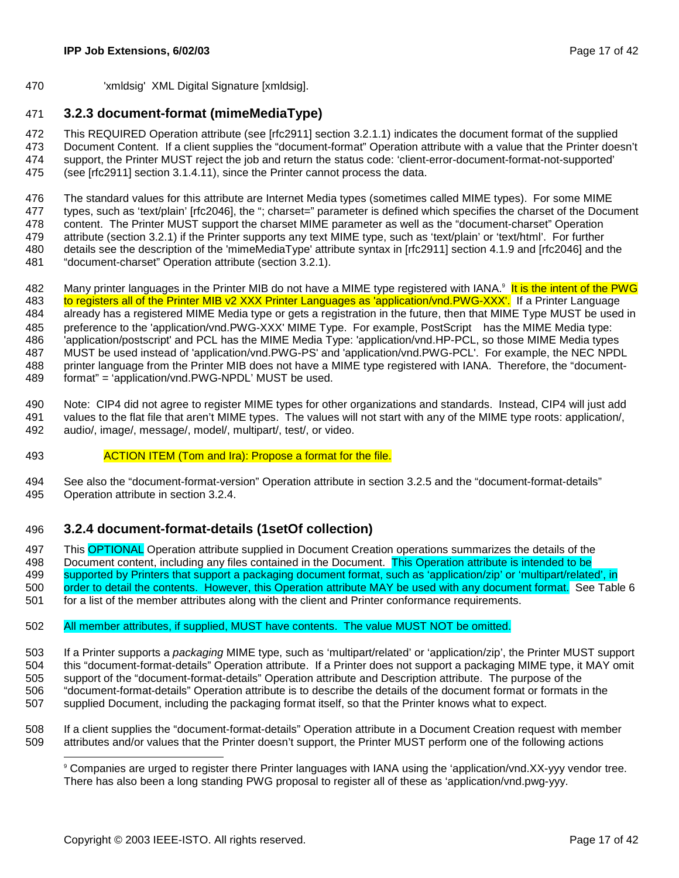'xmldsig' XML Digital Signature [xmldsig].

### 3.2.3 document-format (mimeMediaType)

This REQUIRED Operation attribute (see [rfc2911] section 3.2.1.1) indicates the document format of the supplied Document Content. If a client supplies the "document-format" Operation attribute with a value that the Printer doesn't support, the Printer MUST reject the job and return the status code: 'client-error-document-format-not-supported' (see [rfc2911] section 3.1.4.11), since the Printer cannot process the data.

The standard values for this attribute are Internet Media types (sometimes called MIME types). For some MIME types, such as 'text/plain' [rfc2046], the "; charset=" parameter is defined which specifies the charset of the Document content. The Printer MUST support the charset MIME parameter as well as the "document-charset" Operation attribute (section 3.2.1) if the Printer supports any text MIME type, such as 'text/plain' or 'text/html'. For further details see the description of the 'mimeMediaType' attribute syntax in [rfc2911] section 4.1.9 and [rfc2046] and the "document-charset" Operation attribute (section 3.2.1).

Many printer languages in the Printer MIB do not have a MIME type registered with IANA.[9] It is the intent of the PWG to registers all of the Printer MIB v2 XXX Printer Languages as 'application/vnd.PWG-XXX'. If a Printer Language already has a registered MIME Media type or gets a registration in the future, then that MIME Type MUST be used in preference to the 'application/vnd.PWG-XXX' MIME Type. For example, PostScript has the MIME Media type: 'application/postscript' and PCL has the MIME Media Type: 'application/vnd.HP-PCL, so those MIME Media types MUST be used instead of 'application/vnd.PWG-PS' and 'application/vnd.PWG-PCL'. For example, the NEC NPDL printer language from the Printer MIB does not have a MIME type registered with IANA. Therefore, the "document-format" = 'application/vnd.PWG-NPDL' MUST be used.

Note: CIP4 did not agree to register MIME types for other organizations and standards. Instead, CIP4 will just add values to the flat file that aren't MIME types. The values will not start with any of the MIME type roots: application/, audio/, image/, message/, model/, multipart/, test/, or video.

ACTION ITEM (Tom and Ira): Propose a format for the file.

See also the "document-format-version" Operation attribute in section 3.2.5 and the "document-format-details" Operation attribute in section 3.2.4.

### 3.2.4 document-format-details (1setOf collection)

This OPTIONAL Operation attribute supplied in Document Creation operations summarizes the details of the Document content, including any files contained in the Document. This Operation attribute is intended to be supported by Printers that support a packaging document format, such as 'application/zip' or 'multipart/related', in order to detail the contents. However, this Operation attribute MAY be used with any document format. See Table 6 for a list of the member attributes along with the client and Printer conformance requirements.

All member attributes, if supplied, MUST have contents. The value MUST NOT be omitted.

If a Printer supports a *packaging* MIME type, such as 'multipart/related' or 'application/zip', the Printer MUST support this "document-format-details" Operation attribute. If a Printer does not support a packaging MIME type, it MAY omit support of the "document-format-details" Operation attribute and Description attribute. The purpose of the "document-format-details" Operation attribute is to describe the details of the document format or formats in the supplied Document, including the packaging format itself, so that the Printer knows what to expect.

If a client supplies the "document-format-details" Operation attribute in a Document Creation request with member attributes and/or values that the Printer doesn't support, the Printer MUST perform one of the following actions

[9] Companies are urged to register there Printer languages with IANA using the 'application/vnd.XX-yyy vendor tree. There has also been a long standing PWG proposal to register all of these as 'application/vnd.pwg-yyy.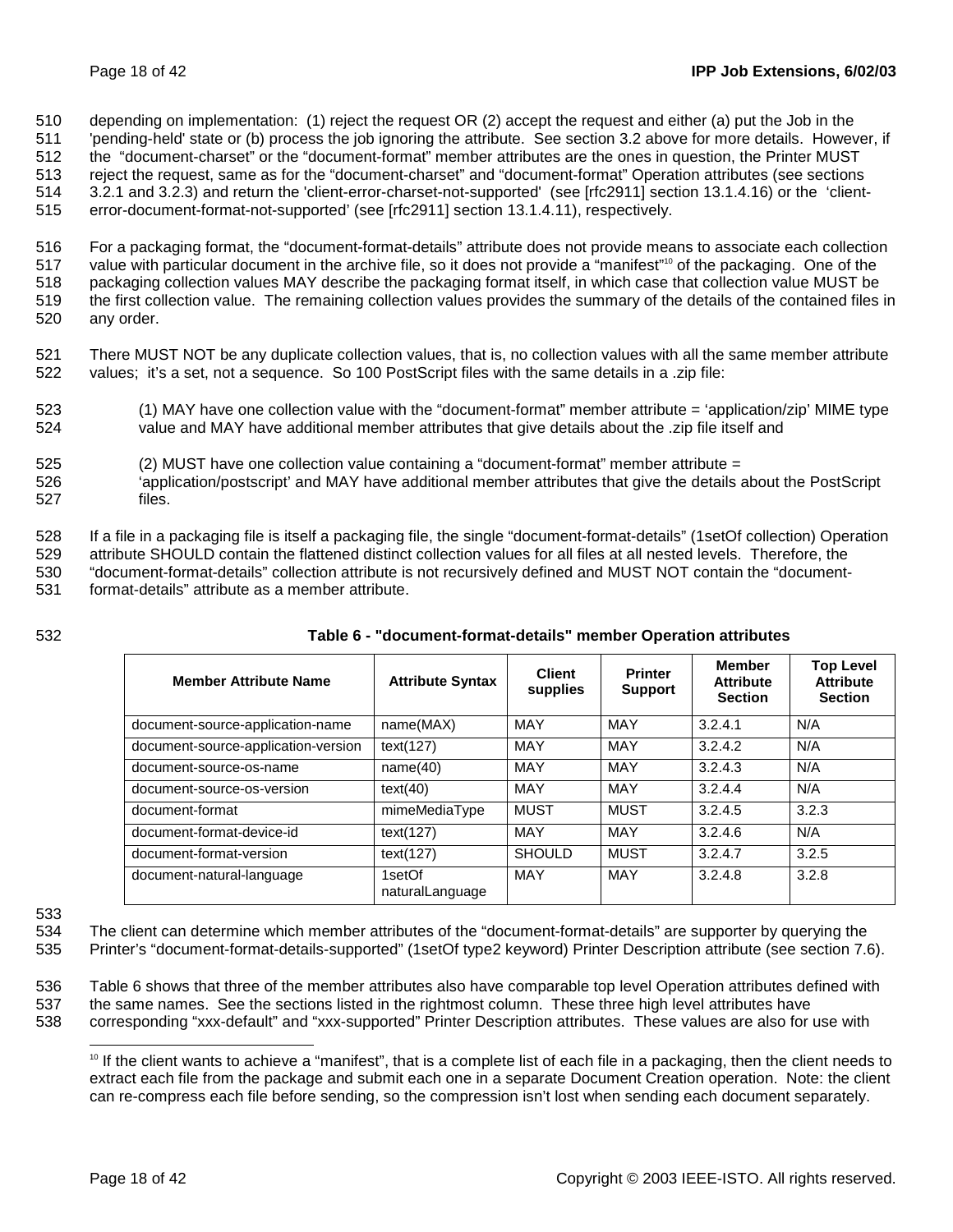depending on implementation: (1) reject the request OR (2) accept the request and either (a) put the Job in the 'pending-held' state or (b) process the job ignoring the attribute. See section 3.2 above for more details. However, if the "document-charset" or the "document-format" member attributes are the ones in question, the Printer MUST reject the request, same as for the "document-charset" and "document-format" Operation attributes (see sections 3.2.1 and 3.2.3) and return the 'client-error-charset-not-supported' (see [rfc2911] section 13.1.4.16) or the 'client-error-document-format-not-supported' (see [rfc2911] section 13.1.4.11), respectively.

For a packaging format, the "document-format-details" attribute does not provide means to associate each collection value with particular document in the archive file, so it does not provide a "manifest"[10] of the packaging. One of the packaging collection values MAY describe the packaging format itself, in which case that collection value MUST be the first collection value. The remaining collection values provides the summary of the details of the contained files in any order.

There MUST NOT be any duplicate collection values, that is, no collection values with all the same member attribute values; it's a set, not a sequence. So 100 PostScript files with the same details in a .zip file:

(1) MAY have one collection value with the "document-format" member attribute = 'application/zip' MIME type value and MAY have additional member attributes that give details about the .zip file itself and

(2) MUST have one collection value containing a "document-format" member attribute = 'application/postscript' and MAY have additional member attributes that give the details about the PostScript files.

If a file in a packaging file is itself a packaging file, the single "document-format-details" (1setOf collection) Operation attribute SHOULD contain the flattened distinct collection values for all files at all nested levels. Therefore, the "document-format-details" collection attribute is not recursively defined and MUST NOT contain the "document-format-details" attribute as a member attribute.

**Table 6 - "document-format-details" member Operation attributes**

| Member Attribute Name | Attribute Syntax | Client supplies | Printer Support | Member Attribute Section | Top Level Attribute Section |
|---|---|---|---|---|---|
| document-source-application-name | name(MAX) | MAY | MAY | 3.2.4.1 | N/A |
| document-source-application-version | text(127) | MAY | MAY | 3.2.4.2 | N/A |
| document-source-os-name | name(40) | MAY | MAY | 3.2.4.3 | N/A |
| document-source-os-version | text(40) | MAY | MAY | 3.2.4.4 | N/A |
| document-format | mimeMediaType | MUST | MUST | 3.2.4.5 | 3.2.3 |
| document-format-device-id | text(127) | MAY | MAY | 3.2.4.6 | N/A |
| document-format-version | text(127) | SHOULD | MUST | 3.2.4.7 | 3.2.5 |
| document-natural-language | 1setOf naturalLanguage | MAY | MAY | 3.2.4.8 | 3.2.8 |

The client can determine which member attributes of the "document-format-details" are supporter by querying the Printer's "document-format-details-supported" (1setOf type2 keyword) Printer Description attribute (see section 7.6).

Table 6 shows that three of the member attributes also have comparable top level Operation attributes defined with the same names. See the sections listed in the rightmost column. These three high level attributes have corresponding "xxx-default" and "xxx-supported" Printer Description attributes. These values are also for use with

[10] If the client wants to achieve a "manifest", that is a complete list of each file in a packaging, then the client needs to extract each file from the package and submit each one in a separate Document Creation operation. Note: the client can re-compress each file before sending, so the compression isn't lost when sending each document separately.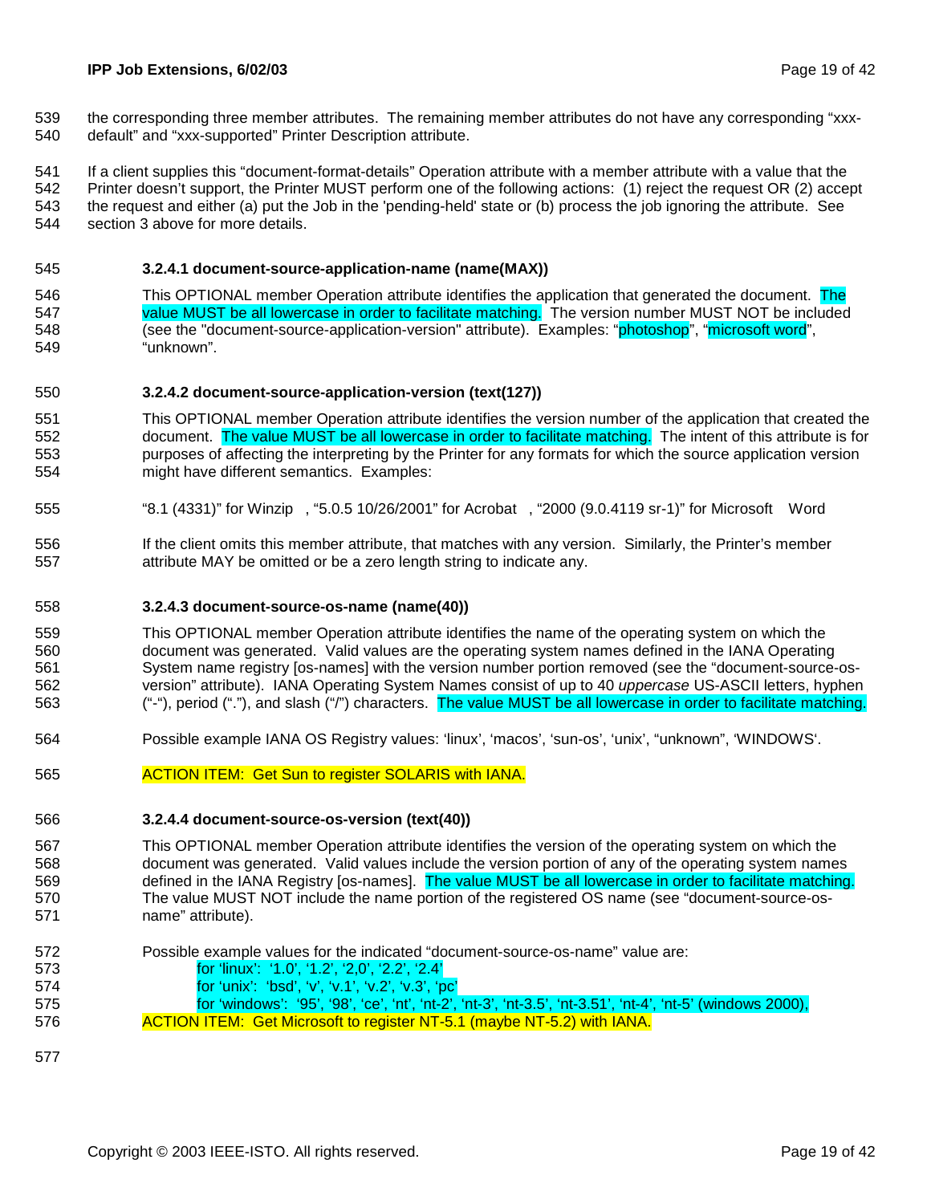the corresponding three member attributes. The remaining member attributes do not have any corresponding "xxx-default" and "xxx-supported" Printer Description attribute.

If a client supplies this "document-format-details" Operation attribute with a member attribute with a value that the Printer doesn't support, the Printer MUST perform one of the following actions: (1) reject the request OR (2) accept the request and either (a) put the Job in the 'pending-held' state or (b) process the job ignoring the attribute. See section 3 above for more details.

#### 3.2.4.1 document-source-application-name (name(MAX))

This OPTIONAL member Operation attribute identifies the application that generated the document. The value MUST be all lowercase in order to facilitate matching. The version number MUST NOT be included (see the "document-source-application-version" attribute). Examples: "photoshop", "microsoft word", "unknown".

#### 3.2.4.2 document-source-application-version (text(127))

This OPTIONAL member Operation attribute identifies the version number of the application that created the document. The value MUST be all lowercase in order to facilitate matching. The intent of this attribute is for purposes of affecting the interpreting by the Printer for any formats for which the source application version might have different semantics. Examples:

"8.1 (4331)" for Winzip , "5.0.5 10/26/2001" for Acrobat , "2000 (9.0.4119 sr-1)" for Microsoft Word

If the client omits this member attribute, that matches with any version. Similarly, the Printer's member attribute MAY be omitted or be a zero length string to indicate any.

#### 3.2.4.3 document-source-os-name (name(40))

This OPTIONAL member Operation attribute identifies the name of the operating system on which the document was generated. Valid values are the operating system names defined in the IANA Operating System name registry [os-names] with the version number portion removed (see the "document-source-os-version" attribute). IANA Operating System Names consist of up to 40 *uppercase* US-ASCII letters, hyphen ("-"), period ("."), and slash ("/") characters. The value MUST be all lowercase in order to facilitate matching.

Possible example IANA OS Registry values: 'linux', 'macos', 'sun-os', 'unix', "unknown", 'WINDOWS'.

ACTION ITEM: Get Sun to register SOLARIS with IANA.

#### 3.2.4.4 document-source-os-version (text(40))

This OPTIONAL member Operation attribute identifies the version of the operating system on which the document was generated. Valid values include the version portion of any of the operating system names defined in the IANA Registry [os-names]. The value MUST be all lowercase in order to facilitate matching. The value MUST NOT include the name portion of the registered OS name (see "document-source-os-name" attribute).

Possible example values for the indicated "document-source-os-name" value are:

for 'linux': '1.0', '1.2', '2,0', '2.2', '2.4'
for 'unix': 'bsd', 'v', 'v.1', 'v.2', 'v.3', 'pc'
for 'windows': '95', '98', 'ce', 'nt', 'nt-2', 'nt-3', 'nt-3.5', 'nt-3.51', 'nt-4', 'nt-5' (windows 2000),

ACTION ITEM: Get Microsoft to register NT-5.1 (maybe NT-5.2) with IANA.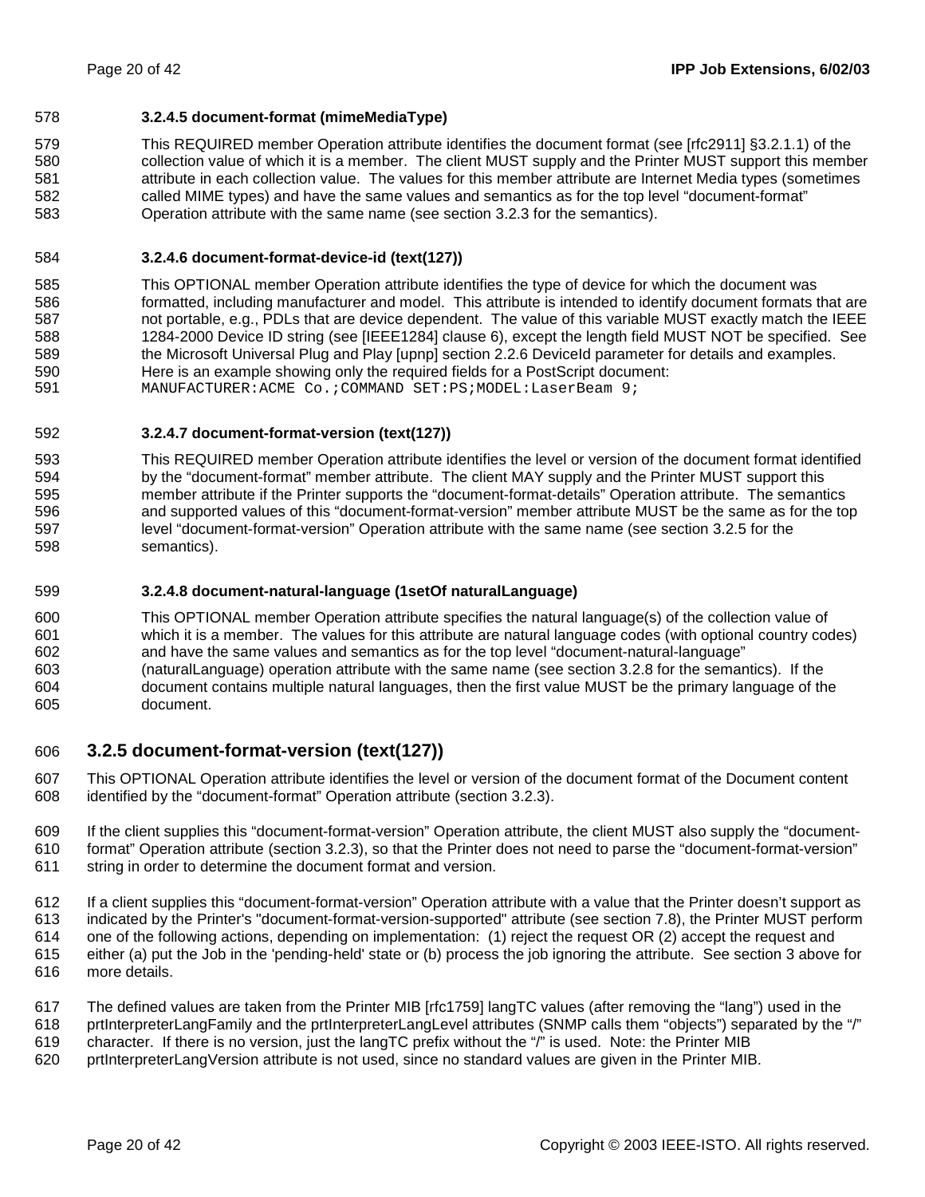#### 3.2.4.5 document-format (mimeMediaType)

This REQUIRED member Operation attribute identifies the document format (see [rfc2911] §3.2.1.1) of the collection value of which it is a member. The client MUST supply and the Printer MUST support this member attribute in each collection value. The values for this member attribute are Internet Media types (sometimes called MIME types) and have the same values and semantics as for the top level “document-format” Operation attribute with the same name (see section 3.2.3 for the semantics).

#### 3.2.4.6 document-format-device-id (text(127))

This OPTIONAL member Operation attribute identifies the type of device for which the document was formatted, including manufacturer and model. This attribute is intended to identify document formats that are not portable, e.g., PDLs that are device dependent. The value of this variable MUST exactly match the IEEE 1284-2000 Device ID string (see [IEEE1284] clause 6), except the length field MUST NOT be specified. See the Microsoft Universal Plug and Play [upnp] section 2.2.6 DeviceId parameter for details and examples. Here is an example showing only the required fields for a PostScript document:

```
MANUFACTURER:ACME Co.;COMMAND SET:PS;MODEL:LaserBeam 9;
```

#### 3.2.4.7 document-format-version (text(127))

This REQUIRED member Operation attribute identifies the level or version of the document format identified by the “document-format” member attribute. The client MAY supply and the Printer MUST support this member attribute if the Printer supports the “document-format-details” Operation attribute. The semantics and supported values of this “document-format-version” member attribute MUST be the same as for the top level “document-format-version” Operation attribute with the same name (see section 3.2.5 for the semantics).

#### 3.2.4.8 document-natural-language (1setOf naturalLanguage)

This OPTIONAL member Operation attribute specifies the natural language(s) of the collection value of which it is a member. The values for this attribute are natural language codes (with optional country codes) and have the same values and semantics as for the top level “document-natural-language” (naturalLanguage) operation attribute with the same name (see section 3.2.8 for the semantics). If the document contains multiple natural languages, then the first value MUST be the primary language of the document.

### 3.2.5 document-format-version (text(127))

This OPTIONAL Operation attribute identifies the level or version of the document format of the Document content identified by the “document-format” Operation attribute (section 3.2.3).

If the client supplies this “document-format-version” Operation attribute, the client MUST also supply the “document-format” Operation attribute (section 3.2.3), so that the Printer does not need to parse the “document-format-version” string in order to determine the document format and version.

If a client supplies this “document-format-version” Operation attribute with a value that the Printer doesn’t support as indicated by the Printer's "document-format-version-supported" attribute (see section 7.8), the Printer MUST perform one of the following actions, depending on implementation: (1) reject the request OR (2) accept the request and either (a) put the Job in the 'pending-held' state or (b) process the job ignoring the attribute. See section 3 above for more details.

The defined values are taken from the Printer MIB [rfc1759] langTC values (after removing the “lang”) used in the prtInterpreterLangFamily and the prtInterpreterLangLevel attributes (SNMP calls them “objects”) separated by the “/” character. If there is no version, just the langTC prefix without the “/” is used. Note: the Printer MIB prtInterpreterLangVersion attribute is not used, since no standard values are given in the Printer MIB.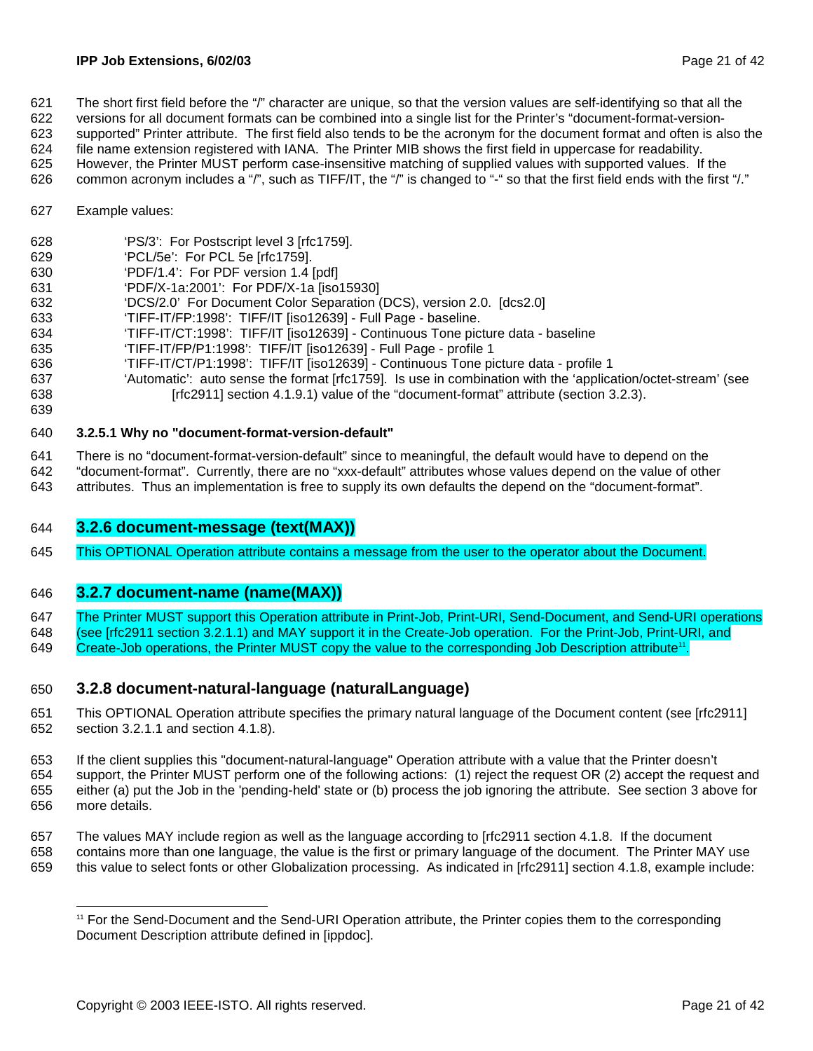The short first field before the "/" character are unique, so that the version values are self-identifying so that all the versions for all document formats can be combined into a single list for the Printer's "document-format-version-supported" Printer attribute. The first field also tends to be the acronym for the document format and often is also the file name extension registered with IANA. The Printer MIB shows the first field in uppercase for readability. However, the Printer MUST perform case-insensitive matching of supplied values with supported values. If the common acronym includes a "/", such as TIFF/IT, the "/" is changed to "-" so that the first field ends with the first "/."

Example values:

- 'PS/3': For Postscript level 3 [rfc1759].
- 'PCL/5e': For PCL 5e [rfc1759].
- 'PDF/1.4': For PDF version 1.4 [pdf]
- 'PDF/X-1a:2001': For PDF/X-1a [iso15930]
- 'DCS/2.0' For Document Color Separation (DCS), version 2.0. [dcs2.0]
- 'TIFF-IT/FP:1998': TIFF/IT [iso12639] - Full Page - baseline.
- 'TIFF-IT/CT:1998': TIFF/IT [iso12639] - Continuous Tone picture data - baseline
- 'TIFF-IT/FP/P1:1998': TIFF/IT [iso12639] - Full Page - profile 1
- 'TIFF-IT/CT/P1:1998': TIFF/IT [iso12639] - Continuous Tone picture data - profile 1
- 'Automatic': auto sense the format [rfc1759]. Is use in combination with the 'application/octet-stream' (see [rfc2911] section 4.1.9.1) value of the "document-format" attribute (section 3.2.3).

#### 3.2.5.1 Why no "document-format-version-default"

There is no "document-format-version-default" since to meaningful, the default would have to depend on the "document-format". Currently, there are no "xxx-default" attributes whose values depend on the value of other attributes. Thus an implementation is free to supply its own defaults the depend on the "document-format".

### 3.2.6 document-message (text(MAX))

This OPTIONAL Operation attribute contains a message from the user to the operator about the Document.

### 3.2.7 document-name (name(MAX))

The Printer MUST support this Operation attribute in Print-Job, Print-URI, Send-Document, and Send-URI operations (see [rfc2911 section 3.2.1.1) and MAY support it in the Create-Job operation. For the Print-Job, Print-URI, and Create-Job operations, the Printer MUST copy the value to the corresponding Job Description attribute[11].

### 3.2.8 document-natural-language (naturalLanguage)

This OPTIONAL Operation attribute specifies the primary natural language of the Document content (see [rfc2911] section 3.2.1.1 and section 4.1.8).

If the client supplies this "document-natural-language" Operation attribute with a value that the Printer doesn't support, the Printer MUST perform one of the following actions: (1) reject the request OR (2) accept the request and either (a) put the Job in the 'pending-held' state or (b) process the job ignoring the attribute. See section 3 above for more details.

The values MAY include region as well as the language according to [rfc2911 section 4.1.8. If the document contains more than one language, the value is the first or primary language of the document. The Printer MAY use this value to select fonts or other Globalization processing. As indicated in [rfc2911] section 4.1.8, example include:

---

[11] For the Send-Document and the Send-URI Operation attribute, the Printer copies them to the corresponding Document Description attribute defined in [ippdoc].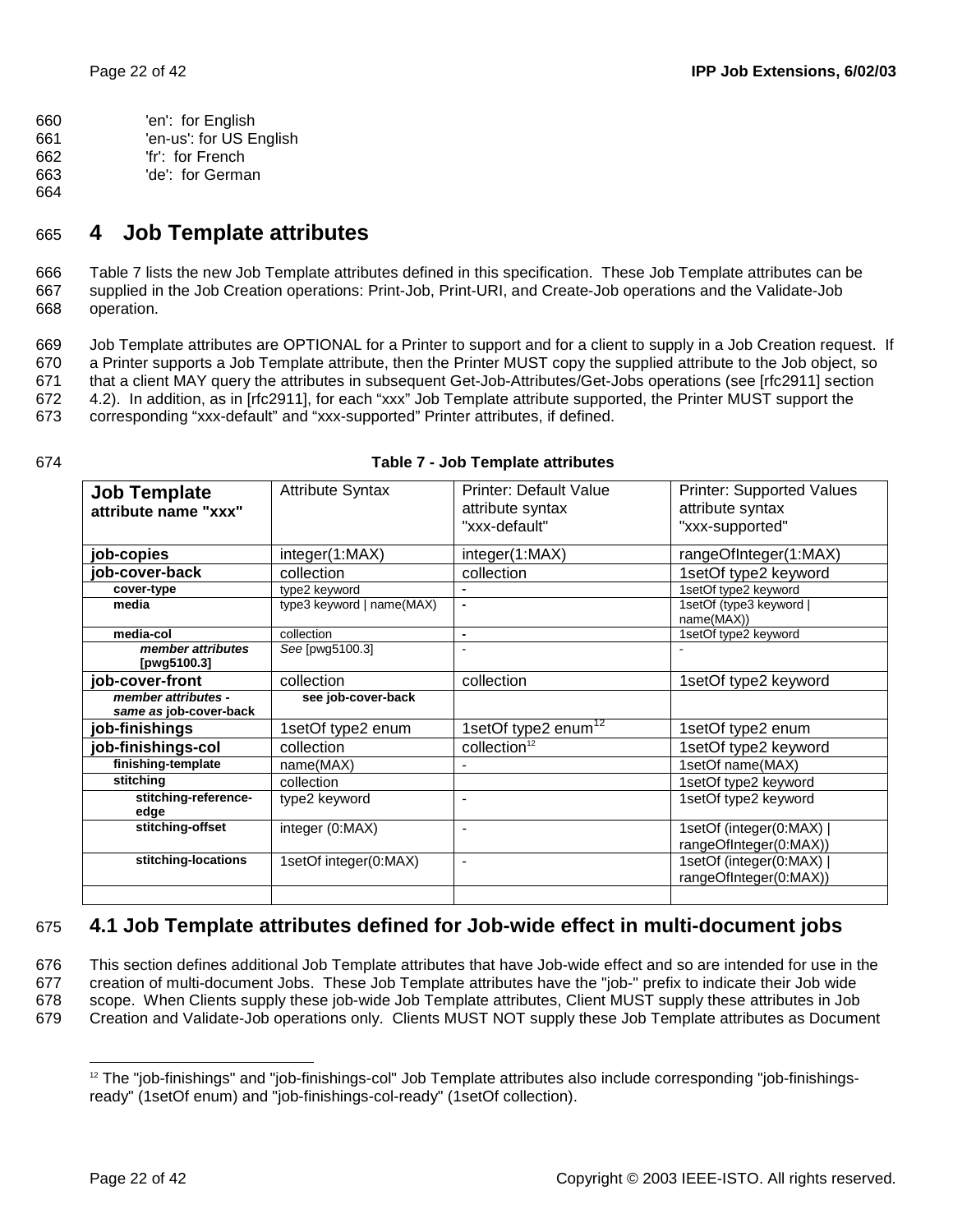'en': for English
'en-us': for US English
'fr': for French
'de': for German

# 4 Job Template attributes

Table 7 lists the new Job Template attributes defined in this specification. These Job Template attributes can be supplied in the Job Creation operations: Print-Job, Print-URI, and Create-Job operations and the Validate-Job operation.

Job Template attributes are OPTIONAL for a Printer to support and for a client to supply in a Job Creation request. If a Printer supports a Job Template attribute, then the Printer MUST copy the supplied attribute to the Job object, so that a client MAY query the attributes in subsequent Get-Job-Attributes/Get-Jobs operations (see [rfc2911] section 4.2). In addition, as in [rfc2911], for each "xxx" Job Template attribute supported, the Printer MUST support the corresponding "xxx-default" and "xxx-supported" Printer attributes, if defined.

**Table 7 - Job Template attributes**

| **Job Template attribute name "xxx"** | Attribute Syntax | Printer: Default Value attribute syntax "xxx-default" | Printer: Supported Values attribute syntax "xxx-supported" |
|---|---|---|---|
| **job-copies** | integer(1:MAX) | integer(1:MAX) | rangeOfInteger(1:MAX) |
| **job-cover-back** | collection | collection | 1setOf type2 keyword |
| **cover-type** | type2 keyword | - | 1setOf type2 keyword |
| **media** | type3 keyword \| name(MAX) | - | 1setOf (type3 keyword \| name(MAX)) |
| **media-col** | collection | - | 1setOf type2 keyword |
| ***member attributes* [pwg5100.3]** | *See* [pwg5100.3] | - | - |
| **job-cover-front** | collection | collection | 1setOf type2 keyword |
| ***member attributes - same as* job-cover-back** | **see job-cover-back** | | |
| **job-finishings** | 1setOf type2 enum | 1setOf type2 enum[12] | 1setOf type2 enum |
| **job-finishings-col** | collection | collection[12] | 1setOf type2 keyword |
| **finishing-template** | name(MAX) | - | 1setOf name(MAX) |
| **stitching** | collection | | 1setOf type2 keyword |
| **stitching-reference-edge** | type2 keyword | - | 1setOf type2 keyword |
| **stitching-offset** | integer (0:MAX) | - | 1setOf (integer(0:MAX) \| rangeOfInteger(0:MAX)) |
| **stitching-locations** | 1setOf integer(0:MAX) | - | 1setOf (integer(0:MAX) \| rangeOfInteger(0:MAX)) |
| | | | |

## 4.1 Job Template attributes defined for Job-wide effect in multi-document jobs

This section defines additional Job Template attributes that have Job-wide effect and so are intended for use in the creation of multi-document Jobs. These Job Template attributes have the "job-" prefix to indicate their Job wide scope. When Clients supply these job-wide Job Template attributes, Client MUST supply these attributes in Job Creation and Validate-Job operations only. Clients MUST NOT supply these Job Template attributes as Document

[12] The "job-finishings" and "job-finishings-col" Job Template attributes also include corresponding "job-finishings-ready" (1setOf enum) and "job-finishings-col-ready" (1setOf collection).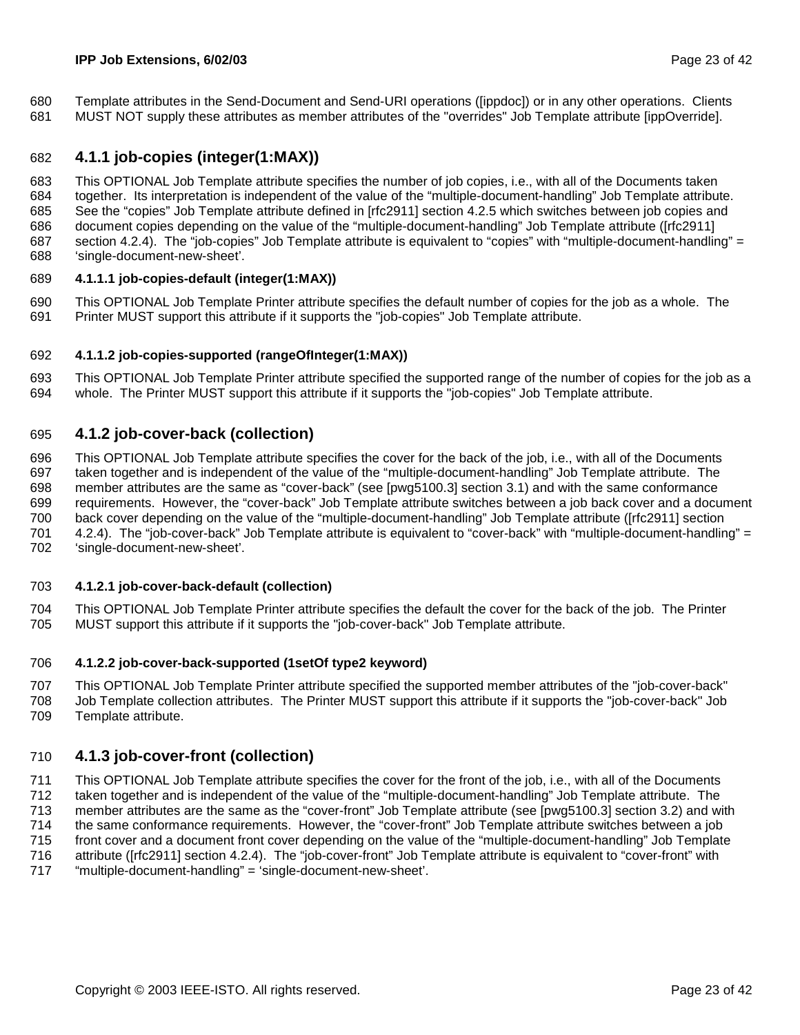Template attributes in the Send-Document and Send-URI operations ([ippdoc]) or in any other operations. Clients MUST NOT supply these attributes as member attributes of the "overrides" Job Template attribute [ippOverride].

## 4.1.1 job-copies (integer(1:MAX))

This OPTIONAL Job Template attribute specifies the number of job copies, i.e., with all of the Documents taken together. Its interpretation is independent of the value of the "multiple-document-handling" Job Template attribute. See the "copies" Job Template attribute defined in [rfc2911] section 4.2.5 which switches between job copies and document copies depending on the value of the "multiple-document-handling" Job Template attribute ([rfc2911] section 4.2.4). The "job-copies" Job Template attribute is equivalent to "copies" with "multiple-document-handling" = 'single-document-new-sheet'.

#### 4.1.1.1 job-copies-default (integer(1:MAX))

This OPTIONAL Job Template Printer attribute specifies the default number of copies for the job as a whole. The Printer MUST support this attribute if it supports the "job-copies" Job Template attribute.

#### 4.1.1.2 job-copies-supported (rangeOfInteger(1:MAX))

This OPTIONAL Job Template Printer attribute specified the supported range of the number of copies for the job as a whole. The Printer MUST support this attribute if it supports the "job-copies" Job Template attribute.

## 4.1.2 job-cover-back (collection)

This OPTIONAL Job Template attribute specifies the cover for the back of the job, i.e., with all of the Documents taken together and is independent of the value of the "multiple-document-handling" Job Template attribute. The member attributes are the same as "cover-back" (see [pwg5100.3] section 3.1) and with the same conformance requirements. However, the "cover-back" Job Template attribute switches between a job back cover and a document back cover depending on the value of the "multiple-document-handling" Job Template attribute ([rfc2911] section 4.2.4). The "job-cover-back" Job Template attribute is equivalent to "cover-back" with "multiple-document-handling" = 'single-document-new-sheet'.

#### 4.1.2.1 job-cover-back-default (collection)

This OPTIONAL Job Template Printer attribute specifies the default the cover for the back of the job. The Printer MUST support this attribute if it supports the "job-cover-back" Job Template attribute.

#### 4.1.2.2 job-cover-back-supported (1setOf type2 keyword)

This OPTIONAL Job Template Printer attribute specified the supported member attributes of the "job-cover-back" Job Template collection attributes. The Printer MUST support this attribute if it supports the "job-cover-back" Job Template attribute.

## 4.1.3 job-cover-front (collection)

This OPTIONAL Job Template attribute specifies the cover for the front of the job, i.e., with all of the Documents taken together and is independent of the value of the "multiple-document-handling" Job Template attribute. The member attributes are the same as the "cover-front" Job Template attribute (see [pwg5100.3] section 3.2) and with the same conformance requirements. However, the "cover-front" Job Template attribute switches between a job front cover and a document front cover depending on the value of the "multiple-document-handling" Job Template attribute ([rfc2911] section 4.2.4). The "job-cover-front" Job Template attribute is equivalent to "cover-front" with "multiple-document-handling" = 'single-document-new-sheet'.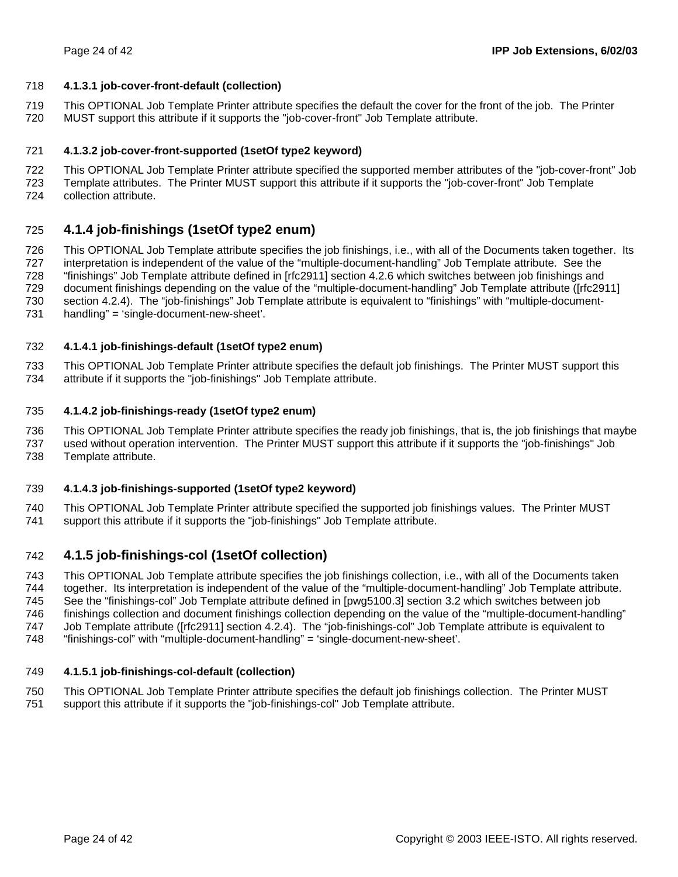#### 4.1.3.1 job-cover-front-default (collection)

This OPTIONAL Job Template Printer attribute specifies the default the cover for the front of the job. The Printer MUST support this attribute if it supports the "job-cover-front" Job Template attribute.

#### 4.1.3.2 job-cover-front-supported (1setOf type2 keyword)

This OPTIONAL Job Template Printer attribute specified the supported member attributes of the "job-cover-front" Job Template attributes. The Printer MUST support this attribute if it supports the "job-cover-front" Job Template collection attribute.

### 4.1.4 job-finishings (1setOf type2 enum)

This OPTIONAL Job Template attribute specifies the job finishings, i.e., with all of the Documents taken together. Its interpretation is independent of the value of the "multiple-document-handling" Job Template attribute. See the "finishings" Job Template attribute defined in [rfc2911] section 4.2.6 which switches between job finishings and document finishings depending on the value of the "multiple-document-handling" Job Template attribute ([rfc2911] section 4.2.4). The "job-finishings" Job Template attribute is equivalent to "finishings" with "multiple-document-handling" = 'single-document-new-sheet'.

#### 4.1.4.1 job-finishings-default (1setOf type2 enum)

This OPTIONAL Job Template Printer attribute specifies the default job finishings. The Printer MUST support this attribute if it supports the "job-finishings" Job Template attribute.

#### 4.1.4.2 job-finishings-ready (1setOf type2 enum)

This OPTIONAL Job Template Printer attribute specifies the ready job finishings, that is, the job finishings that maybe used without operation intervention. The Printer MUST support this attribute if it supports the "job-finishings" Job Template attribute.

#### 4.1.4.3 job-finishings-supported (1setOf type2 keyword)

This OPTIONAL Job Template Printer attribute specified the supported job finishings values. The Printer MUST support this attribute if it supports the "job-finishings" Job Template attribute.

### 4.1.5 job-finishings-col (1setOf collection)

This OPTIONAL Job Template attribute specifies the job finishings collection, i.e., with all of the Documents taken together. Its interpretation is independent of the value of the "multiple-document-handling" Job Template attribute. See the "finishings-col" Job Template attribute defined in [pwg5100.3] section 3.2 which switches between job finishings collection and document finishings collection depending on the value of the "multiple-document-handling" Job Template attribute ([rfc2911] section 4.2.4). The "job-finishings-col" Job Template attribute is equivalent to "finishings-col" with "multiple-document-handling" = 'single-document-new-sheet'.

#### 4.1.5.1 job-finishings-col-default (collection)

This OPTIONAL Job Template Printer attribute specifies the default job finishings collection. The Printer MUST support this attribute if it supports the "job-finishings-col" Job Template attribute.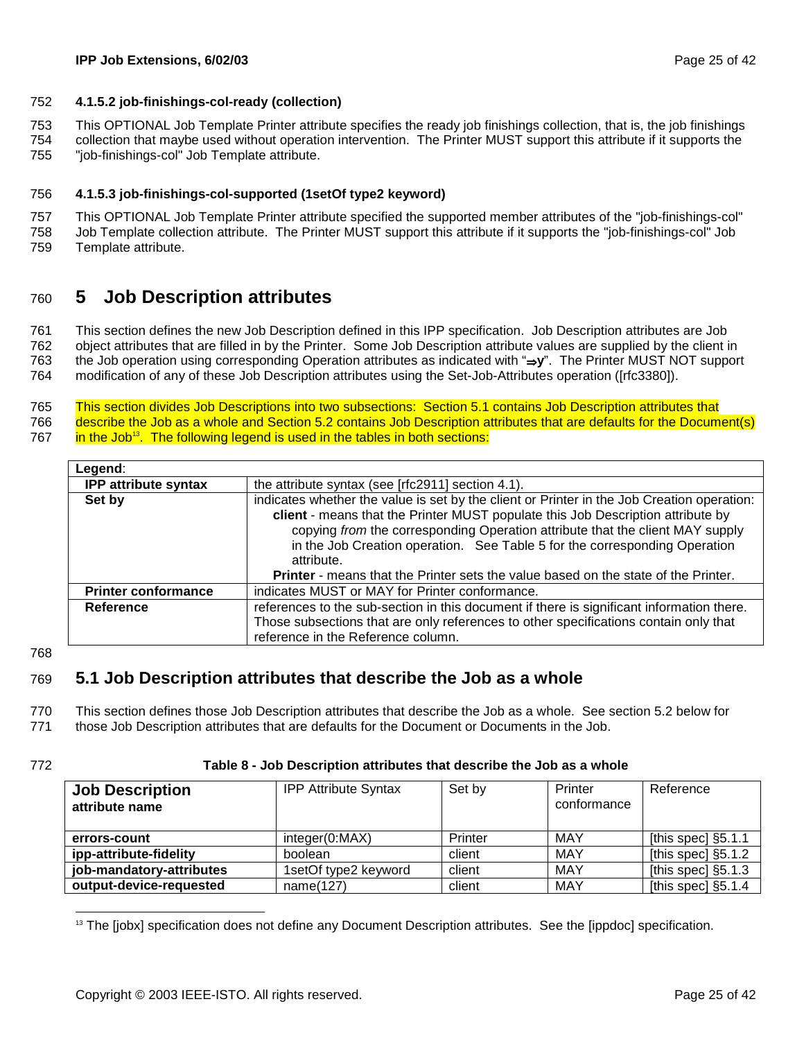#### 4.1.5.2 job-finishings-col-ready (collection)

This OPTIONAL Job Template Printer attribute specifies the ready job finishings collection, that is, the job finishings collection that maybe used without operation intervention. The Printer MUST support this attribute if it supports the "job-finishings-col" Job Template attribute.

#### 4.1.5.3 job-finishings-col-supported (1setOf type2 keyword)

This OPTIONAL Job Template Printer attribute specified the supported member attributes of the "job-finishings-col" Job Template collection attribute. The Printer MUST support this attribute if it supports the "job-finishings-col" Job Template attribute.

# 5 Job Description attributes

This section defines the new Job Description defined in this IPP specification. Job Description attributes are Job object attributes that are filled in by the Printer. Some Job Description attribute values are supplied by the client in the Job operation using corresponding Operation attributes as indicated with "⇒y". The Printer MUST NOT support modification of any of these Job Description attributes using the Set-Job-Attributes operation ([rfc3380]).

This section divides Job Descriptions into two subsections: Section 5.1 contains Job Description attributes that describe the Job as a whole and Section 5.2 contains Job Description attributes that are defaults for the Document(s) in the Job[13]. The following legend is used in the tables in both sections:

| **Legend**: | |
|---|---|
| **IPP attribute syntax** | the attribute syntax (see [rfc2911] section 4.1). |
| **Set by** | indicates whether the value is set by the client or Printer in the Job Creation operation: **client** - means that the Printer MUST populate this Job Description attribute by copying *from* the corresponding Operation attribute that the client MAY supply in the Job Creation operation. See Table 5 for the corresponding Operation attribute. **Printer** - means that the Printer sets the value based on the state of the Printer. |
| **Printer conformance** | indicates MUST or MAY for Printer conformance. |
| **Reference** | references to the sub-section in this document if there is significant information there. Those subsections that are only references to other specifications contain only that reference in the Reference column. |

## 5.1 Job Description attributes that describe the Job as a whole

This section defines those Job Description attributes that describe the Job as a whole. See section 5.2 below for those Job Description attributes that are defaults for the Document or Documents in the Job.

**Table 8 - Job Description attributes that describe the Job as a whole**

| **Job Description attribute name** | IPP Attribute Syntax | Set by | Printer conformance | Reference |
|---|---|---|---|---|
| **errors-count** | integer(0:MAX) | Printer | MAY | [this spec] §5.1.1 |
| **ipp-attribute-fidelity** | boolean | client | MAY | [this spec] §5.1.2 |
| **job-mandatory-attributes** | 1setOf type2 keyword | client | MAY | [this spec] §5.1.3 |
| **output-device-requested** | name(127) | client | MAY | [this spec] §5.1.4 |

[13] The [jobx] specification does not define any Document Description attributes. See the [ippdoc] specification.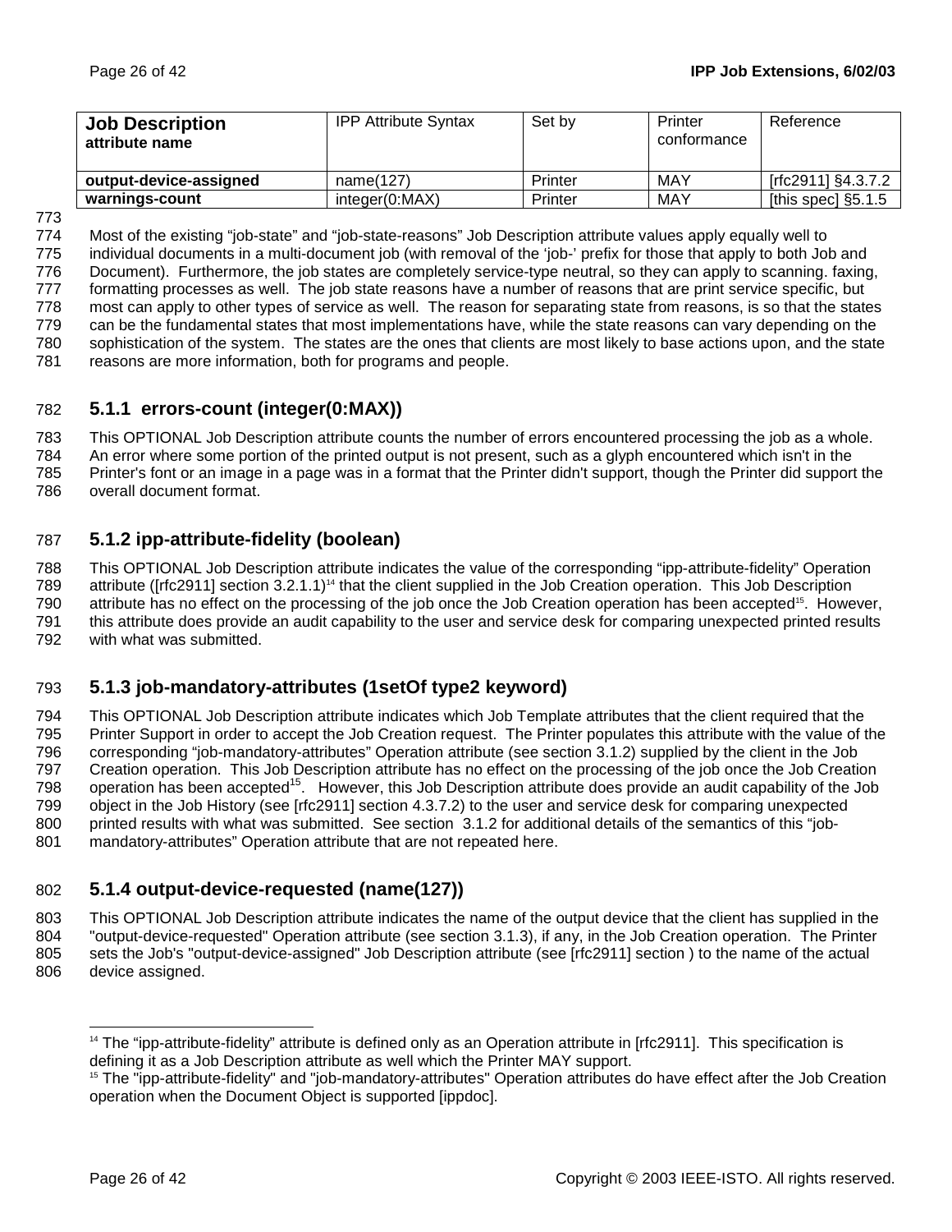| **Job Description attribute name** | IPP Attribute Syntax | Set by | Printer conformance | Reference |
|---|---|---|---|---|
| **output-device-assigned** | name(127) | Printer | MAY | [rfc2911] §4.3.7.2 |
| **warnings-count** | integer(0:MAX) | Printer | MAY | [this spec] §5.1.5 |

Most of the existing "job-state" and "job-state-reasons" Job Description attribute values apply equally well to individual documents in a multi-document job (with removal of the 'job-' prefix for those that apply to both Job and Document). Furthermore, the job states are completely service-type neutral, so they can apply to scanning. faxing, formatting processes as well. The job state reasons have a number of reasons that are print service specific, but most can apply to other types of service as well. The reason for separating state from reasons, is so that the states can be the fundamental states that most implementations have, while the state reasons can vary depending on the sophistication of the system. The states are the ones that clients are most likely to base actions upon, and the state reasons are more information, both for programs and people.

### 5.1.1 errors-count (integer(0:MAX))

This OPTIONAL Job Description attribute counts the number of errors encountered processing the job as a whole. An error where some portion of the printed output is not present, such as a glyph encountered which isn't in the Printer's font or an image in a page was in a format that the Printer didn't support, though the Printer did support the overall document format.

### 5.1.2 ipp-attribute-fidelity (boolean)

This OPTIONAL Job Description attribute indicates the value of the corresponding "ipp-attribute-fidelity" Operation attribute ([rfc2911] section 3.2.1.1)[14] that the client supplied in the Job Creation operation. This Job Description attribute has no effect on the processing of the job once the Job Creation operation has been accepted[15]. However, this attribute does provide an audit capability to the user and service desk for comparing unexpected printed results with what was submitted.

### 5.1.3 job-mandatory-attributes (1setOf type2 keyword)

This OPTIONAL Job Description attribute indicates which Job Template attributes that the client required that the Printer Support in order to accept the Job Creation request. The Printer populates this attribute with the value of the corresponding "job-mandatory-attributes" Operation attribute (see section 3.1.2) supplied by the client in the Job Creation operation. This Job Description attribute has no effect on the processing of the job once the Job Creation operation has been accepted[15]. However, this Job Description attribute does provide an audit capability of the Job object in the Job History (see [rfc2911] section 4.3.7.2) to the user and service desk for comparing unexpected printed results with what was submitted. See section 3.1.2 for additional details of the semantics of this "job-mandatory-attributes" Operation attribute that are not repeated here.

### 5.1.4 output-device-requested (name(127))

This OPTIONAL Job Description attribute indicates the name of the output device that the client has supplied in the "output-device-requested" Operation attribute (see section 3.1.3), if any, in the Job Creation operation. The Printer sets the Job's "output-device-assigned" Job Description attribute (see [rfc2911] section ) to the name of the actual device assigned.

---

[14] The "ipp-attribute-fidelity" attribute is defined only as an Operation attribute in [rfc2911]. This specification is defining it as a Job Description attribute as well which the Printer MAY support.

[15] The "ipp-attribute-fidelity" and "job-mandatory-attributes" Operation attributes do have effect after the Job Creation operation when the Document Object is supported [ippdoc].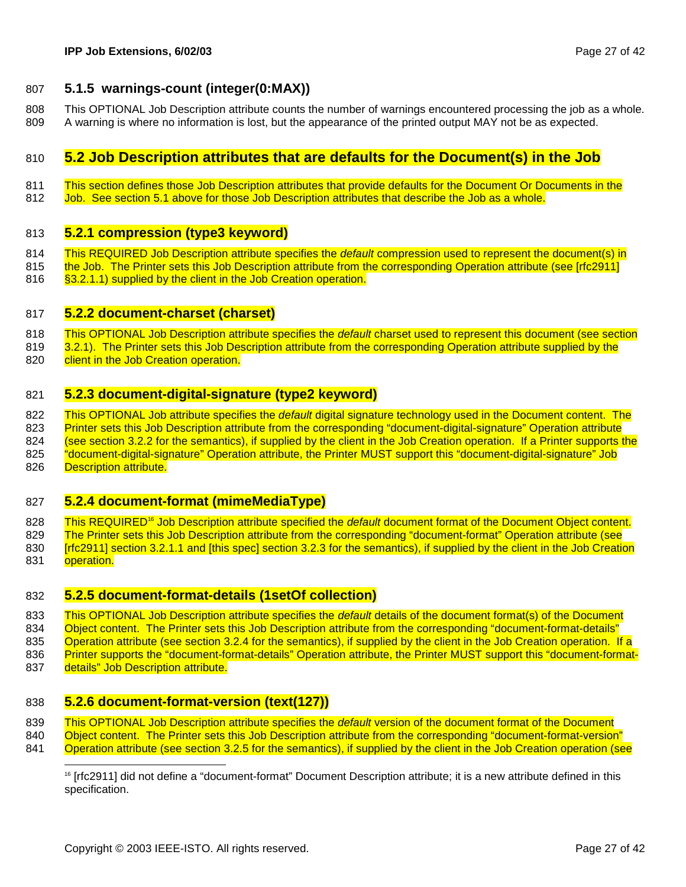#### 5.1.5 warnings-count (integer(0:MAX))

This OPTIONAL Job Description attribute counts the number of warnings encountered processing the job as a whole. A warning is where no information is lost, but the appearance of the printed output MAY not be as expected.

## 5.2 Job Description attributes that are defaults for the Document(s) in the Job

This section defines those Job Description attributes that provide defaults for the Document Or Documents in the Job. See section 5.1 above for those Job Description attributes that describe the Job as a whole.

### 5.2.1 compression (type3 keyword)

This REQUIRED Job Description attribute specifies the *default* compression used to represent the document(s) in the Job. The Printer sets this Job Description attribute from the corresponding Operation attribute (see [rfc2911] §3.2.1.1) supplied by the client in the Job Creation operation.

### 5.2.2 document-charset (charset)

This OPTIONAL Job Description attribute specifies the *default* charset used to represent this document (see section 3.2.1). The Printer sets this Job Description attribute from the corresponding Operation attribute supplied by the client in the Job Creation operation.

### 5.2.3 document-digital-signature (type2 keyword)

This OPTIONAL Job attribute specifies the *default* digital signature technology used in the Document content. The Printer sets this Job Description attribute from the corresponding “document-digital-signature” Operation attribute (see section 3.2.2 for the semantics), if supplied by the client in the Job Creation operation. If a Printer supports the “document-digital-signature” Operation attribute, the Printer MUST support this “document-digital-signature” Job Description attribute.

### 5.2.4 document-format (mimeMediaType)

This REQUIRED[16] Job Description attribute specified the *default* document format of the Document Object content. The Printer sets this Job Description attribute from the corresponding “document-format” Operation attribute (see [rfc2911] section 3.2.1.1 and [this spec] section 3.2.3 for the semantics), if supplied by the client in the Job Creation operation.

### 5.2.5 document-format-details (1setOf collection)

This OPTIONAL Job Description attribute specifies the *default* details of the document format(s) of the Document Object content. The Printer sets this Job Description attribute from the corresponding “document-format-details” Operation attribute (see section 3.2.4 for the semantics), if supplied by the client in the Job Creation operation. If a Printer supports the “document-format-details” Operation attribute, the Printer MUST support this “document-format-details” Job Description attribute.

### 5.2.6 document-format-version (text(127))

This OPTIONAL Job Description attribute specifies the *default* version of the document format of the Document Object content. The Printer sets this Job Description attribute from the corresponding “document-format-version” Operation attribute (see section 3.2.5 for the semantics), if supplied by the client in the Job Creation operation (see

---

[16] [rfc2911] did not define a “document-format” Document Description attribute; it is a new attribute defined in this specification.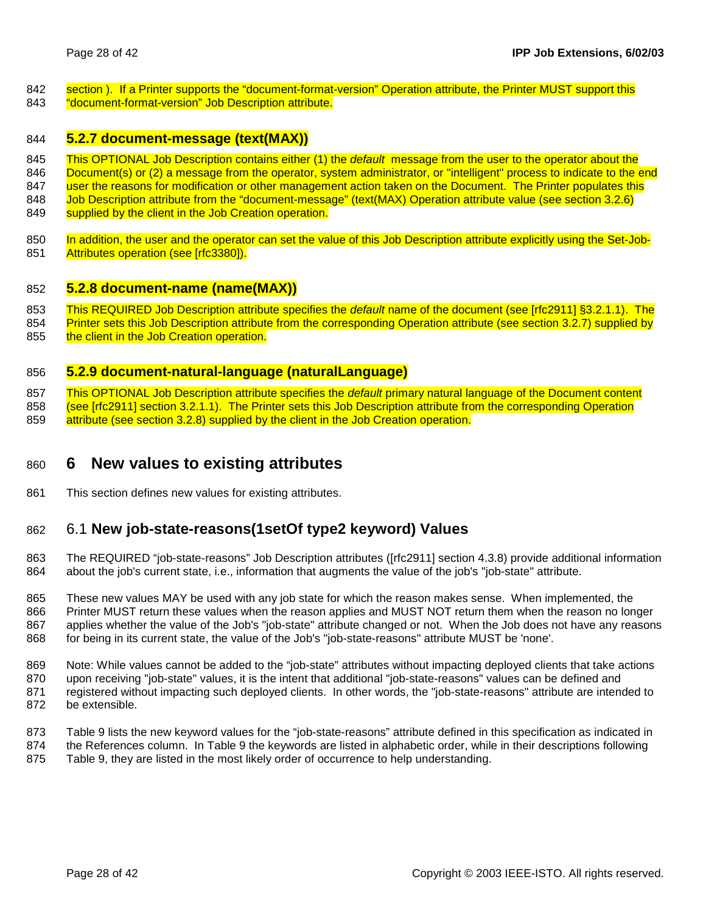section ). If a Printer supports the "document-format-version" Operation attribute, the Printer MUST support this "document-format-version" Job Description attribute.

### 5.2.7 document-message (text(MAX))

This OPTIONAL Job Description contains either (1) the *default* message from the user to the operator about the Document(s) or (2) a message from the operator, system administrator, or "intelligent" process to indicate to the end user the reasons for modification or other management action taken on the Document. The Printer populates this Job Description attribute from the "document-message" (text(MAX) Operation attribute value (see section 3.2.6) supplied by the client in the Job Creation operation.

In addition, the user and the operator can set the value of this Job Description attribute explicitly using the Set-Job-Attributes operation (see [rfc3380]).

### 5.2.8 document-name (name(MAX))

This REQUIRED Job Description attribute specifies the *default* name of the document (see [rfc2911] §3.2.1.1). The Printer sets this Job Description attribute from the corresponding Operation attribute (see section 3.2.7) supplied by the client in the Job Creation operation.

### 5.2.9 document-natural-language (naturalLanguage)

This OPTIONAL Job Description attribute specifies the *default* primary natural language of the Document content (see [rfc2911] section 3.2.1.1). The Printer sets this Job Description attribute from the corresponding Operation attribute (see section 3.2.8) supplied by the client in the Job Creation operation.

# 6 New values to existing attributes

This section defines new values for existing attributes.

## 6.1 New job-state-reasons(1setOf type2 keyword) Values

The REQUIRED "job-state-reasons" Job Description attributes ([rfc2911] section 4.3.8) provide additional information about the job's current state, i.e., information that augments the value of the job's "job-state" attribute.

These new values MAY be used with any job state for which the reason makes sense. When implemented, the Printer MUST return these values when the reason applies and MUST NOT return them when the reason no longer applies whether the value of the Job's "job-state" attribute changed or not. When the Job does not have any reasons for being in its current state, the value of the Job's "job-state-reasons" attribute MUST be 'none'.

Note: While values cannot be added to the "job-state" attributes without impacting deployed clients that take actions upon receiving "job-state" values, it is the intent that additional "job-state-reasons" values can be defined and registered without impacting such deployed clients. In other words, the "job-state-reasons" attribute are intended to be extensible.

Table 9 lists the new keyword values for the "job-state-reasons" attribute defined in this specification as indicated in the References column. In Table 9 the keywords are listed in alphabetic order, while in their descriptions following Table 9, they are listed in the most likely order of occurrence to help understanding.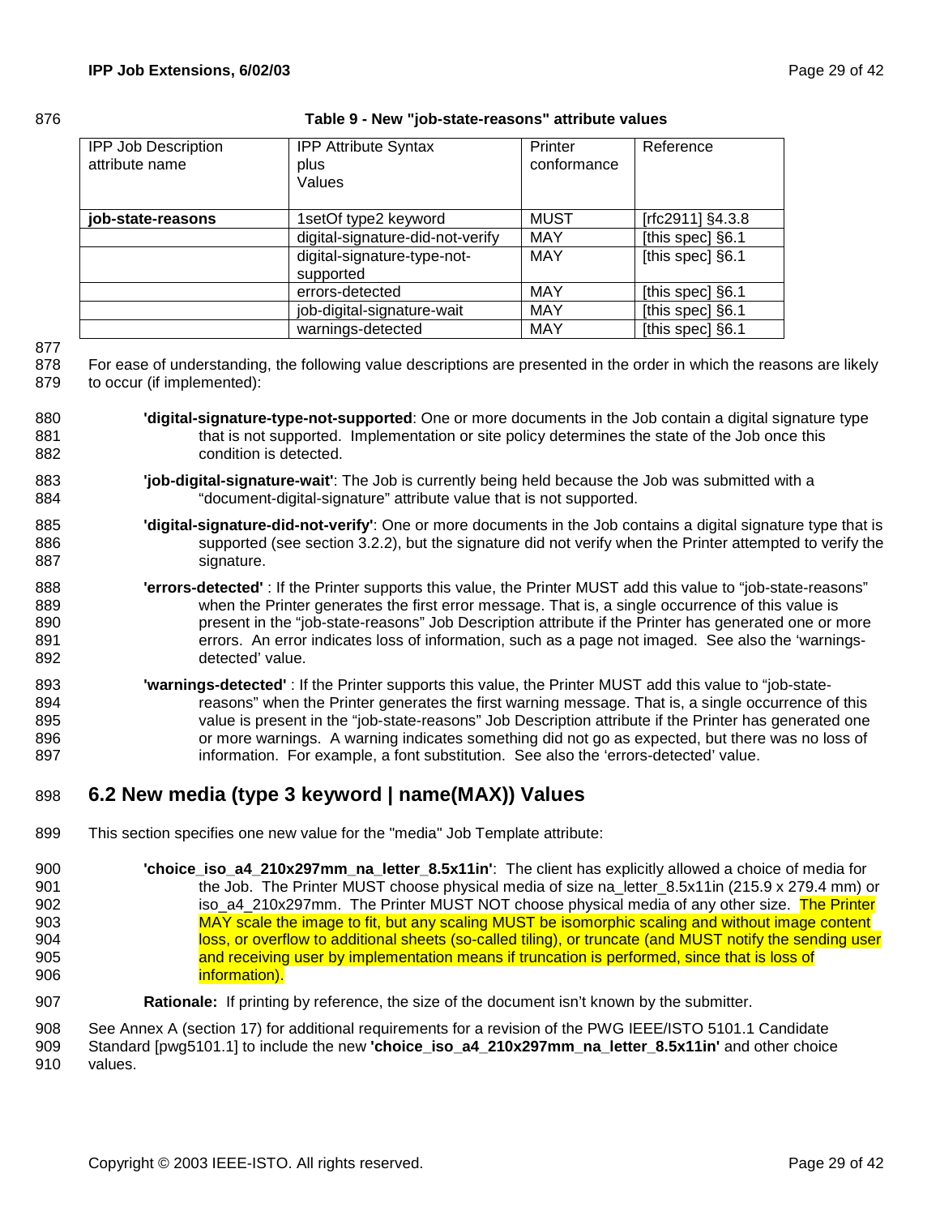**Table 9 - New "job-state-reasons" attribute values**

| IPP Job Description attribute name | IPP Attribute Syntax plus Values | Printer conformance | Reference |
|---|---|---|---|
| **job-state-reasons** | 1setOf type2 keyword | MUST | [rfc2911] §4.3.8 |
| | digital-signature-did-not-verify | MAY | [this spec] §6.1 |
| | digital-signature-type-not-supported | MAY | [this spec] §6.1 |
| | errors-detected | MAY | [this spec] §6.1 |
| | job-digital-signature-wait | MAY | [this spec] §6.1 |
| | warnings-detected | MAY | [this spec] §6.1 |

For ease of understanding, the following value descriptions are presented in the order in which the reasons are likely to occur (if implemented):

**'digital-signature-type-not-supported**: One or more documents in the Job contain a digital signature type that is not supported. Implementation or site policy determines the state of the Job once this condition is detected.

**'job-digital-signature-wait'**: The Job is currently being held because the Job was submitted with a "document-digital-signature" attribute value that is not supported.

**'digital-signature-did-not-verify'**: One or more documents in the Job contains a digital signature type that is supported (see section 3.2.2), but the signature did not verify when the Printer attempted to verify the signature.

**'errors-detected'** : If the Printer supports this value, the Printer MUST add this value to "job-state-reasons" when the Printer generates the first error message. That is, a single occurrence of this value is present in the "job-state-reasons" Job Description attribute if the Printer has generated one or more errors. An error indicates loss of information, such as a page not imaged. See also the 'warnings-detected' value.

**'warnings-detected'** : If the Printer supports this value, the Printer MUST add this value to "job-state-reasons" when the Printer generates the first warning message. That is, a single occurrence of this value is present in the "job-state-reasons" Job Description attribute if the Printer has generated one or more warnings. A warning indicates something did not go as expected, but there was no loss of information. For example, a font substitution. See also the 'errors-detected' value.

## 6.2 New media (type 3 keyword | name(MAX)) Values

This section specifies one new value for the "media" Job Template attribute:

**'choice_iso_a4_210x297mm_na_letter_8.5x11in'**: The client has explicitly allowed a choice of media for the Job. The Printer MUST choose physical media of size na_letter_8.5x11in (215.9 x 279.4 mm) or iso_a4_210x297mm. The Printer MUST NOT choose physical media of any other size. The Printer MAY scale the image to fit, but any scaling MUST be isomorphic scaling and without image content loss, or overflow to additional sheets (so-called tiling), or truncate (and MUST notify the sending user and receiving user by implementation means if truncation is performed, since that is loss of information).

**Rationale:** If printing by reference, the size of the document isn't known by the submitter.

See Annex A (section 17) for additional requirements for a revision of the PWG IEEE/ISTO 5101.1 Candidate Standard [pwg5101.1] to include the new **'choice_iso_a4_210x297mm_na_letter_8.5x11in'** and other choice values.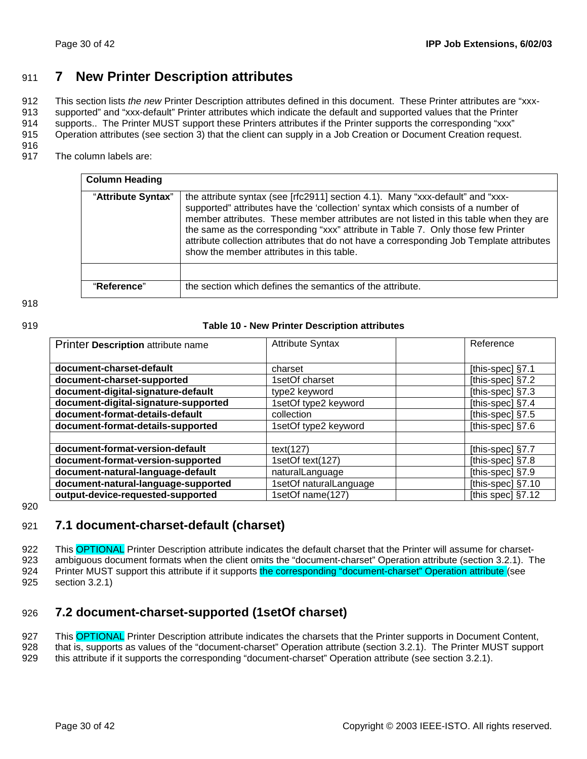# 7 New Printer Description attributes

This section lists *the new* Printer Description attributes defined in this document. These Printer attributes are "xxx-supported" and "xxx-default" Printer attributes which indicate the default and supported values that the Printer supports.. The Printer MUST support these Printers attributes if the Printer supports the corresponding "xxx" Operation attributes (see section 3) that the client can supply in a Job Creation or Document Creation request.

The column labels are:

| Column Heading | |
|---|---|
| "**Attribute Syntax**" | the attribute syntax (see [rfc2911] section 4.1). Many "xxx-default" and "xxx-supported" attributes have the 'collection' syntax which consists of a number of member attributes. These member attributes are not listed in this table when they are the same as the corresponding "xxx" attribute in Table 7. Only those few Printer attribute collection attributes that do not have a corresponding Job Template attributes show the member attributes in this table. |
| | |
| "**Reference**" | the section which defines the semantics of the attribute. |

**Table 10 - New Printer Description attributes**

| Printer **Description** attribute name | Attribute Syntax | | Reference |
|---|---|---|---|
| **document-charset-default** | charset | | [this-spec] §7.1 |
| **document-charset-supported** | 1setOf charset | | [this-spec] §7.2 |
| **document-digital-signature-default** | type2 keyword | | [this-spec] §7.3 |
| **document-digital-signature-supported** | 1setOf type2 keyword | | [this-spec] §7.4 |
| **document-format-details-default** | collection | | [this-spec] §7.5 |
| **document-format-details-supported** | 1setOf type2 keyword | | [this-spec] §7.6 |
| | | | |
| **document-format-version-default** | text(127) | | [this-spec] §7.7 |
| **document-format-version-supported** | 1setOf text(127) | | [this-spec] §7.8 |
| **document-natural-language-default** | naturalLanguage | | [this-spec] §7.9 |
| **document-natural-language-supported** | 1setOf naturalLanguage | | [this-spec] §7.10 |
| **output-device-requested-supported** | 1setOf name(127) | | [this spec] §7.12 |

## 7.1 document-charset-default (charset)

This OPTIONAL Printer Description attribute indicates the default charset that the Printer will assume for charset-ambiguous document formats when the client omits the "document-charset" Operation attribute (section 3.2.1). The Printer MUST support this attribute if it supports the corresponding "document-charset" Operation attribute (see section 3.2.1)

## 7.2 document-charset-supported (1setOf charset)

This OPTIONAL Printer Description attribute indicates the charsets that the Printer supports in Document Content, that is, supports as values of the "document-charset" Operation attribute (section 3.2.1). The Printer MUST support this attribute if it supports the corresponding "document-charset" Operation attribute (see section 3.2.1).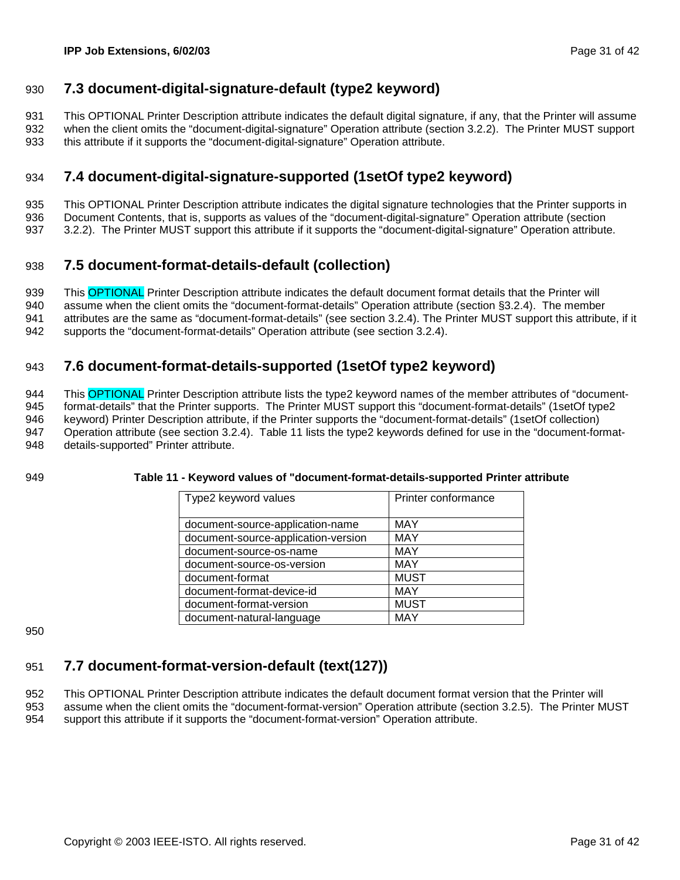## 7.3 document-digital-signature-default (type2 keyword)

This OPTIONAL Printer Description attribute indicates the default digital signature, if any, that the Printer will assume when the client omits the “document-digital-signature” Operation attribute (section 3.2.2). The Printer MUST support this attribute if it supports the “document-digital-signature” Operation attribute.

## 7.4 document-digital-signature-supported (1setOf type2 keyword)

This OPTIONAL Printer Description attribute indicates the digital signature technologies that the Printer supports in Document Contents, that is, supports as values of the “document-digital-signature” Operation attribute (section 3.2.2). The Printer MUST support this attribute if it supports the “document-digital-signature” Operation attribute.

## 7.5 document-format-details-default (collection)

This OPTIONAL Printer Description attribute indicates the default document format details that the Printer will assume when the client omits the “document-format-details” Operation attribute (section §3.2.4). The member attributes are the same as “document-format-details” (see section 3.2.4). The Printer MUST support this attribute, if it supports the “document-format-details” Operation attribute (see section 3.2.4).

## 7.6 document-format-details-supported (1setOf type2 keyword)

This OPTIONAL Printer Description attribute lists the type2 keyword names of the member attributes of “document-format-details” that the Printer supports. The Printer MUST support this “document-format-details” (1setOf type2 keyword) Printer Description attribute, if the Printer supports the “document-format-details” (1setOf collection) Operation attribute (see section 3.2.4). Table 11 lists the type2 keywords defined for use in the “document-format-details-supported” Printer attribute.

**Table 11 - Keyword values of "document-format-details-supported Printer attribute**

| Type2 keyword values | Printer conformance |
|---|---|
| document-source-application-name | MAY |
| document-source-application-version | MAY |
| document-source-os-name | MAY |
| document-source-os-version | MAY |
| document-format | MUST |
| document-format-device-id | MAY |
| document-format-version | MUST |
| document-natural-language | MAY |

## 7.7 document-format-version-default (text(127))

This OPTIONAL Printer Description attribute indicates the default document format version that the Printer will assume when the client omits the “document-format-version” Operation attribute (section 3.2.5). The Printer MUST support this attribute if it supports the “document-format-version” Operation attribute.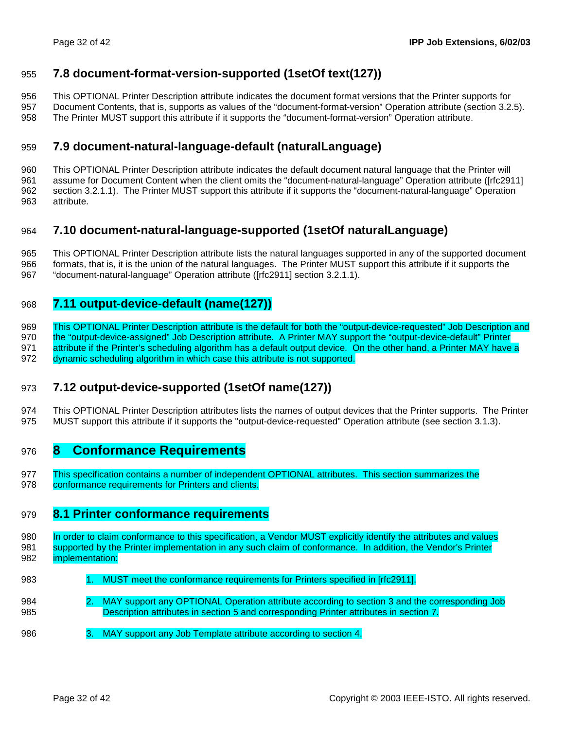## 7.8 document-format-version-supported (1setOf text(127))

This OPTIONAL Printer Description attribute indicates the document format versions that the Printer supports for Document Contents, that is, supports as values of the "document-format-version" Operation attribute (section 3.2.5). The Printer MUST support this attribute if it supports the "document-format-version" Operation attribute.

## 7.9 document-natural-language-default (naturalLanguage)

This OPTIONAL Printer Description attribute indicates the default document natural language that the Printer will assume for Document Content when the client omits the "document-natural-language" Operation attribute ([rfc2911] section 3.2.1.1). The Printer MUST support this attribute if it supports the "document-natural-language" Operation attribute.

## 7.10 document-natural-language-supported (1setOf naturalLanguage)

This OPTIONAL Printer Description attribute lists the natural languages supported in any of the supported document formats, that is, it is the union of the natural languages. The Printer MUST support this attribute if it supports the "document-natural-language" Operation attribute ([rfc2911] section 3.2.1.1).

## 7.11 output-device-default (name(127))

This OPTIONAL Printer Description attribute is the default for both the "output-device-requested" Job Description and the "output-device-assigned" Job Description attribute. A Printer MAY support the "output-device-default" Printer attribute if the Printer's scheduling algorithm has a default output device. On the other hand, a Printer MAY have a dynamic scheduling algorithm in which case this attribute is not supported.

## 7.12 output-device-supported (1setOf name(127))

This OPTIONAL Printer Description attributes lists the names of output devices that the Printer supports. The Printer MUST support this attribute if it supports the "output-device-requested" Operation attribute (see section 3.1.3).

# 8 Conformance Requirements

This specification contains a number of independent OPTIONAL attributes. This section summarizes the conformance requirements for Printers and clients.

## 8.1 Printer conformance requirements

In order to claim conformance to this specification, a Vendor MUST explicitly identify the attributes and values supported by the Printer implementation in any such claim of conformance. In addition, the Vendor's Printer implementation:

1. MUST meet the conformance requirements for Printers specified in [rfc2911].
2. MAY support any OPTIONAL Operation attribute according to section 3 and the corresponding Job Description attributes in section 5 and corresponding Printer attributes in section 7.
3. MAY support any Job Template attribute according to section 4.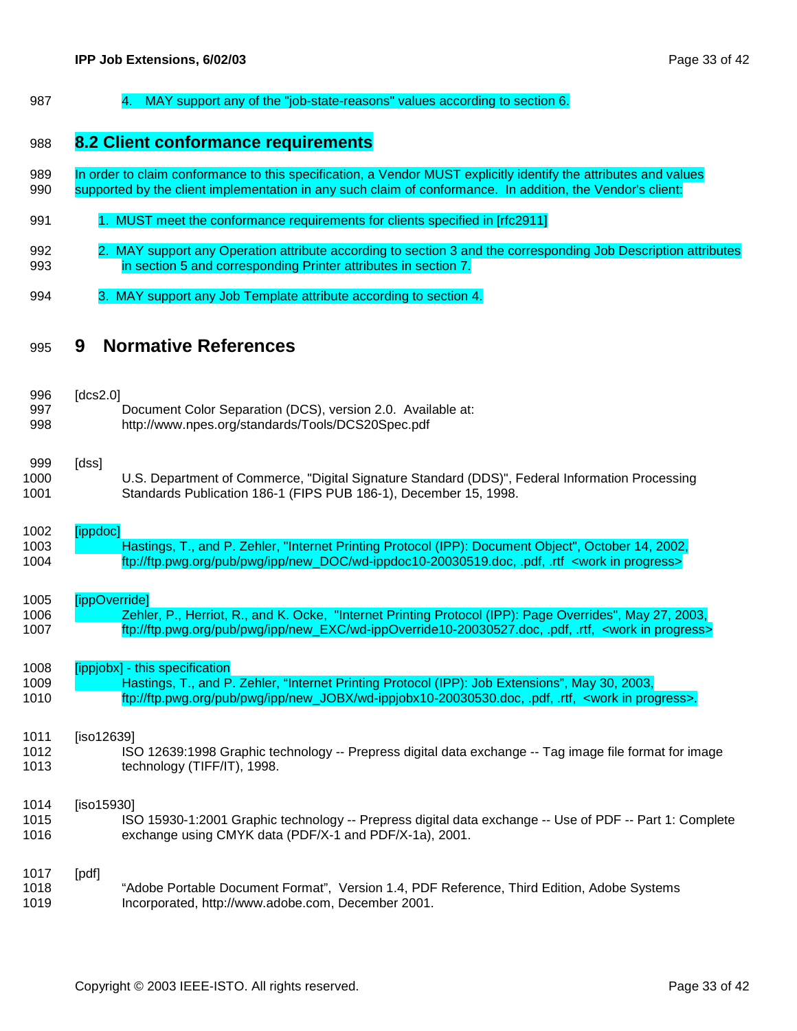4. MAY support any of the "job-state-reasons" values according to section 6.

## 8.2 Client conformance requirements

In order to claim conformance to this specification, a Vendor MUST explicitly identify the attributes and values supported by the client implementation in any such claim of conformance. In addition, the Vendor's client:

1. MUST meet the conformance requirements for clients specified in [rfc2911]

2. MAY support any Operation attribute according to section 3 and the corresponding Job Description attributes in section 5 and corresponding Printer attributes in section 7.

3. MAY support any Job Template attribute according to section 4.

# 9 Normative References

[dcs2.0]
Document Color Separation (DCS), version 2.0. Available at: http://www.npes.org/standards/Tools/DCS20Spec.pdf

[dss]
U.S. Department of Commerce, "Digital Signature Standard (DDS)", Federal Information Processing Standards Publication 186-1 (FIPS PUB 186-1), December 15, 1998.

[ippdoc]
Hastings, T., and P. Zehler, "Internet Printing Protocol (IPP): Document Object", October 14, 2002, ftp://ftp.pwg.org/pub/pwg/ipp/new_DOC/wd-ippdoc10-20030519.doc, .pdf, .rtf <work in progress>

[ippOverride]
Zehler, P., Herriot, R., and K. Ocke, "Internet Printing Protocol (IPP): Page Overrides", May 27, 2003, ftp://ftp.pwg.org/pub/pwg/ipp/new_EXC/wd-ippOverride10-20030527.doc, .pdf, .rtf, <work in progress>

[ippjobx] - this specification
Hastings, T., and P. Zehler, "Internet Printing Protocol (IPP): Job Extensions", May 30, 2003, ftp://ftp.pwg.org/pub/pwg/ipp/new_JOBX/wd-ippjobx10-20030530.doc, .pdf, .rtf, <work in progress>.

[iso12639]
ISO 12639:1998 Graphic technology -- Prepress digital data exchange -- Tag image file format for image technology (TIFF/IT), 1998.

[iso15930]
ISO 15930-1:2001 Graphic technology -- Prepress digital data exchange -- Use of PDF -- Part 1: Complete exchange using CMYK data (PDF/X-1 and PDF/X-1a), 2001.

[pdf]
"Adobe Portable Document Format", Version 1.4, PDF Reference, Third Edition, Adobe Systems Incorporated, http://www.adobe.com, December 2001.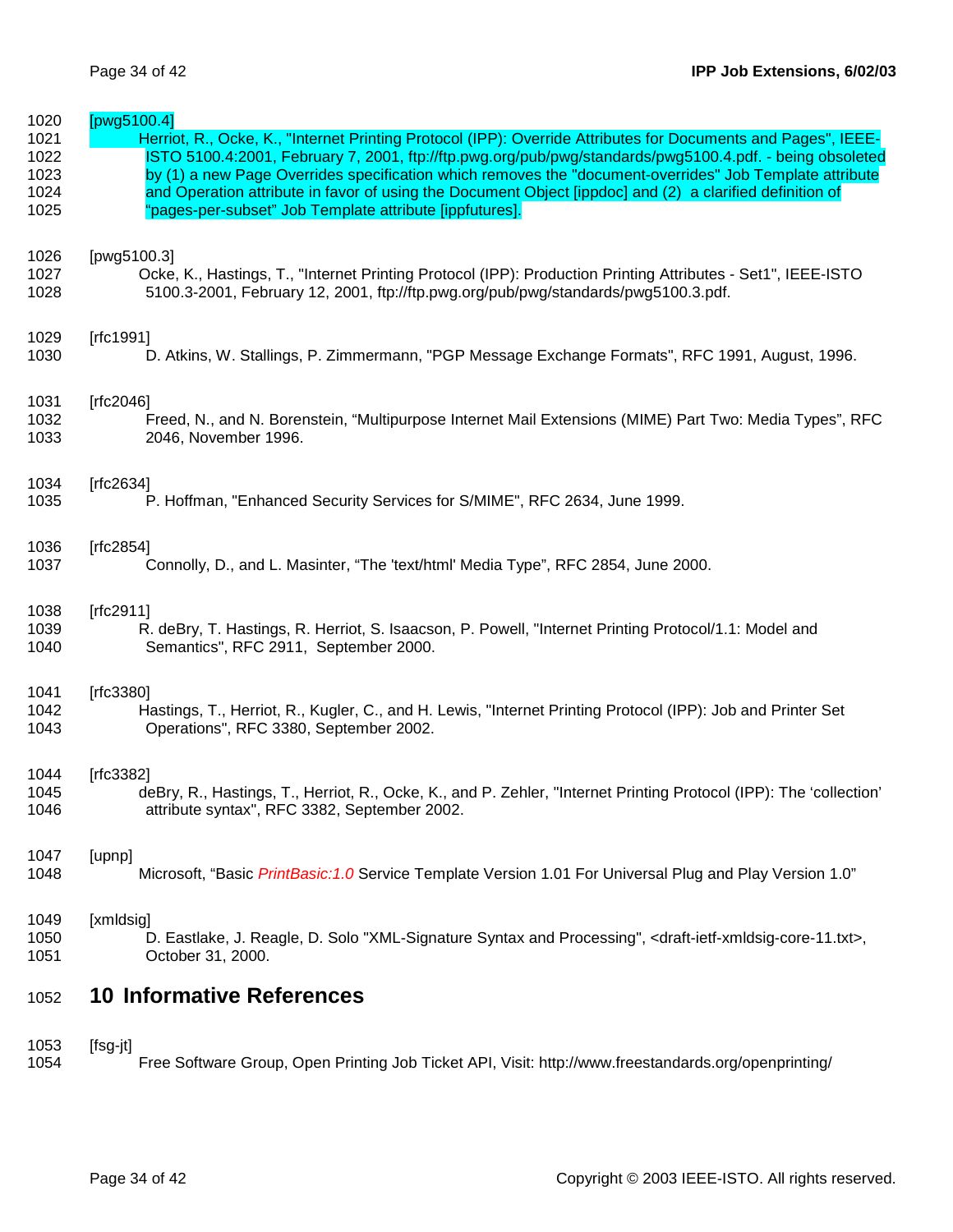[pwg5100.4]

Herriot, R., Ocke, K., "Internet Printing Protocol (IPP): Override Attributes for Documents and Pages", IEEE-ISTO 5100.4:2001, February 7, 2001, ftp://ftp.pwg.org/pub/pwg/standards/pwg5100.4.pdf. - being obsoleted by (1) a new Page Overrides specification which removes the "document-overrides" Job Template attribute and Operation attribute in favor of using the Document Object [ippdoc] and (2) a clarified definition of "pages-per-subset" Job Template attribute [ippfutures].

[pwg5100.3]

Ocke, K., Hastings, T., "Internet Printing Protocol (IPP): Production Printing Attributes - Set1", IEEE-ISTO 5100.3-2001, February 12, 2001, ftp://ftp.pwg.org/pub/pwg/standards/pwg5100.3.pdf.

[rfc1991]

D. Atkins, W. Stallings, P. Zimmermann, "PGP Message Exchange Formats", RFC 1991, August, 1996.

[rfc2046]

Freed, N., and N. Borenstein, "Multipurpose Internet Mail Extensions (MIME) Part Two: Media Types", RFC 2046, November 1996.

[rfc2634]

P. Hoffman, "Enhanced Security Services for S/MIME", RFC 2634, June 1999.

[rfc2854]

Connolly, D., and L. Masinter, "The 'text/html' Media Type", RFC 2854, June 2000.

[rfc2911]

R. deBry, T. Hastings, R. Herriot, S. Isaacson, P. Powell, "Internet Printing Protocol/1.1: Model and Semantics", RFC 2911, September 2000.

[rfc3380]

Hastings, T., Herriot, R., Kugler, C., and H. Lewis, "Internet Printing Protocol (IPP): Job and Printer Set Operations", RFC 3380, September 2002.

[rfc3382]

deBry, R., Hastings, T., Herriot, R., Ocke, K., and P. Zehler, "Internet Printing Protocol (IPP): The 'collection' attribute syntax", RFC 3382, September 2002.

[upnp]

Microsoft, "Basic *PrintBasic:1.0* Service Template Version 1.01 For Universal Plug and Play Version 1.0"

[xmldsig]

D. Eastlake, J. Reagle, D. Solo "XML-Signature Syntax and Processing", <draft-ietf-xmldsig-core-11.txt>, October 31, 2000.

# 10 Informative References

[fsg-jt]

Free Software Group, Open Printing Job Ticket API, Visit: http://www.freestandards.org/openprinting/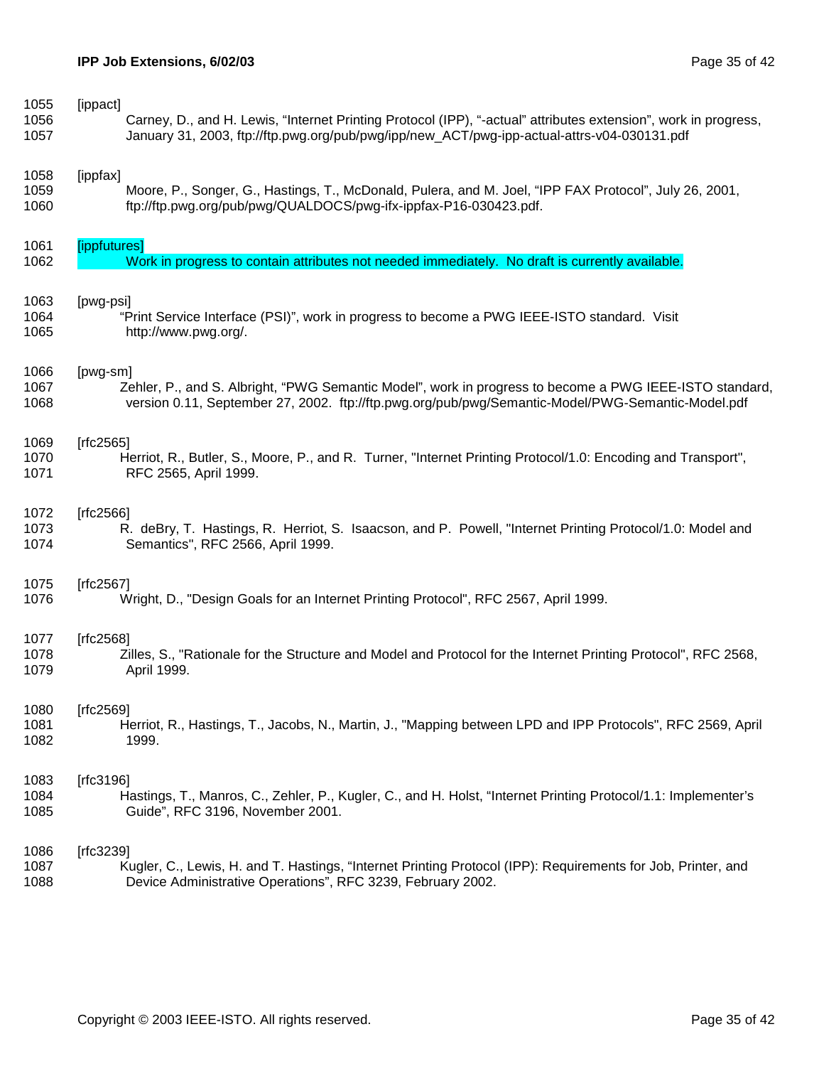[ippact]
Carney, D., and H. Lewis, “Internet Printing Protocol (IPP), “-actual” attributes extension”, work in progress, January 31, 2003, ftp://ftp.pwg.org/pub/pwg/ipp/new_ACT/pwg-ipp-actual-attrs-v04-030131.pdf

[ippfax]
Moore, P., Songer, G., Hastings, T., McDonald, Pulera, and M. Joel, “IPP FAX Protocol”, July 26, 2001, ftp://ftp.pwg.org/pub/pwg/QUALDOCS/pwg-ifx-ippfax-P16-030423.pdf.

[ippfutures]
Work in progress to contain attributes not needed immediately. No draft is currently available.

[pwg-psi]
“Print Service Interface (PSI)”, work in progress to become a PWG IEEE-ISTO standard. Visit http://www.pwg.org/.

[pwg-sm]
Zehler, P., and S. Albright, “PWG Semantic Model”, work in progress to become a PWG IEEE-ISTO standard, version 0.11, September 27, 2002. ftp://ftp.pwg.org/pub/pwg/Semantic-Model/PWG-Semantic-Model.pdf

[rfc2565]
Herriot, R., Butler, S., Moore, P., and R. Turner, "Internet Printing Protocol/1.0: Encoding and Transport", RFC 2565, April 1999.

[rfc2566]
R. deBry, T. Hastings, R. Herriot, S. Isaacson, and P. Powell, "Internet Printing Protocol/1.0: Model and Semantics", RFC 2566, April 1999.

[rfc2567]
Wright, D., "Design Goals for an Internet Printing Protocol", RFC 2567, April 1999.

[rfc2568]
Zilles, S., "Rationale for the Structure and Model and Protocol for the Internet Printing Protocol", RFC 2568, April 1999.

[rfc2569]
Herriot, R., Hastings, T., Jacobs, N., Martin, J., "Mapping between LPD and IPP Protocols", RFC 2569, April 1999.

[rfc3196]
Hastings, T., Manros, C., Zehler, P., Kugler, C., and H. Holst, “Internet Printing Protocol/1.1: Implementer’s Guide”, RFC 3196, November 2001.

[rfc3239]
Kugler, C., Lewis, H. and T. Hastings, “Internet Printing Protocol (IPP): Requirements for Job, Printer, and Device Administrative Operations”, RFC 3239, February 2002.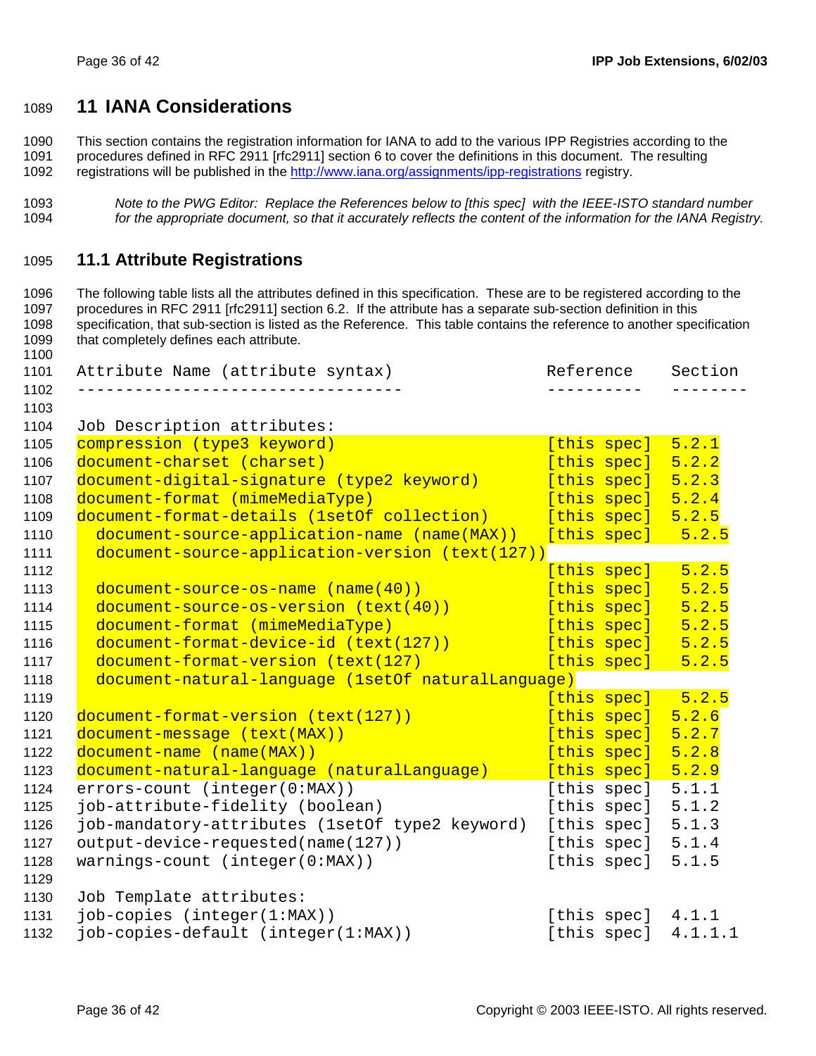# 11 IANA Considerations

This section contains the registration information for IANA to add to the various IPP Registries according to the procedures defined in RFC 2911 [rfc2911] section 6 to cover the definitions in this document. The resulting registrations will be published in the http://www.iana.org/assignments/ipp-registrations registry.

*Note to the PWG Editor: Replace the References below to [this spec] with the IEEE-ISTO standard number for the appropriate document, so that it accurately reflects the content of the information for the IANA Registry.*

## 11.1 Attribute Registrations

The following table lists all the attributes defined in this specification. These are to be registered according to the procedures in RFC 2911 [rfc2911] section 6.2. If the attribute has a separate sub-section definition in this specification, that sub-section is listed as the Reference. This table contains the reference to another specification that completely defines each attribute.

```
Attribute Name (attribute syntax)                  Reference    Section
----------------------------------                ----------   --------

Job Description attributes:
compression (type3 keyword)                        [this spec]  5.2.1
document-charset (charset)                         [this spec]  5.2.2
document-digital-signature (type2 keyword)         [this spec]  5.2.3
document-format (mimeMediaType)                    [this spec]  5.2.4
document-format-details (1setOf collection)        [this spec]  5.2.5
  document-source-application-name (name(MAX))     [this spec]   5.2.5
  document-source-application-version (text(127))
                                                   [this spec]   5.2.5
  document-source-os-name (name(40))               [this spec]   5.2.5
  document-source-os-version (text(40))            [this spec]   5.2.5
  document-format (mimeMediaType)                  [this spec]   5.2.5
  document-format-device-id (text(127))            [this spec]   5.2.5
  document-format-version (text(127)               [this spec]   5.2.5
  document-natural-language (1setOf naturalLanguage)
                                                   [this spec]   5.2.5
document-format-version (text(127))                [this spec]  5.2.6
document-message (text(MAX))                       [this spec]  5.2.7
document-name (name(MAX))                          [this spec]  5.2.8
document-natural-language (naturalLanguage)        [this spec]  5.2.9
errors-count (integer(0:MAX))                      [this spec]  5.1.1
job-attribute-fidelity (boolean)                   [this spec]  5.1.2
job-mandatory-attributes (1setOf type2 keyword)    [this spec]  5.1.3
output-device-requested(name(127))                 [this spec]  5.1.4
warnings-count (integer(0:MAX))                    [this spec]  5.1.5

Job Template attributes:
job-copies (integer(1:MAX))                        [this spec]  4.1.1
job-copies-default (integer(1:MAX))                [this spec]  4.1.1.1
```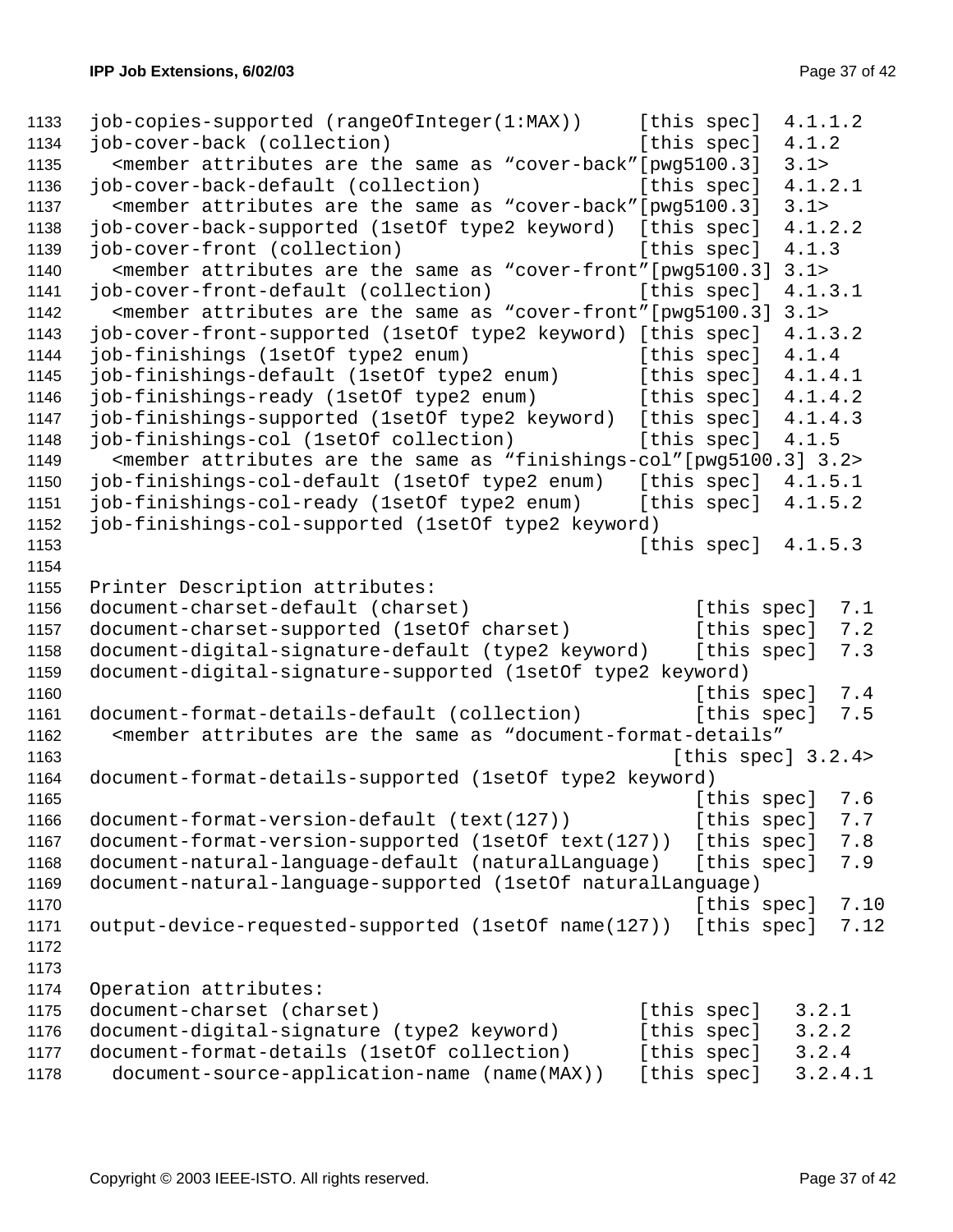```
job-copies-supported (rangeOfInteger(1:MAX))      [this spec]  4.1.1.2
job-cover-back (collection)                        [this spec]  4.1.2
  <member attributes are the same as "cover-back"[pwg5100.3]  3.1>
job-cover-back-default (collection)                [this spec]  4.1.2.1
  <member attributes are the same as "cover-back"[pwg5100.3]  3.1>
job-cover-back-supported (1setOf type2 keyword)   [this spec]  4.1.2.2
job-cover-front (collection)                       [this spec]  4.1.3
  <member attributes are the same as "cover-front"[pwg5100.3] 3.1>
job-cover-front-default (collection)               [this spec]  4.1.3.1
  <member attributes are the same as "cover-front"[pwg5100.3] 3.1>
job-cover-front-supported (1setOf type2 keyword)  [this spec]  4.1.3.2
job-finishings (1setOf type2 enum)                 [this spec]  4.1.4
job-finishings-default (1setOf type2 enum)         [this spec]  4.1.4.1
job-finishings-ready (1setOf type2 enum)           [this spec]  4.1.4.2
job-finishings-supported (1setOf type2 keyword)   [this spec]  4.1.4.3
job-finishings-col (1setOf collection)             [this spec]  4.1.5
  <member attributes are the same as "finishings-col"[pwg5100.3] 3.2>
job-finishings-col-default (1setOf type2 enum)    [this spec]  4.1.5.1
job-finishings-col-ready (1setOf type2 enum)      [this spec]  4.1.5.2
job-finishings-col-supported (1setOf type2 keyword)
                                                   [this spec]  4.1.5.3

Printer Description attributes:
document-charset-default (charset)                     [this spec]  7.1
document-charset-supported (1setOf charset)            [this spec]  7.2
document-digital-signature-default (type2 keyword)    [this spec]  7.3
document-digital-signature-supported (1setOf type2 keyword)
                                                       [this spec]  7.4
document-format-details-default (collection)          [this spec]  7.5
  <member attributes are the same as "document-format-details"
                                                     [this spec] 3.2.4>
document-format-details-supported (1setOf type2 keyword)
                                                       [this spec]  7.6
document-format-version-default (text(127))           [this spec]  7.7
document-format-version-supported (1setOf text(127))  [this spec]  7.8
document-natural-language-default (naturalLanguage)   [this spec]  7.9
document-natural-language-supported (1setOf naturalLanguage)
                                                       [this spec]  7.10
output-device-requested-supported (1setOf name(127))  [this spec]  7.12


Operation attributes:
document-charset (charset)                         [this spec]   3.2.1
document-digital-signature (type2 keyword)         [this spec]   3.2.2
document-format-details (1setOf collection)        [this spec]   3.2.4
  document-source-application-name (name(MAX))    [this spec]   3.2.4.1
```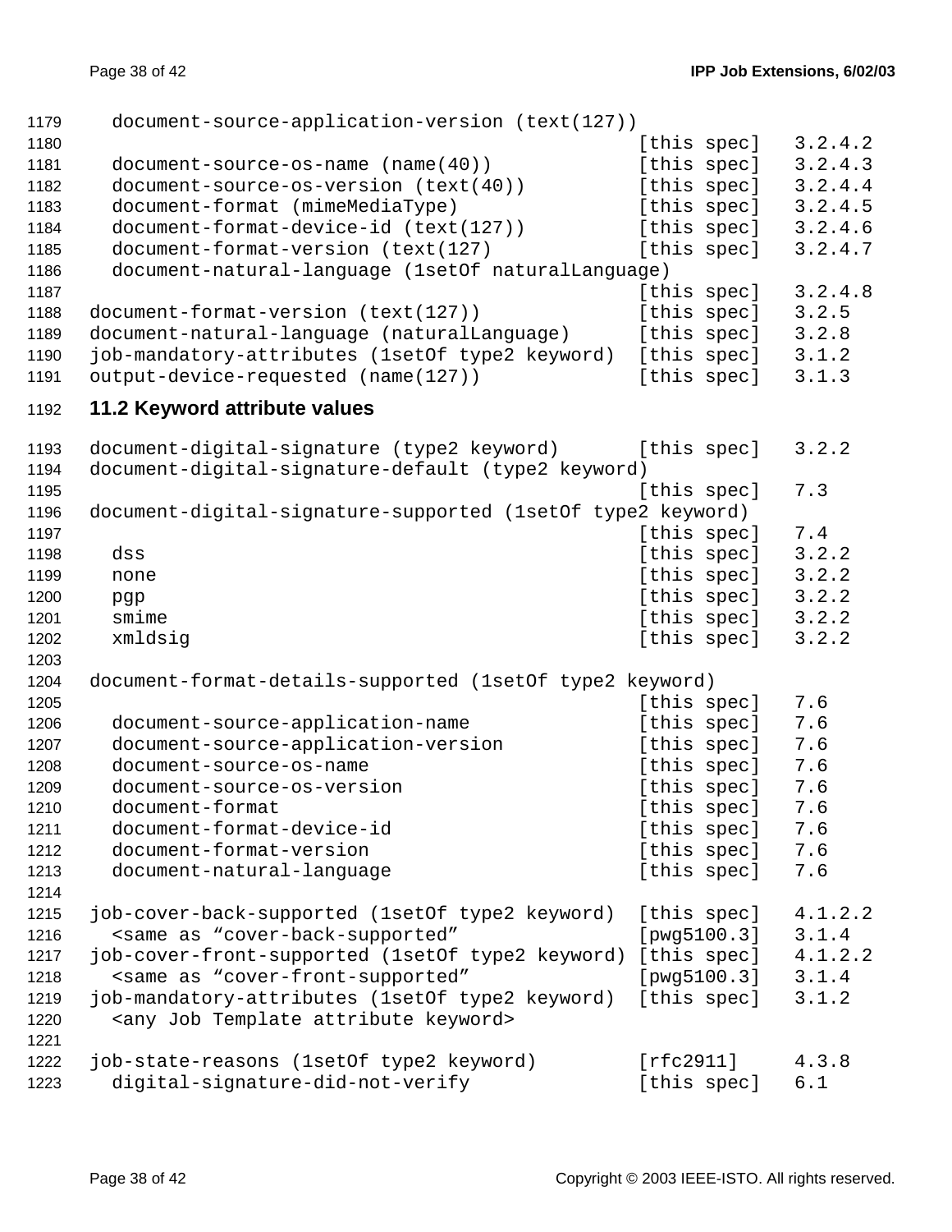```
  document-source-application-version (text(127))
                                                [this spec]   3.2.4.2
  document-source-os-name (name(40))            [this spec]   3.2.4.3
  document-source-os-version (text(40))         [this spec]   3.2.4.4
  document-format (mimeMediaType)               [this spec]   3.2.4.5
  document-format-device-id (text(127))         [this spec]   3.2.4.6
  document-format-version (text(127)            [this spec]   3.2.4.7
  document-natural-language (1setOf naturalLanguage)
                                                [this spec]   3.2.4.8
document-format-version (text(127))             [this spec]   3.2.5
document-natural-language (naturalLanguage)     [this spec]   3.2.8
job-mandatory-attributes (1setOf type2 keyword) [this spec]   3.1.2
output-device-requested (name(127))             [this spec]   3.1.3
```

## 11.2 Keyword attribute values

```
document-digital-signature (type2 keyword)      [this spec]   3.2.2
document-digital-signature-default (type2 keyword)
                                                [this spec]   7.3
document-digital-signature-supported (1setOf type2 keyword)
                                                [this spec]   7.4
  dss                                           [this spec]   3.2.2
  none                                          [this spec]   3.2.2
  pgp                                           [this spec]   3.2.2
  smime                                         [this spec]   3.2.2
  xmldsig                                       [this spec]   3.2.2

document-format-details-supported (1setOf type2 keyword)
                                                [this spec]   7.6
  document-source-application-name              [this spec]   7.6
  document-source-application-version           [this spec]   7.6
  document-source-os-name                       [this spec]   7.6
  document-source-os-version                    [this spec]   7.6
  document-format                               [this spec]   7.6
  document-format-device-id                     [this spec]   7.6
  document-format-version                       [this spec]   7.6
  document-natural-language                     [this spec]   7.6

job-cover-back-supported (1setOf type2 keyword)  [this spec]   4.1.2.2
  <same as "cover-back-supported"               [pwg5100.3]   3.1.4
job-cover-front-supported (1setOf type2 keyword) [this spec]   4.1.2.2
  <same as "cover-front-supported"              [pwg5100.3]   3.1.4
job-mandatory-attributes (1setOf type2 keyword)  [this spec]   3.1.2
  <any Job Template attribute keyword>

job-state-reasons (1setOf type2 keyword)        [rfc2911]     4.3.8
  digital-signature-did-not-verify              [this spec]   6.1
```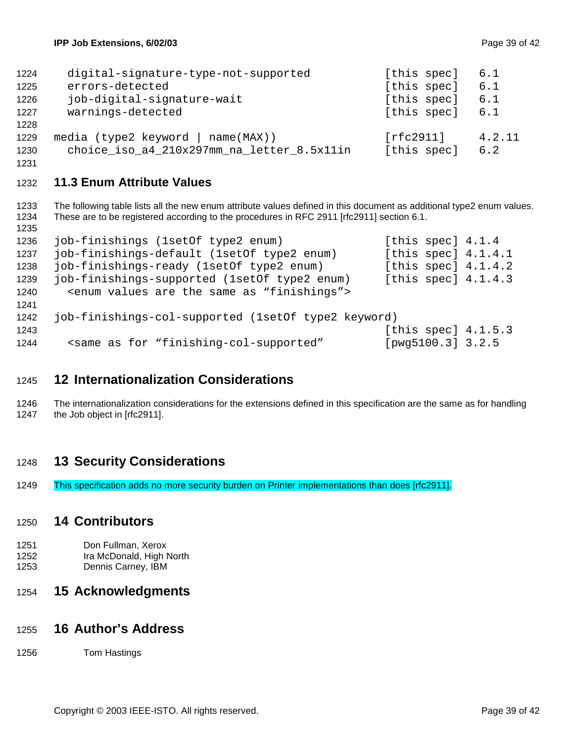```
  digital-signature-type-not-supported          [this spec]   6.1
  errors-detected                               [this spec]   6.1
  job-digital-signature-wait                    [this spec]   6.1
  warnings-detected                             [this spec]   6.1

media (type2 keyword | name(MAX))               [rfc2911]     4.2.11
  choice_iso_a4_210x297mm_na_letter_8.5x11in    [this spec]   6.2
```

### 11.3 Enum Attribute Values

The following table lists all the new enum attribute values defined in this document as additional type2 enum values. These are to be registered according to the procedures in RFC 2911 [rfc2911] section 6.1.

```
job-finishings (1setOf type2 enum)              [this spec] 4.1.4
job-finishings-default (1setOf type2 enum)      [this spec] 4.1.4.1
job-finishings-ready (1setOf type2 enum)        [this spec] 4.1.4.2
job-finishings-supported (1setOf type2 enum)    [this spec] 4.1.4.3
  <enum values are the same as "finishings">

job-finishings-col-supported (1setOf type2 keyword)
                                                [this spec] 4.1.5.3
  <same as for "finishing-col-supported"        [pwg5100.3] 3.2.5
```

# 12 Internationalization Considerations

The internationalization considerations for the extensions defined in this specification are the same as for handling the Job object in [rfc2911].

# 13 Security Considerations

This specification adds no more security burden on Printer implementations than does [rfc2911].

# 14 Contributors

Don Fullman, Xerox
Ira McDonald, High North
Dennis Carney, IBM

# 15 Acknowledgments

# 16 Author's Address

Tom Hastings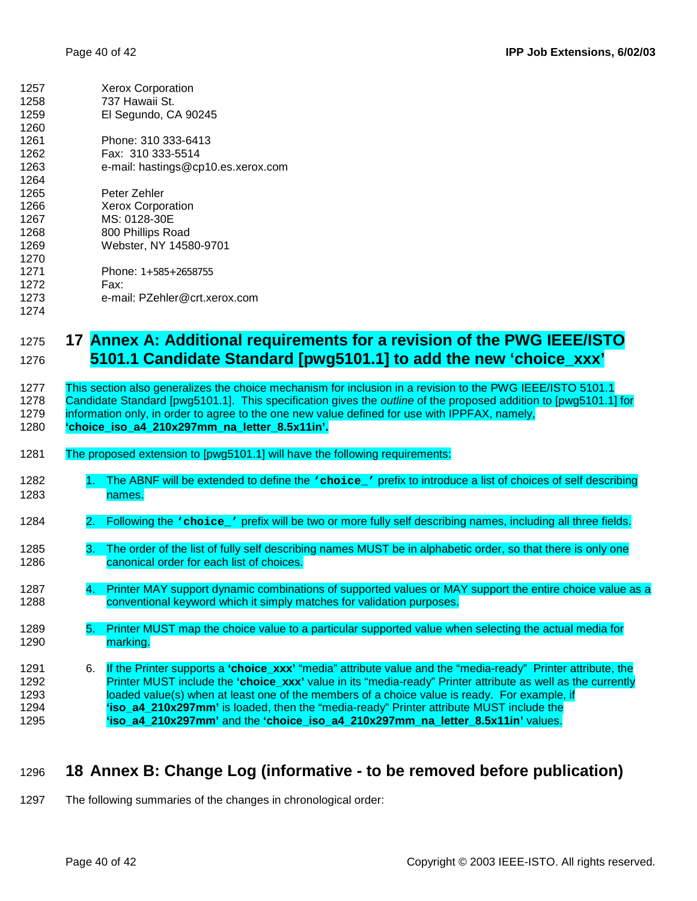Xerox Corporation
737 Hawaii St.
El Segundo, CA 90245

Phone: 310 333-6413
Fax: 310 333-5514
e-mail: hastings@cp10.es.xerox.com

Peter Zehler
Xerox Corporation
MS: 0128-30E
800 Phillips Road
Webster, NY 14580-9701

Phone: 1+585+2658755
Fax:
e-mail: PZehler@crt.xerox.com

# 17 Annex A: Additional requirements for a revision of the PWG IEEE/ISTO 5101.1 Candidate Standard [pwg5101.1] to add the new 'choice_xxx'

This section also generalizes the choice mechanism for inclusion in a revision to the PWG IEEE/ISTO 5101.1 Candidate Standard [pwg5101.1]. This specification gives the *outline* of the proposed addition to [pwg5101.1] for information only, in order to agree to the one new value defined for use with IPPFAX, namely, **'choice_iso_a4_210x297mm_na_letter_8.5x11in'.**

The proposed extension to [pwg5101.1] will have the following requirements:

1. The ABNF will be extended to define the **`'choice_'`** prefix to introduce a list of choices of self describing names.
2. Following the **`'choice_'`** prefix will be two or more fully self describing names, including all three fields.
3. The order of the list of fully self describing names MUST be in alphabetic order, so that there is only one canonical order for each list of choices.
4. Printer MAY support dynamic combinations of supported values or MAY support the entire choice value as a conventional keyword which it simply matches for validation purposes.
5. Printer MUST map the choice value to a particular supported value when selecting the actual media for marking.
6. If the Printer supports a **'choice_xxx'** "media" attribute value and the "media-ready" Printer attribute, the Printer MUST include the **'choice_xxx'** value in its "media-ready" Printer attribute as well as the currently loaded value(s) when at least one of the members of a choice value is ready. For example, if **'iso_a4_210x297mm'** is loaded, then the "media-ready" Printer attribute MUST include the **'iso_a4_210x297mm'** and the **'choice_iso_a4_210x297mm_na_letter_8.5x11in'** values.

# 18 Annex B: Change Log (informative - to be removed before publication)

The following summaries of the changes in chronological order: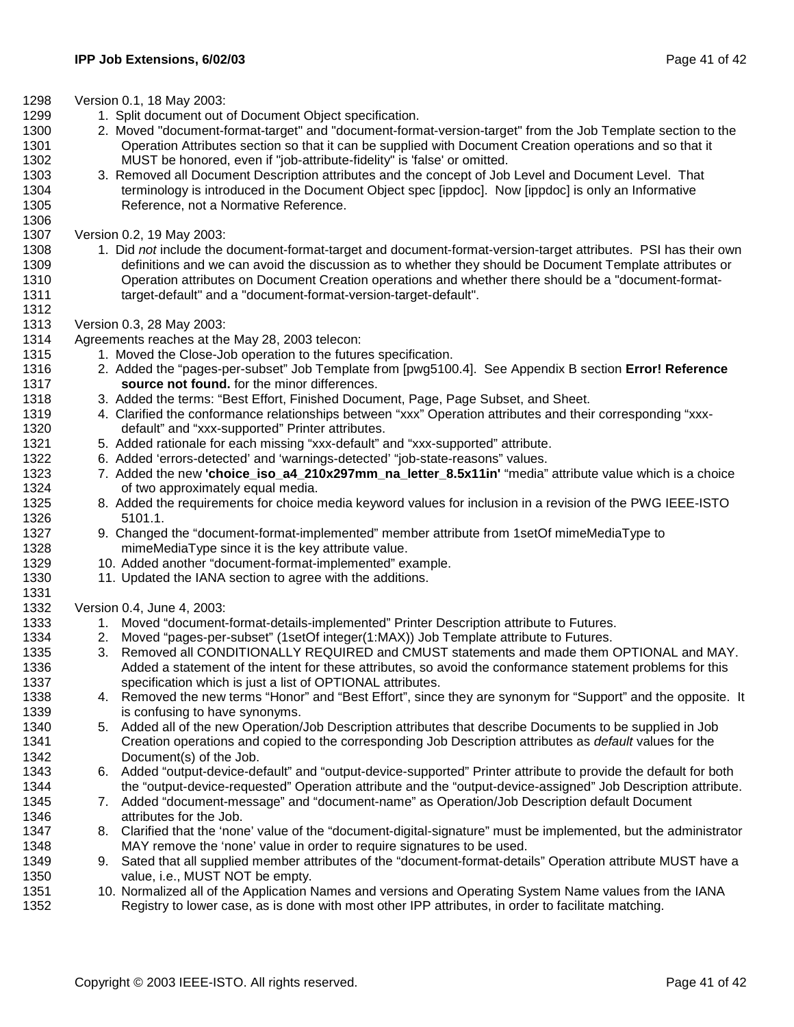Version 0.1, 18 May 2003:

1. Split document out of Document Object specification.
2. Moved "document-format-target" and "document-format-version-target" from the Job Template section to the Operation Attributes section so that it can be supplied with Document Creation operations and so that it MUST be honored, even if "job-attribute-fidelity" is 'false' or omitted.
3. Removed all Document Description attributes and the concept of Job Level and Document Level. That terminology is introduced in the Document Object spec [ippdoc]. Now [ippdoc] is only an Informative Reference, not a Normative Reference.

Version 0.2, 19 May 2003:

1. Did *not* include the document-format-target and document-format-version-target attributes. PSI has their own definitions and we can avoid the discussion as to whether they should be Document Template attributes or Operation attributes on Document Creation operations and whether there should be a "document-format-target-default" and a "document-format-version-target-default".

Version 0.3, 28 May 2003:

Agreements reaches at the May 28, 2003 telecon:

1. Moved the Close-Job operation to the futures specification.
2. Added the "pages-per-subset" Job Template from [pwg5100.4]. See Appendix B section **Error! Reference source not found.** for the minor differences.
3. Added the terms: "Best Effort, Finished Document, Page, Page Subset, and Sheet.
4. Clarified the conformance relationships between "xxx" Operation attributes and their corresponding "xxx-default" and "xxx-supported" Printer attributes.
5. Added rationale for each missing "xxx-default" and "xxx-supported" attribute.
6. Added 'errors-detected' and 'warnings-detected' "job-state-reasons" values.
7. Added the new **'choice_iso_a4_210x297mm_na_letter_8.5x11in'** "media" attribute value which is a choice of two approximately equal media.
8. Added the requirements for choice media keyword values for inclusion in a revision of the PWG IEEE-ISTO 5101.1.
9. Changed the "document-format-implemented" member attribute from 1setOf mimeMediaType to mimeMediaType since it is the key attribute value.
10. Added another "document-format-implemented" example.
11. Updated the IANA section to agree with the additions.

Version 0.4, June 4, 2003:

1. Moved "document-format-details-implemented" Printer Description attribute to Futures.
2. Moved "pages-per-subset" (1setOf integer(1:MAX)) Job Template attribute to Futures.
3. Removed all CONDITIONALLY REQUIRED and CMUST statements and made them OPTIONAL and MAY. Added a statement of the intent for these attributes, so avoid the conformance statement problems for this specification which is just a list of OPTIONAL attributes.
4. Removed the new terms "Honor" and "Best Effort", since they are synonym for "Support" and the opposite. It is confusing to have synonyms.
5. Added all of the new Operation/Job Description attributes that describe Documents to be supplied in Job Creation operations and copied to the corresponding Job Description attributes as *default* values for the Document(s) of the Job.
6. Added "output-device-default" and "output-device-supported" Printer attribute to provide the default for both the "output-device-requested" Operation attribute and the "output-device-assigned" Job Description attribute.
7. Added "document-message" and "document-name" as Operation/Job Description default Document attributes for the Job.
8. Clarified that the 'none' value of the "document-digital-signature" must be implemented, but the administrator MAY remove the 'none' value in order to require signatures to be used.
9. Sated that all supplied member attributes of the "document-format-details" Operation attribute MUST have a value, i.e., MUST NOT be empty.
10. Normalized all of the Application Names and versions and Operating System Name values from the IANA Registry to lower case, as is done with most other IPP attributes, in order to facilitate matching.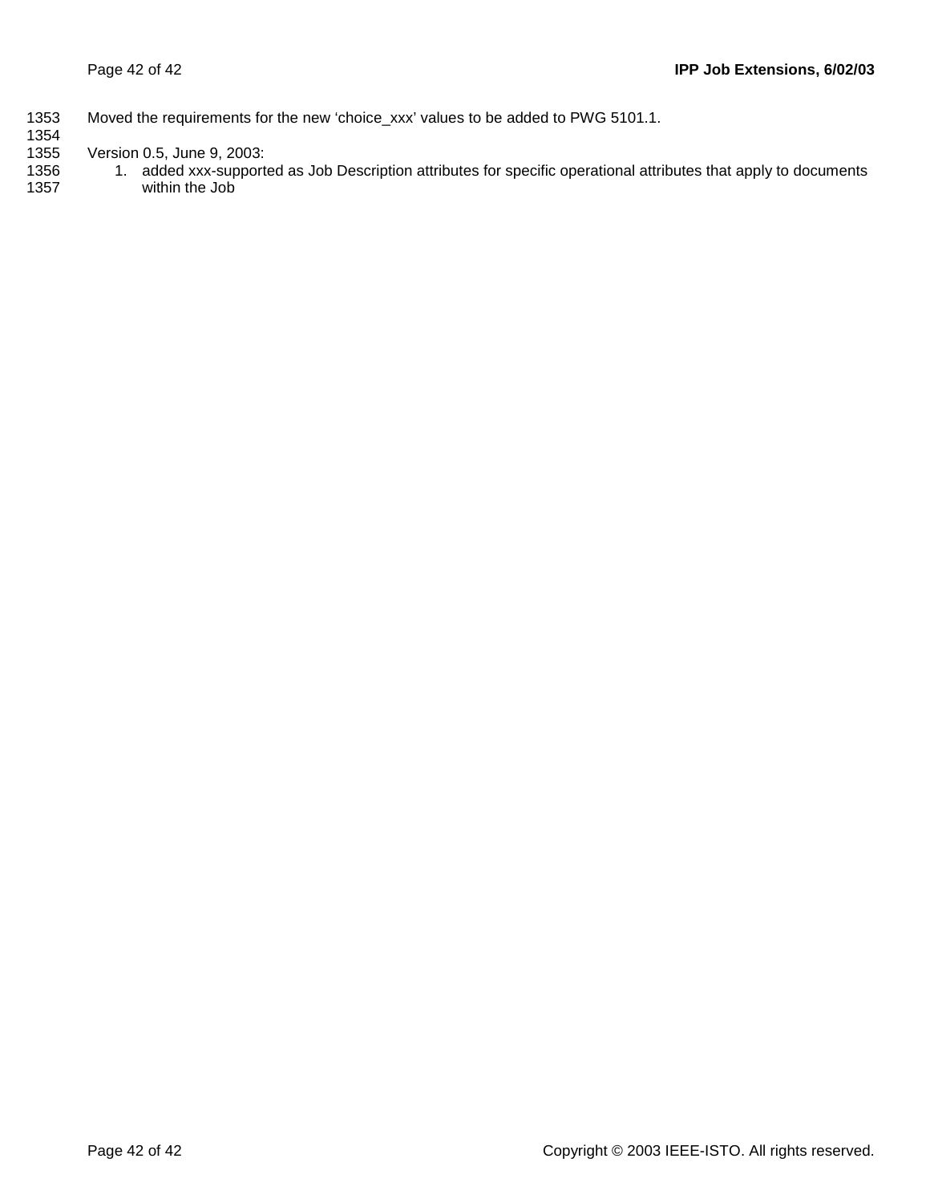Moved the requirements for the new ‘choice_xxx’ values to be added to PWG 5101.1.

Version 0.5, June 9, 2003:

1. added xxx-supported as Job Description attributes for specific operational attributes that apply to documents within the Job